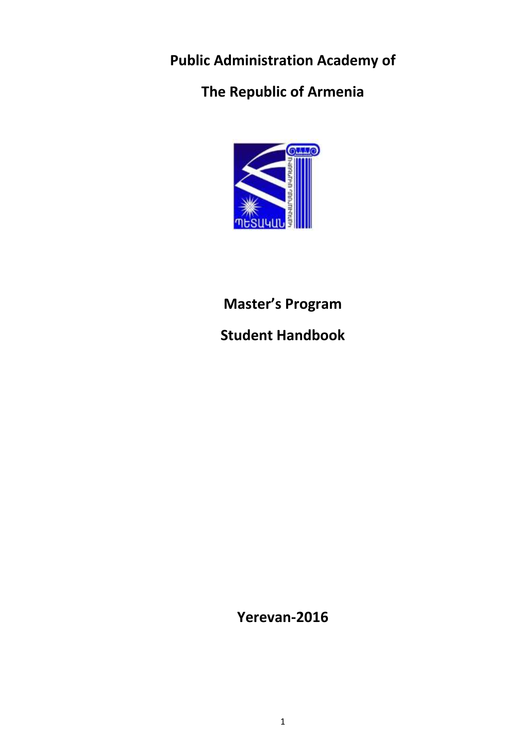# Public Administration Academy of

# The Republic of Armenia

## Master's Program

## Student Handbook

**Yerevan-2016**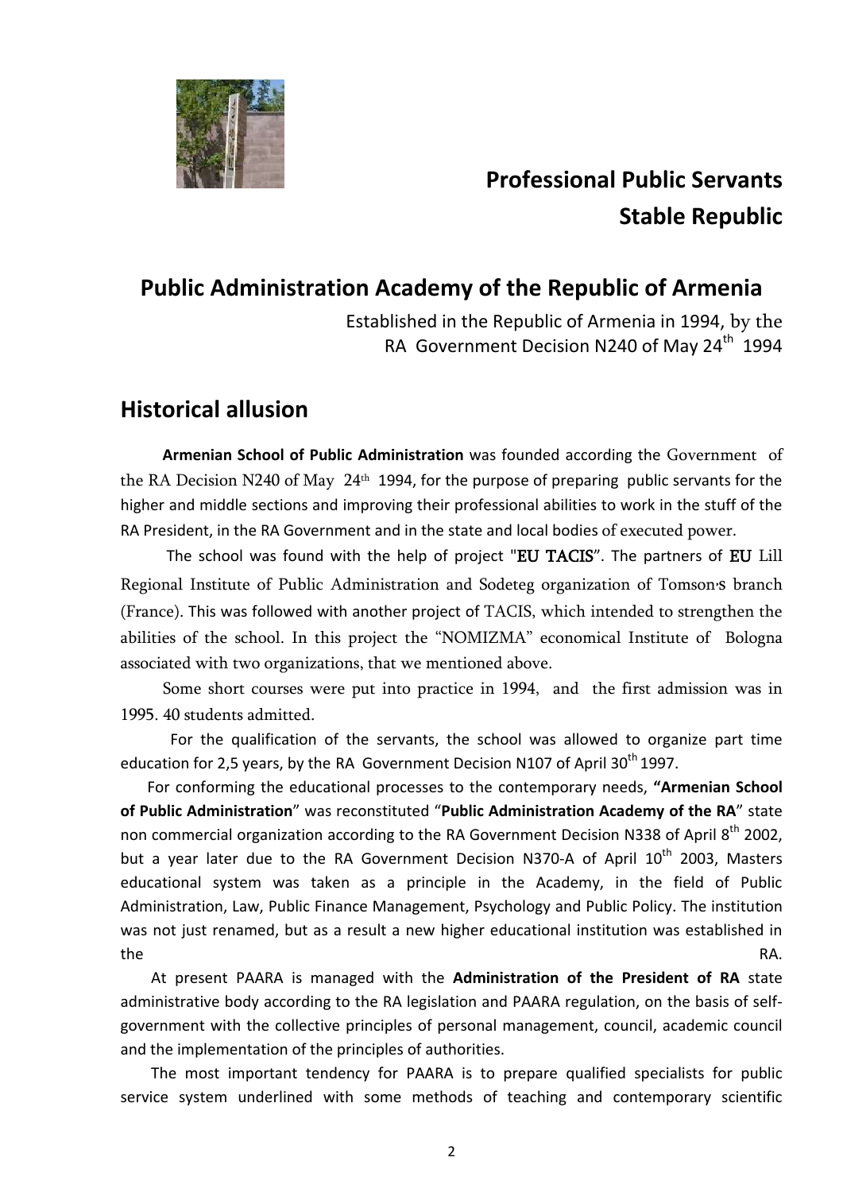**Professional Public Servants**
**Stable Republic**

# Public Administration Academy of the Republic of Armenia

Established in the Republic of Armenia in 1994, by the RA Government Decision N240 of May 24th 1994

## Historical allusion

**Armenian School of Public Administration** was founded according the Government of the RA Decision N240 of May 24th 1994, for the purpose of preparing public servants for the higher and middle sections and improving their professional abilities to work in the stuff of the RA President, in the RA Government and in the state and local bodies of executed power.

The school was found with the help of project "EU TACIS". The partners of EU Lill Regional Institute of Public Administration and Sodeteg organization of Tomson's branch (France). This was followed with another project of TACIS, which intended to strengthen the abilities of the school. In this project the "NOMIZMA" economical Institute of Bologna associated with two organizations, that we mentioned above.

Some short courses were put into practice in 1994, and the first admission was in 1995. 40 students admitted.

For the qualification of the servants, the school was allowed to organize part time education for 2,5 years, by the RA Government Decision N107 of April 30th 1997.

For conforming the educational processes to the contemporary needs, **"Armenian School of Public Administration**" was reconstituted "**Public Administration Academy of the RA**" state non commercial organization according to the RA Government Decision N338 of April 8th 2002, but a year later due to the RA Government Decision N370-A of April 10th 2003, Masters educational system was taken as a principle in the Academy, in the field of Public Administration, Law, Public Finance Management, Psychology and Public Policy. The institution was not just renamed, but as a result a new higher educational institution was established in the RA.

At present PAARA is managed with the **Administration of the President of RA** state administrative body according to the RA legislation and PAARA regulation, on the basis of self-government with the collective principles of personal management, council, academic council and the implementation of the principles of authorities.

The most important tendency for PAARA is to prepare qualified specialists for public service system underlined with some methods of teaching and contemporary scientific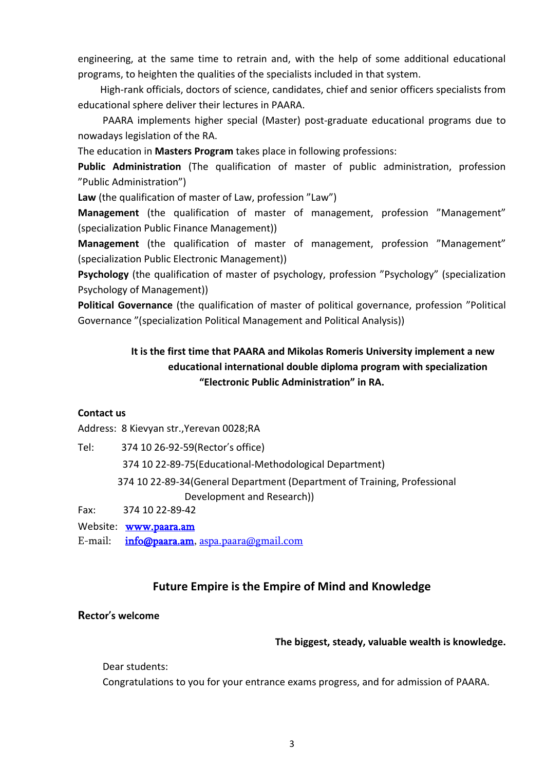engineering, at the same time to retrain and, with the help of some additional educational programs, to heighten the qualities of the specialists included in that system.

High-rank officials, doctors of science, candidates, chief and senior officers specialists from educational sphere deliver their lectures in PAARA.

PAARA implements higher special (Master) post-graduate educational programs due to nowadays legislation of the RA.

The education in **Masters Program** takes place in following professions:

**Public Administration** (The qualification of master of public administration, profession ”Public Administration”)

**Law** (the qualification of master of Law, profession ”Law”)

**Management** (the qualification of master of management, profession ”Management” (specialization Public Finance Management))

**Management** (the qualification of master of management, profession ”Management” (specialization Public Electronic Management))

**Psychology** (the qualification of master of psychology, profession ”Psychology” (specialization Psychology of Management))

**Political Governance** (the qualification of master of political governance, profession ”Political Governance ”(specialization Political Management and Political Analysis))

**It is the first time that PAARA and Mikolas Romeris University implement a new educational international double diploma program with specialization “Electronic Public Administration” in RA.**

**Contact us**

Address: 8 Kievyan str.,Yerevan 0028;RA

Tel: 374 10 26-92-59(Rector’s office)

374 10 22-89-75(Educational-Methodological Department)

374 10 22-89-34(General Department (Department of Training, Professional Development and Research))

Fax: 374 10 22-89-42

Website: www.paara.am

E-mail: info@paara.am, aspa.paara@gmail.com

## Future Empire is the Empire of Mind and Knowledge

**Rector’s welcome**

**The biggest, steady, valuable wealth is knowledge.**

Dear students:

Congratulations to you for your entrance exams progress, and for admission of PAARA.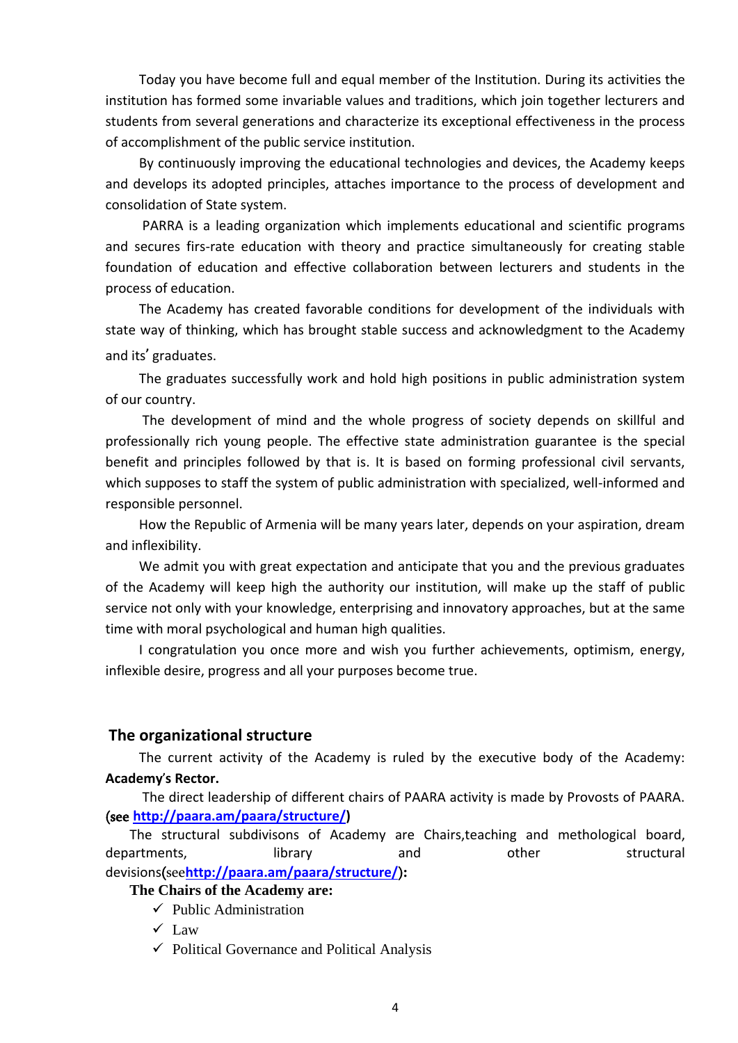Today you have become full and equal member of the Institution. During its activities the institution has formed some invariable values and traditions, which join together lecturers and students from several generations and characterize its exceptional effectiveness in the process of accomplishment of the public service institution.

By continuously improving the educational technologies and devices, the Academy keeps and develops its adopted principles, attaches importance to the process of development and consolidation of State system.

PARRA is a leading organization which implements educational and scientific programs and secures firs-rate education with theory and practice simultaneously for creating stable foundation of education and effective collaboration between lecturers and students in the process of education.

The Academy has created favorable conditions for development of the individuals with state way of thinking, which has brought stable success and acknowledgment to the Academy and its' graduates.

The graduates successfully work and hold high positions in public administration system of our country.

The development of mind and the whole progress of society depends on skillful and professionally rich young people. The effective state administration guarantee is the special benefit and principles followed by that is. It is based on forming professional civil servants, which supposes to staff the system of public administration with specialized, well-informed and responsible personnel.

How the Republic of Armenia will be many years later, depends on your aspiration, dream and inflexibility.

We admit you with great expectation and anticipate that you and the previous graduates of the Academy will keep high the authority our institution, will make up the staff of public service not only with your knowledge, enterprising and innovatory approaches, but at the same time with moral psychological and human high qualities.

I congratulation you once more and wish you further achievements, optimism, energy, inflexible desire, progress and all your purposes become true.

## The organizational structure

The current activity of the Academy is ruled by the executive body of the Academy: **Academy's Rector.**

The direct leadership of different chairs of PAARA activity is made by Provosts of PAARA. (see **http://paara.am/paara/structure/**)

The structural subdivisons of Academy are Chairs,teaching and methological board, departments, library and other structural devisions(see**http://paara.am/paara/structure/**):

**The Chairs of the Academy are:**

- ✓ Public Administration
- ✓ Law
- ✓ Political Governance and Political Analysis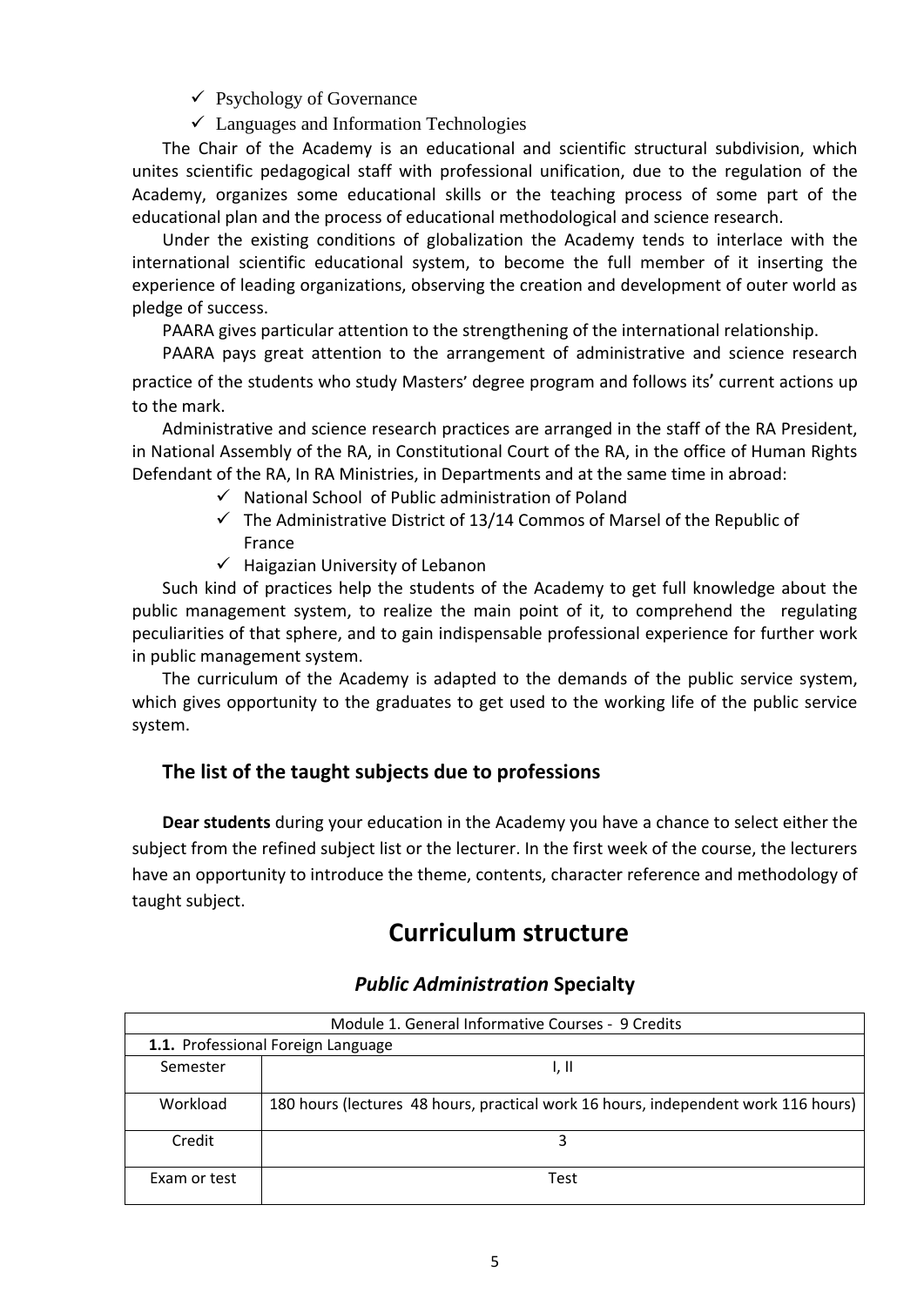- ✓ Psychology of Governance
- ✓ Languages and Information Technologies

The Chair of the Academy is an educational and scientific structural subdivision, which unites scientific pedagogical staff with professional unification, due to the regulation of the Academy, organizes some educational skills or the teaching process of some part of the educational plan and the process of educational methodological and science research.

Under the existing conditions of globalization the Academy tends to interlace with the international scientific educational system, to become the full member of it inserting the experience of leading organizations, observing the creation and development of outer world as pledge of success.

PAARA gives particular attention to the strengthening of the international relationship.

PAARA pays great attention to the arrangement of administrative and science research practice of the students who study Masters' degree program and follows its' current actions up to the mark.

Administrative and science research practices are arranged in the staff of the RA President, in National Assembly of the RA, in Constitutional Court of the RA, in the office of Human Rights Defendant of the RA, In RA Ministries, in Departments and at the same time in abroad:

- ✓ National School of Public administration of Poland
- ✓ The Administrative District of 13/14 Commos of Marsel of the Republic of France
- ✓ Haigazian University of Lebanon

Such kind of practices help the students of the Academy to get full knowledge about the public management system, to realize the main point of it, to comprehend the regulating peculiarities of that sphere, and to gain indispensable professional experience for further work in public management system.

The curriculum of the Academy is adapted to the demands of the public service system, which gives opportunity to the graduates to get used to the working life of the public service system.

### The list of the taught subjects due to professions

**Dear students** during your education in the Academy you have a chance to select either the subject from the refined subject list or the lecturer. In the first week of the course, the lecturers have an opportunity to introduce the theme, contents, character reference and methodology of taught subject.

# Curriculum structure

## *Public Administration* Specialty

| Module 1. General Informative Courses - 9 Credits | |
|---|---|
| **1.1.** Professional Foreign Language | |
| Semester | I, II |
| Workload | 180 hours (lectures 48 hours, practical work 16 hours, independent work 116 hours) |
| Credit | 3 |
| Exam or test | Test |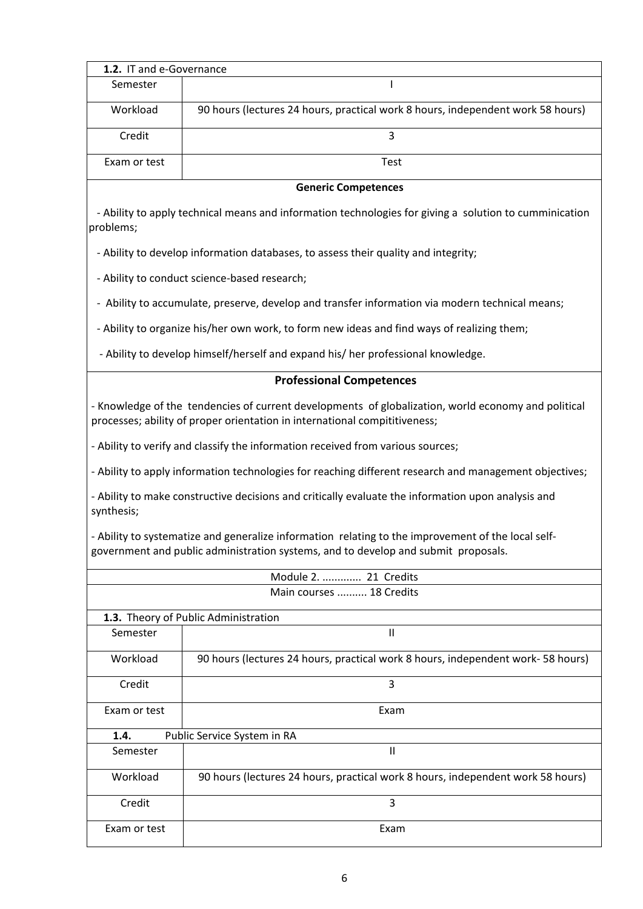| **1.2.** IT and e-Governance | |
|---|---|
| Semester | I |
| Workload | 90 hours (lectures 24 hours, practical work 8 hours, independent work 58 hours) |
| Credit | 3 |
| Exam or test | Test |

**Generic Competences**

- Ability to apply technical means and information technologies for giving a solution to cumminication problems;
- Ability to develop information databases, to assess their quality and integrity;
- Ability to conduct science-based research;
- Ability to accumulate, preserve, develop and transfer information via modern technical means;
- Ability to organize his/her own work, to form new ideas and find ways of realizing them;
- Ability to develop himself/herself and expand his/ her professional knowledge.

**Professional Competences**

- Knowledge of the tendencies of current developments of globalization, world economy and political processes; ability of proper orientation in international compititiveness;
- Ability to verify and classify the information received from various sources;
- Ability to apply information technologies for reaching different research and management objectives;
- Ability to make constructive decisions and critically evaluate the information upon analysis and synthesis;
- Ability to systematize and generalize information relating to the improvement of the local self-government and public administration systems, and to develop and submit proposals.

Module 2. ............ 21 Credits

Main courses .......... 18 Credits

| **1.3.** Theory of Public Administration | |
|---|---|
| Semester | II |
| Workload | 90 hours (lectures 24 hours, practical work 8 hours, independent work- 58 hours) |
| Credit | 3 |
| Exam or test | Exam |

| **1.4.** Public Service System in RA | |
|---|---|
| Semester | II |
| Workload | 90 hours (lectures 24 hours, practical work 8 hours, independent work 58 hours) |
| Credit | 3 |
| Exam or test | Exam |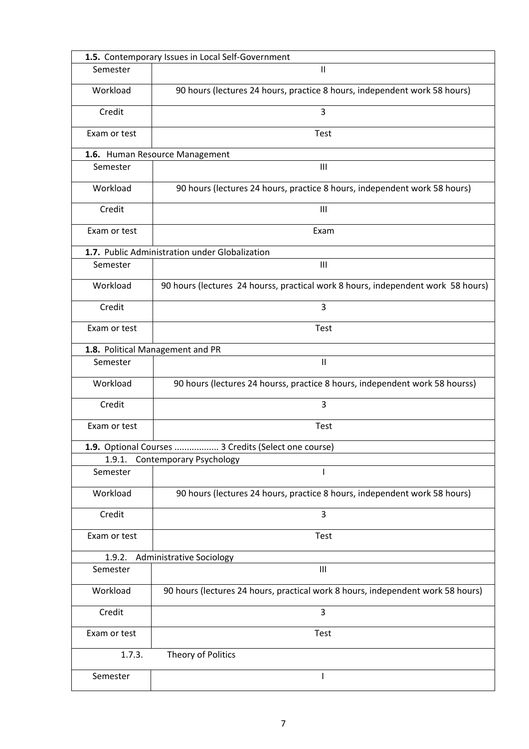| **1.5.** Contemporary Issues in Local Self-Government | |
|---|---|
| Semester | II |
| Workload | 90 hours (lectures 24 hours, practice 8 hours, independent work 58 hours) |
| Credit | 3 |
| Exam or test | Test |
| **1.6.** Human Resource Management | |
| Semester | III |
| Workload | 90 hours (lectures 24 hours, practice 8 hours, independent work 58 hours) |
| Credit | III |
| Exam or test | Exam |
| **1.7.** Public Administration under Globalization | |
| Semester | III |
| Workload | 90 hours (lectures 24 hourss, practical work 8 hours, independent work 58 hours) |
| Credit | 3 |
| Exam or test | Test |
| **1.8.** Political Management and PR | |
| Semester | II |
| Workload | 90 hours (lectures 24 hourss, practice 8 hours, independent work 58 hourss) |
| Credit | 3 |
| Exam or test | Test |
| **1.9.** Optional Courses ................. 3 Credits (Select one course) | |
| 1.9.1. Contemporary Psychology | |
| Semester | I |
| Workload | 90 hours (lectures 24 hours, practice 8 hours, independent work 58 hours) |
| Credit | 3 |
| Exam or test | Test |
| 1.9.2. Administrative Sociology | |
| Semester | III |
| Workload | 90 hours (lectures 24 hours, practical work 8 hours, independent work 58 hours) |
| Credit | 3 |
| Exam or test | Test |
| 1.7.3. | Theory of Politics |
| Semester | I |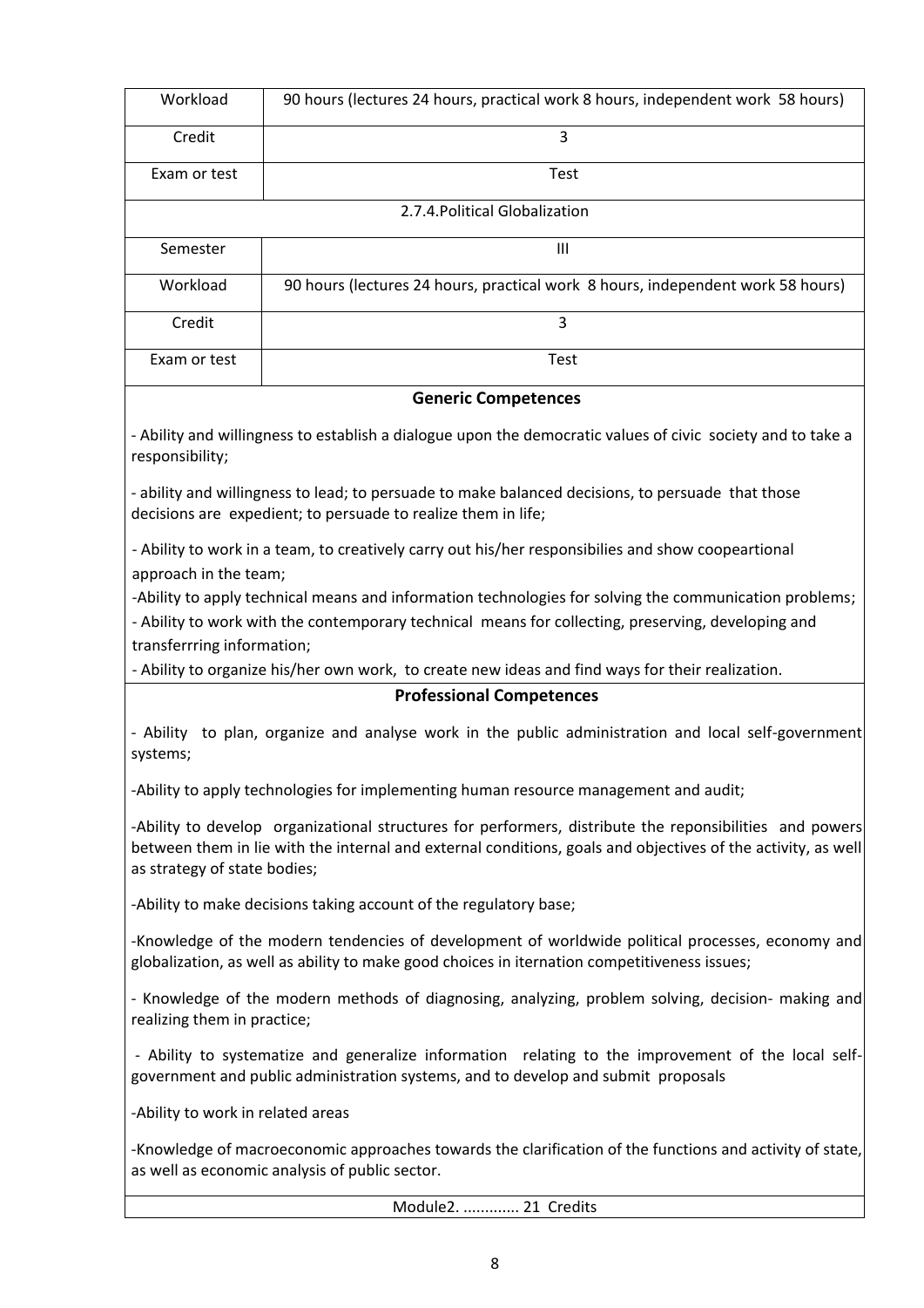| Workload | 90 hours (lectures 24 hours, practical work 8 hours, independent work 58 hours) |
|---|---|
| Credit | 3 |
| Exam or test | Test |
| 2.7.4.Political Globalization | |
| Semester | III |
| Workload | 90 hours (lectures 24 hours, practical work 8 hours, independent work 58 hours) |
| Credit | 3 |
| Exam or test | Test |

**Generic Competences**

- Ability and willingness to establish a dialogue upon the democratic values of civic society and to take a responsibility;

- ability and willingness to lead; to persuade to make balanced decisions, to persuade that those decisions are expedient; to persuade to realize them in life;

- Ability to work in a team, to creatively carry out his/her responsibilies and show coopeartional approach in the team;
-Ability to apply technical means and information technologies for solving the communication problems;
- Ability to work with the contemporary technical means for collecting, preserving, developing and transferrring information;
- Ability to organize his/her own work, to create new ideas and find ways for their realization.

**Professional Competences**

- Ability to plan, organize and analyse work in the public administration and local self-government systems;

-Ability to apply technologies for implementing human resource management and audit;

-Ability to develop organizational structures for performers, distribute the reponsibilities and powers between them in lie with the internal and external conditions, goals and objectives of the activity, as well as strategy of state bodies;

-Ability to make decisions taking account of the regulatory base;

-Knowledge of the modern tendencies of development of worldwide political processes, economy and globalization, as well as ability to make good choices in iternation competitiveness issues;

- Knowledge of the modern methods of diagnosing, analyzing, problem solving, decision- making and realizing them in practice;

- Ability to systematize and generalize information relating to the improvement of the local self-government and public administration systems, and to develop and submit proposals

-Ability to work in related areas

-Knowledge of macroeconomic approaches towards the clarification of the functions and activity of state, as well as economic analysis of public sector.

Module2. ............. 21 Credits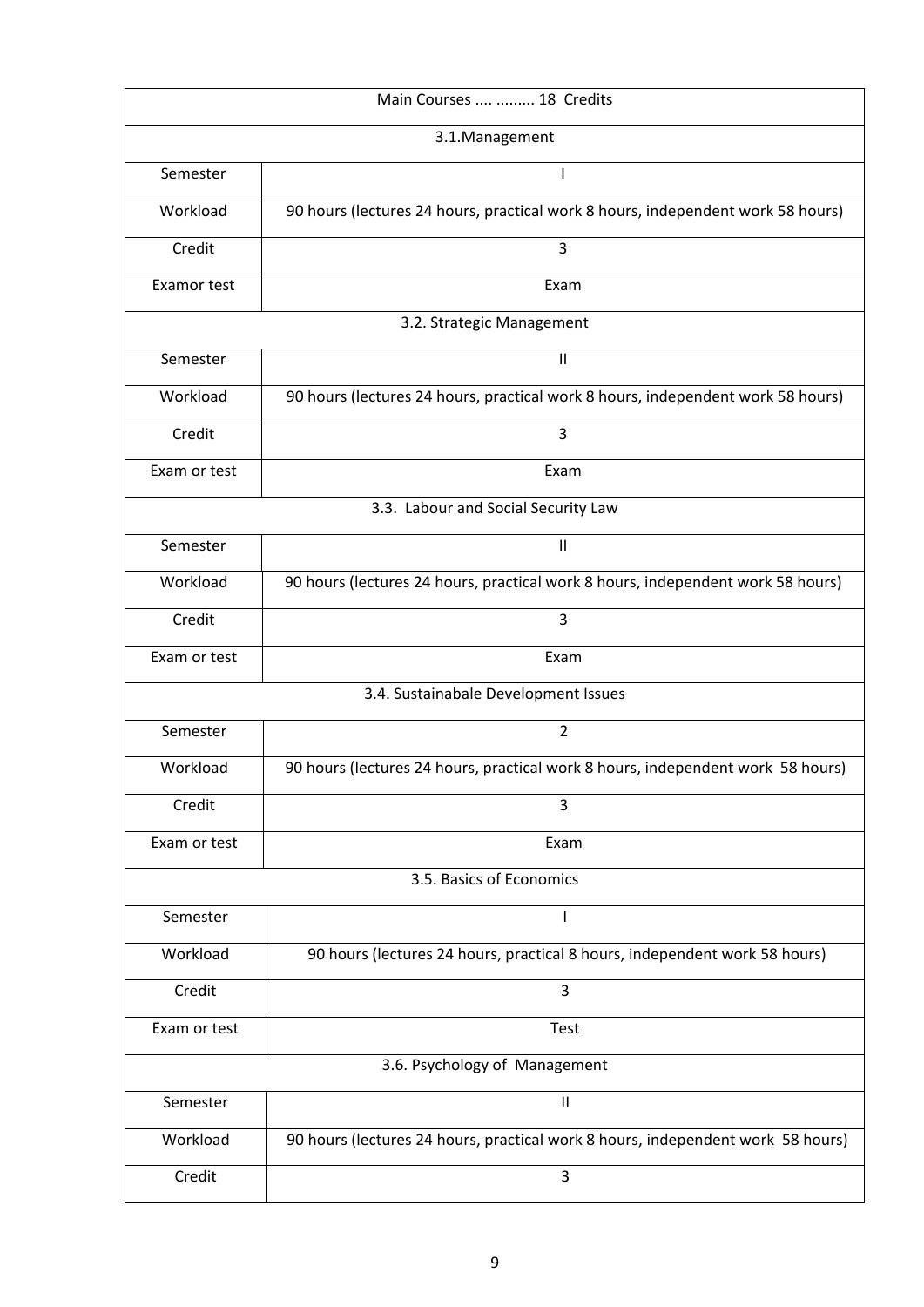| Main Courses .... ......... 18 Credits | |
|---|---|
| 3.1.Management | |
| Semester | I |
| Workload | 90 hours (lectures 24 hours, practical work 8 hours, independent work 58 hours) |
| Credit | 3 |
| Examor test | Exam |
| 3.2. Strategic Management | |
| Semester | II |
| Workload | 90 hours (lectures 24 hours, practical work 8 hours, independent work 58 hours) |
| Credit | 3 |
| Exam or test | Exam |
| 3.3. Labour and Social Security Law | |
| Semester | II |
| Workload | 90 hours (lectures 24 hours, practical work 8 hours, independent work 58 hours) |
| Credit | 3 |
| Exam or test | Exam |
| 3.4. Sustainabale Development Issues | |
| Semester | 2 |
| Workload | 90 hours (lectures 24 hours, practical work 8 hours, independent work 58 hours) |
| Credit | 3 |
| Exam or test | Exam |
| 3.5. Basics of Economics | |
| Semester | I |
| Workload | 90 hours (lectures 24 hours, practical 8 hours, independent work 58 hours) |
| Credit | 3 |
| Exam or test | Test |
| 3.6. Psychology of Management | |
| Semester | II |
| Workload | 90 hours (lectures 24 hours, practical work 8 hours, independent work 58 hours) |
| Credit | 3 |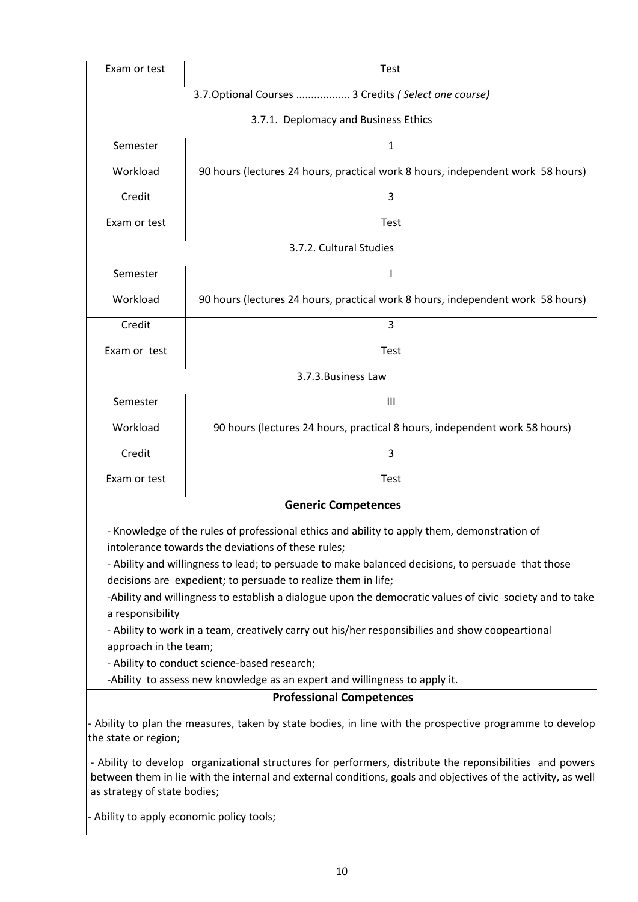| Exam or test | Test |
|---|---|
| 3.7.Optional Courses ................. 3 Credits *( Select one course)* | |
| 3.7.1. Deplomacy and Business Ethics | |
| Semester | 1 |
| Workload | 90 hours (lectures 24 hours, practical work 8 hours, independent work 58 hours) |
| Credit | 3 |
| Exam or test | Test |
| 3.7.2. Cultural Studies | |
| Semester | I |
| Workload | 90 hours (lectures 24 hours, practical work 8 hours, independent work 58 hours) |
| Credit | 3 |
| Exam or test | Test |
| 3.7.3.Business Law | |
| Semester | III |
| Workload | 90 hours (lectures 24 hours, practical 8 hours, independent work 58 hours) |
| Credit | 3 |
| Exam or test | Test |

**Generic Competences**

- Knowledge of the rules of professional ethics and ability to apply them, demonstration of intolerance towards the deviations of these rules;
- Ability and willingness to lead; to persuade to make balanced decisions, to persuade that those decisions are expedient; to persuade to realize them in life;
- Ability and willingness to establish a dialogue upon the democratic values of civic society and to take a responsibility
- Ability to work in a team, creatively carry out his/her responsibilies and show coopeartional approach in the team;
- Ability to conduct science-based research;
- Ability to assess new knowledge as an expert and willingness to apply it.

**Professional Competences**

- Ability to plan the measures, taken by state bodies, in line with the prospective programme to develop the state or region;
- Ability to develop organizational structures for performers, distribute the reponsibilities and powers between them in lie with the internal and external conditions, goals and objectives of the activity, as well as strategy of state bodies;
- Ability to apply economic policy tools;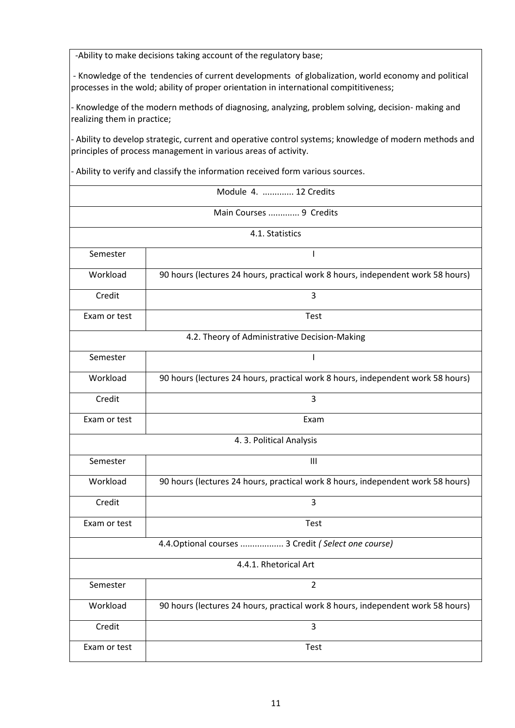| -Ability to make decisions taking account of the regulatory base;<br><br>- Knowledge of the tendencies of current developments of globalization, world economy and political processes in the wold; ability of proper orientation in international compititiveness;<br><br>- Knowledge of the modern methods of diagnosing, analyzing, problem solving, decision- making and realizing them in practice;<br><br>- Ability to develop strategic, current and operative control systems; knowledge of modern methods and principles of process management in various areas of activity.<br><br>- Ability to verify and classify the information received form various sources. | |
|---|---|
| Module 4. ............ 12 Credits | |
| Main Courses ............ 9 Credits | |
| 4.1. Statistics | |
| Semester | I |
| Workload | 90 hours (lectures 24 hours, practical work 8 hours, independent work 58 hours) |
| Credit | 3 |
| Exam or test | Test |
| 4.2. Theory of Administrative Decision-Making | |
| Semester | I |
| Workload | 90 hours (lectures 24 hours, practical work 8 hours, independent work 58 hours) |
| Credit | 3 |
| Exam or test | Exam |
| 4. 3. Political Analysis | |
| Semester | III |
| Workload | 90 hours (lectures 24 hours, practical work 8 hours, independent work 58 hours) |
| Credit | 3 |
| Exam or test | Test |
| 4.4.Optional courses ................. 3 Credit *( Select one course)* | |
| 4.4.1. Rhetorical Art | |
| Semester | 2 |
| Workload | 90 hours (lectures 24 hours, practical work 8 hours, independent work 58 hours) |
| Credit | 3 |
| Exam or test | Test |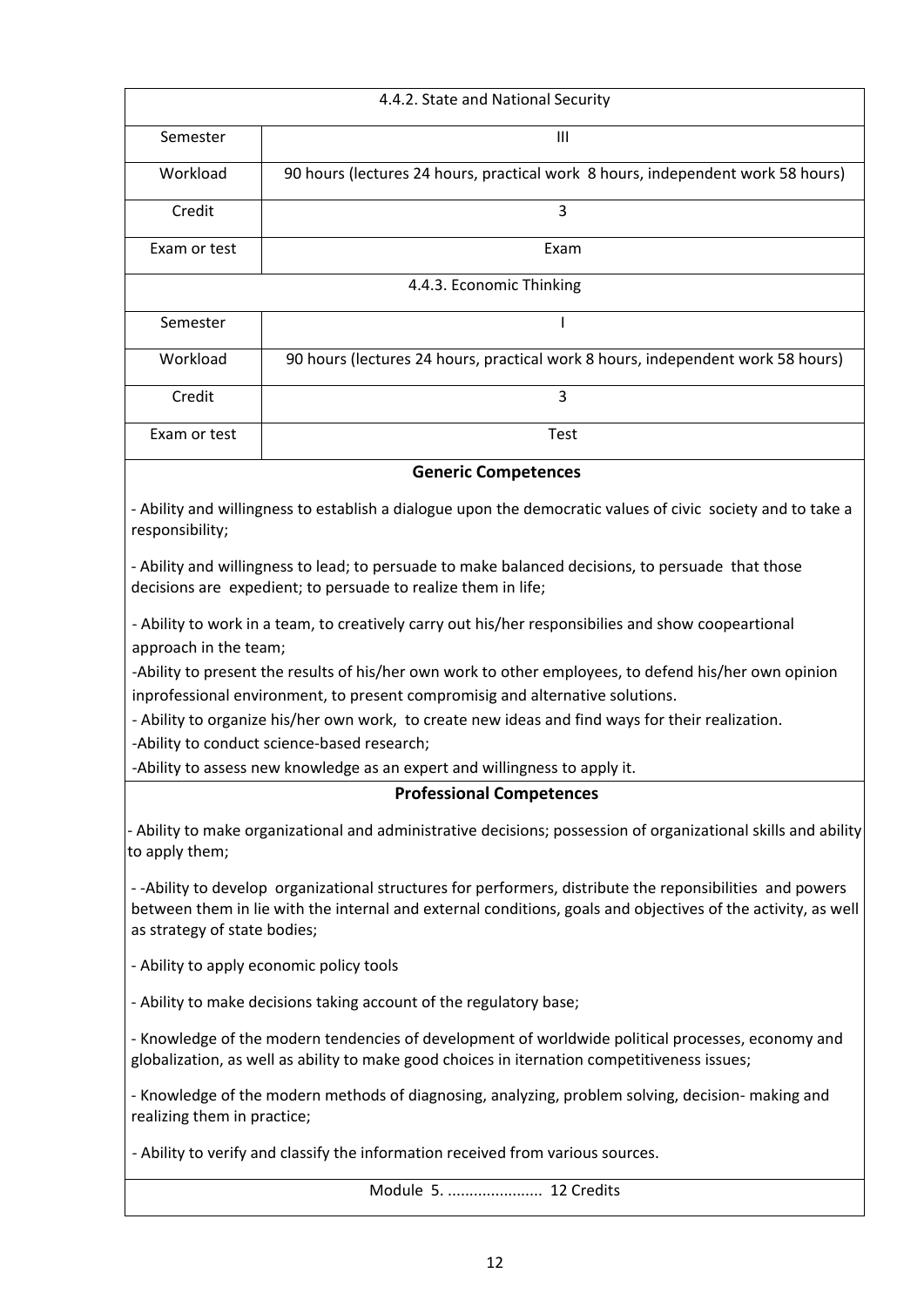| 4.4.2. State and National Security | |
|---|---|
| Semester | III |
| Workload | 90 hours (lectures 24 hours, practical work  8 hours, independent work 58 hours) |
| Credit | 3 |
| Exam or test | Exam |

| 4.4.3. Economic Thinking | |
|---|---|
| Semester | I |
| Workload | 90 hours (lectures 24 hours, practical work 8 hours, independent work 58 hours) |
| Credit | 3 |
| Exam or test | Test |

**Generic Competences**

- Ability and willingness to establish a dialogue upon the democratic values of civic  society and to take a responsibility;

- Ability and willingness to lead; to persuade to make balanced decisions, to persuade  that those decisions are  expedient; to persuade to realize them in life;

- Ability to work in a team, to creatively carry out his/her responsibilies and show coopeartional approach in the team;

-Ability to present the results of his/her own work to other employees, to defend his/her own opinion inprofessional environment, to present compromisig and alternative solutions.

- Ability to organize his/her own work,  to create new ideas and find ways for their realization.

-Ability to conduct science-based research;

-Ability to assess new knowledge as an expert and willingness to apply it.

**Professional Competences**

- Ability to make organizational and administrative decisions; possession of organizational skills and ability to apply them;

- -Ability to develop  organizational structures for performers, distribute the reponsibilities  and powers between them in lie with the internal and external conditions, goals and objectives of the activity, as well as strategy of state bodies;

- Ability to apply economic policy tools

- Ability to make decisions taking account of the regulatory base;

- Knowledge of the modern tendencies of development of worldwide political processes, economy and globalization, as well as ability to make good choices in iternation competitiveness issues;

- Knowledge of the modern methods of diagnosing, analyzing, problem solving, decision- making and realizing them in practice;

- Ability to verify and classify the information received from various sources.

Module  5. ...................... 12 Credits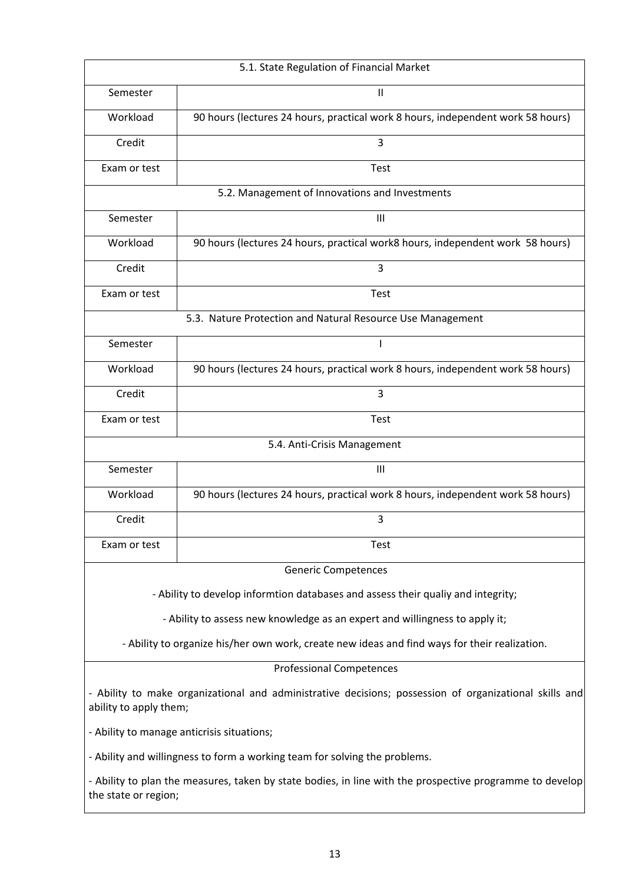| 5.1. State Regulation of Financial Market | |
|---|---|
| Semester | II |
| Workload | 90 hours (lectures 24 hours, practical work 8 hours, independent work 58 hours) |
| Credit | 3 |
| Exam or test | Test |
| **5.2. Management of Innovations and Investments** | |
| Semester | III |
| Workload | 90 hours (lectures 24 hours, practical work8 hours, independent work 58 hours) |
| Credit | 3 |
| Exam or test | Test |
| **5.3. Nature Protection and Natural Resource Use Management** | |
| Semester | I |
| Workload | 90 hours (lectures 24 hours, practical work 8 hours, independent work 58 hours) |
| Credit | 3 |
| Exam or test | Test |
| **5.4. Anti-Crisis Management** | |
| Semester | III |
| Workload | 90 hours (lectures 24 hours, practical work 8 hours, independent work 58 hours) |
| Credit | 3 |
| Exam or test | Test |

**Generic Competences**

- Ability to develop informtion databases and assess their qualiy and integrity;
- Ability to assess new knowledge as an expert and willingness to apply it;
- Ability to organize his/her own work, create new ideas and find ways for their realization.

**Professional Competences**

- Ability to make organizational and administrative decisions; possession of organizational skills and ability to apply them;
- Ability to manage anticrisis situations;
- Ability and willingness to form a working team for solving the problems.
- Ability to plan the measures, taken by state bodies, in line with the prospective programme to develop the state or region;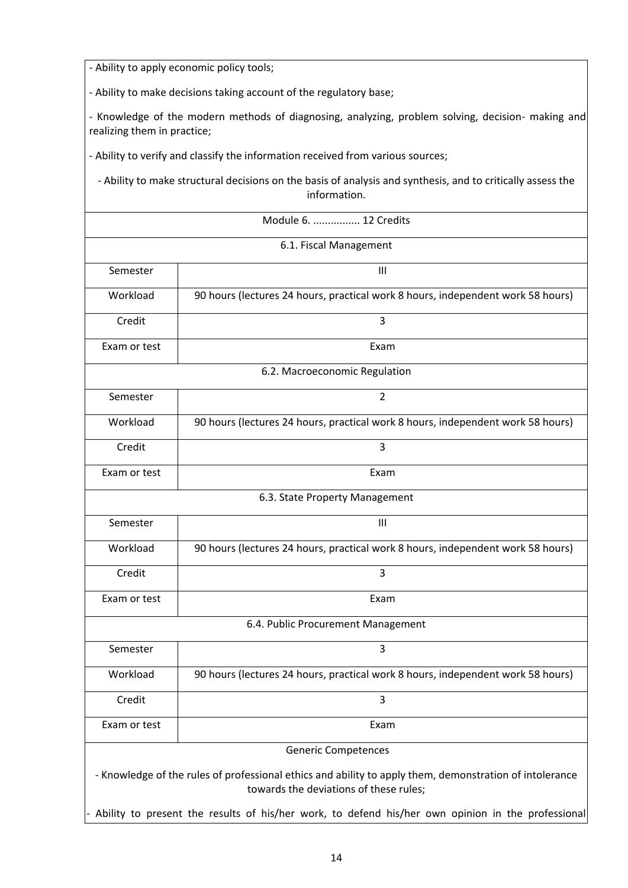- Ability to apply economic policy tools;

- Ability to make decisions taking account of the regulatory base;

- Knowledge of the modern methods of diagnosing, analyzing, problem solving, decision- making and realizing them in practice;

- Ability to verify and classify the information received from various sources;

- Ability to make structural decisions on the basis of analysis and synthesis, and to critically assess the information.

| Module 6. ................ 12 Credits | |
|---|---|
| 6.1. Fiscal Management | |
| Semester | III |
| Workload | 90 hours (lectures 24 hours, practical work 8 hours, independent work 58 hours) |
| Credit | 3 |
| Exam or test | Exam |
| 6.2. Macroeconomic Regulation | |
| Semester | 2 |
| Workload | 90 hours (lectures 24 hours, practical work 8 hours, independent work 58 hours) |
| Credit | 3 |
| Exam or test | Exam |
| 6.3. State Property Management | |
| Semester | III |
| Workload | 90 hours (lectures 24 hours, practical work 8 hours, independent work 58 hours) |
| Credit | 3 |
| Exam or test | Exam |
| 6.4. Public Procurement Management | |
| Semester | 3 |
| Workload | 90 hours (lectures 24 hours, practical work 8 hours, independent work 58 hours) |
| Credit | 3 |
| Exam or test | Exam |

Generic Competences

- Knowledge of the rules of professional ethics and ability to apply them, demonstration of intolerance towards the deviations of these rules;

- Ability to present the results of his/her work, to defend his/her own opinion in the professional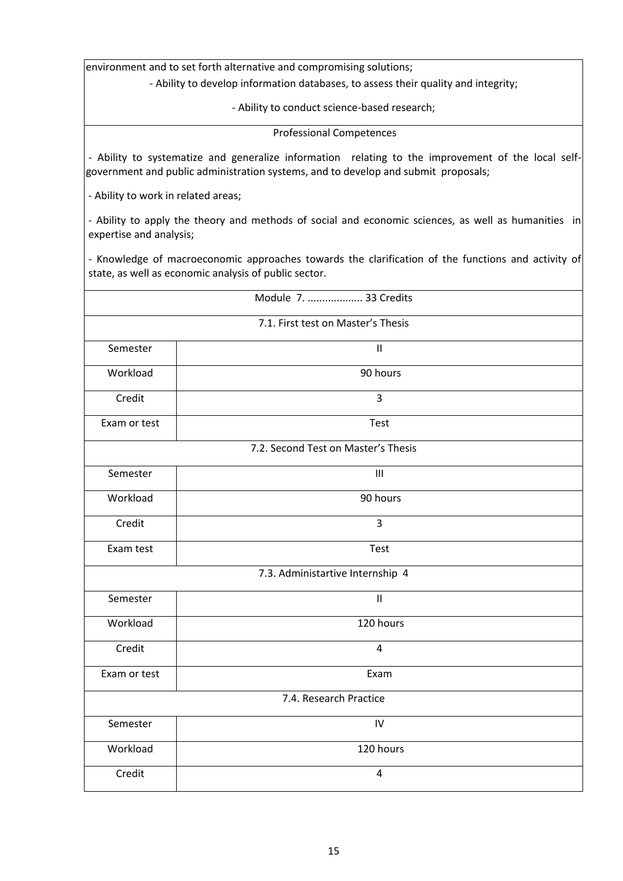environment and to set forth alternative and compromising solutions;

- Ability to develop information databases, to assess their quality and integrity;
- Ability to conduct science-based research;

Professional Competences

- Ability to systematize and generalize information relating to the improvement of the local self-government and public administration systems, and to develop and submit proposals;
- Ability to work in related areas;
- Ability to apply the theory and methods of social and economic sciences, as well as humanities in expertise and analysis;
- Knowledge of macroeconomic approaches towards the clarification of the functions and activity of state, as well as economic analysis of public sector.

| Module 7. .................. 33 Credits | |
|---|---|
| 7.1. First test on Master's Thesis | |
| Semester | II |
| Workload | 90 hours |
| Credit | 3 |
| Exam or test | Test |
| 7.2. Second Test on Master's Thesis | |
| Semester | III |
| Workload | 90 hours |
| Credit | 3 |
| Exam test | Test |
| 7.3. Administartive Internship 4 | |
| Semester | II |
| Workload | 120 hours |
| Credit | 4 |
| Exam or test | Exam |
| 7.4. Research Practice | |
| Semester | IV |
| Workload | 120 hours |
| Credit | 4 |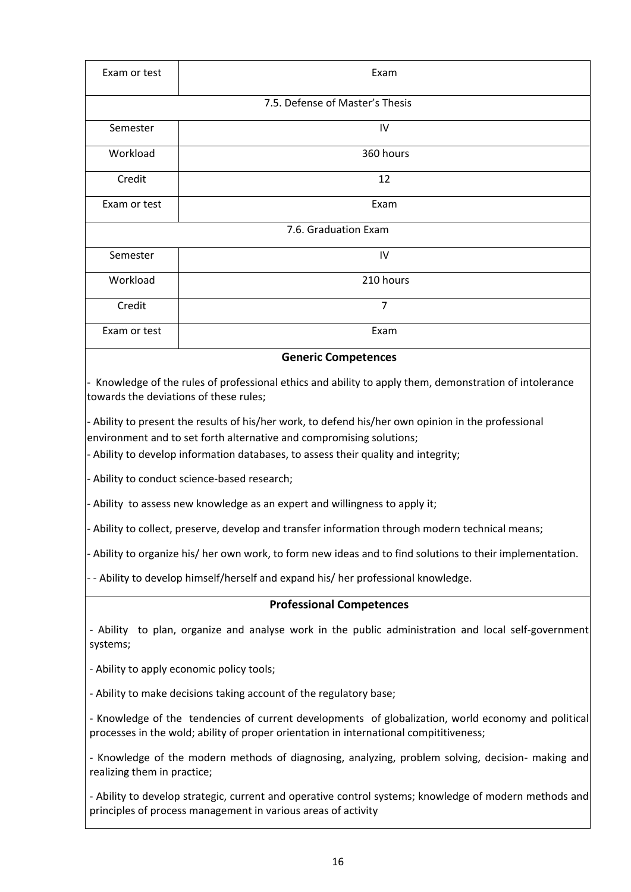| Exam or test | Exam |
|---|---|
| **7.5. Defense of Master's Thesis** | |
| Semester | IV |
| Workload | 360 hours |
| Credit | 12 |
| Exam or test | Exam |
| **7.6. Graduation Exam** | |
| Semester | IV |
| Workload | 210 hours |
| Credit | 7 |
| Exam or test | Exam |

### Generic Competences

- Knowledge of the rules of professional ethics and ability to apply them, demonstration of intolerance towards the deviations of these rules;
- Ability to present the results of his/her work, to defend his/her own opinion in the professional environment and to set forth alternative and compromising solutions;
- Ability to develop information databases, to assess their quality and integrity;
- Ability to conduct science-based research;
- Ability to assess new knowledge as an expert and willingness to apply it;
- Ability to collect, preserve, develop and transfer information through modern technical means;
- Ability to organize his/ her own work, to form new ideas and to find solutions to their implementation.
- - Ability to develop himself/herself and expand his/ her professional knowledge.

### Professional Competences

- Ability to plan, organize and analyse work in the public administration and local self-government systems;
- Ability to apply economic policy tools;
- Ability to make decisions taking account of the regulatory base;
- Knowledge of the tendencies of current developments of globalization, world economy and political processes in the wold; ability of proper orientation in international compititiveness;
- Knowledge of the modern methods of diagnosing, analyzing, problem solving, decision- making and realizing them in practice;
- Ability to develop strategic, current and operative control systems; knowledge of modern methods and principles of process management in various areas of activity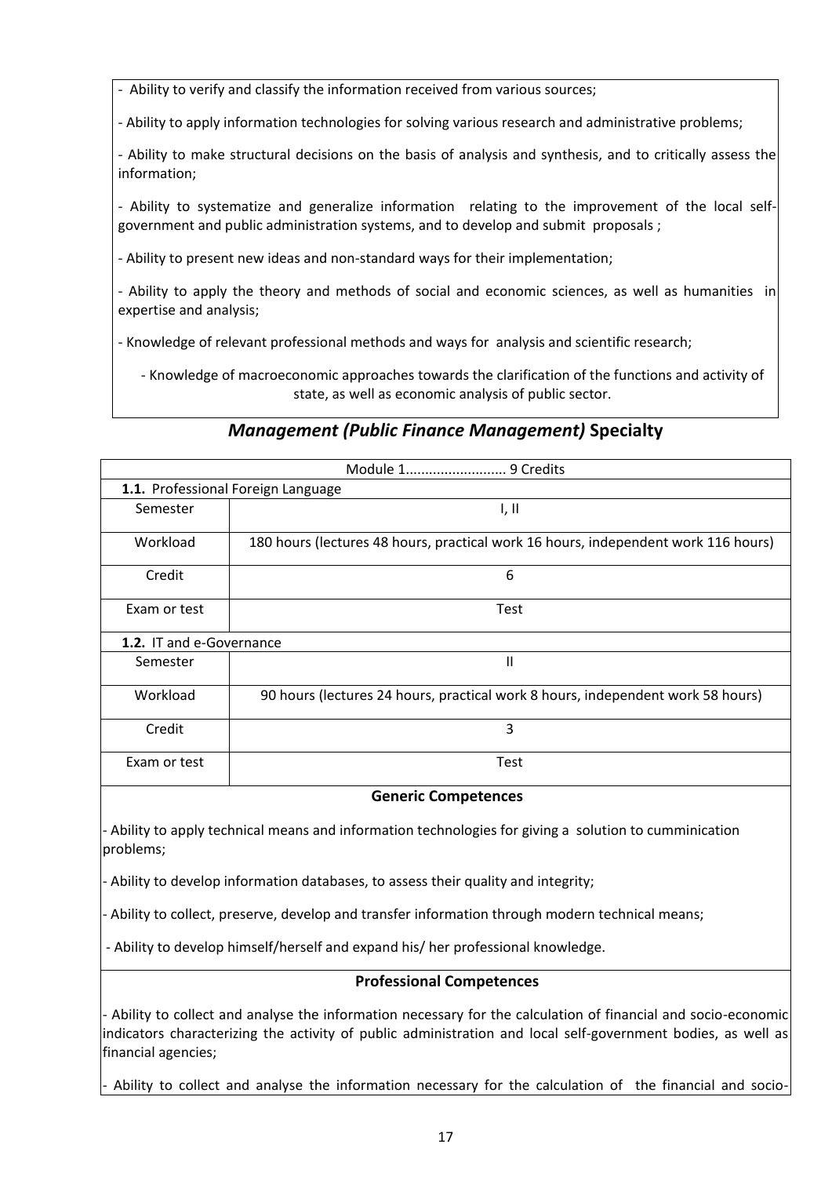- Ability to verify and classify the information received from various sources;

- Ability to apply information technologies for solving various research and administrative problems;

- Ability to make structural decisions on the basis of analysis and synthesis, and to critically assess the information;

- Ability to systematize and generalize information relating to the improvement of the local self-government and public administration systems, and to develop and submit proposals ;

- Ability to present new ideas and non-standard ways for their implementation;

- Ability to apply the theory and methods of social and economic sciences, as well as humanities in expertise and analysis;

- Knowledge of relevant professional methods and ways for analysis and scientific research;

- Knowledge of macroeconomic approaches towards the clarification of the functions and activity of state, as well as economic analysis of public sector.

## *Management (Public Finance Management)* Specialty

| Module 1.......................... 9 Credits | |
|---|---|
| **1.1.** Professional Foreign Language | |
| Semester | I, II |
| Workload | 180 hours (lectures 48 hours, practical work 16 hours, independent work 116 hours) |
| Credit | 6 |
| Exam or test | Test |
| **1.2.** IT and e-Governance | |
| Semester | II |
| Workload | 90 hours (lectures 24 hours, practical work 8 hours, independent work 58 hours) |
| Credit | 3 |
| Exam or test | Test |

**Generic Competences**

- Ability to apply technical means and information technologies for giving a solution to cumminication problems;

- Ability to develop information databases, to assess their quality and integrity;

- Ability to collect, preserve, develop and transfer information through modern technical means;

- Ability to develop himself/herself and expand his/ her professional knowledge.

**Professional Competences**

- Ability to collect and analyse the information necessary for the calculation of financial and socio-economic indicators characterizing the activity of public administration and local self-government bodies, as well as financial agencies;

- Ability to collect and analyse the information necessary for the calculation of the financial and socio-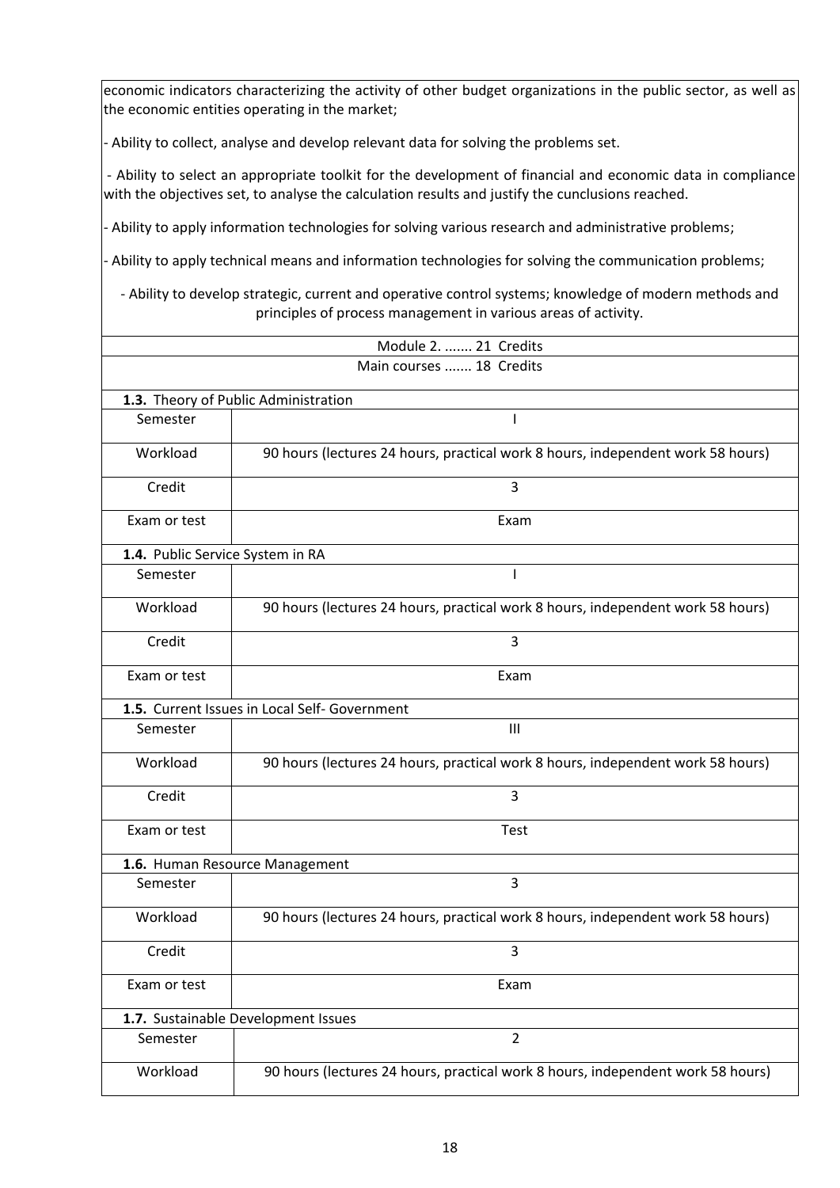economic indicators characterizing the activity of other budget organizations in the public sector, as well as the economic entities operating in the market;

- Ability to collect, analyse and develop relevant data for solving the problems set.
- Ability to select an appropriate toolkit for the development of financial and economic data in compliance with the objectives set, to analyse the calculation results and justify the cunclusions reached.
- Ability to apply information technologies for solving various research and administrative problems;
- Ability to apply technical means and information technologies for solving the communication problems;
- Ability to develop strategic, current and operative control systems; knowledge of modern methods and principles of process management in various areas of activity.

Module 2. ....... 21 Credits

Main courses ....... 18 Credits

**1.3.** Theory of Public Administration

| | |
|---|---|
| Semester | I |
| Workload | 90 hours (lectures 24 hours, practical work 8 hours, independent work 58 hours) |
| Credit | 3 |
| Exam or test | Exam |

**1.4.** Public Service System in RA

| | |
|---|---|
| Semester | I |
| Workload | 90 hours (lectures 24 hours, practical work 8 hours, independent work 58 hours) |
| Credit | 3 |
| Exam or test | Exam |

**1.5.** Current Issues in Local Self- Government

| | |
|---|---|
| Semester | III |
| Workload | 90 hours (lectures 24 hours, practical work 8 hours, independent work 58 hours) |
| Credit | 3 |
| Exam or test | Test |

**1.6.** Human Resource Management

| | |
|---|---|
| Semester | 3 |
| Workload | 90 hours (lectures 24 hours, practical work 8 hours, independent work 58 hours) |
| Credit | 3 |
| Exam or test | Exam |

**1.7.** Sustainable Development Issues

| | |
|---|---|
| Semester | 2 |
| Workload | 90 hours (lectures 24 hours, practical work 8 hours, independent work 58 hours) |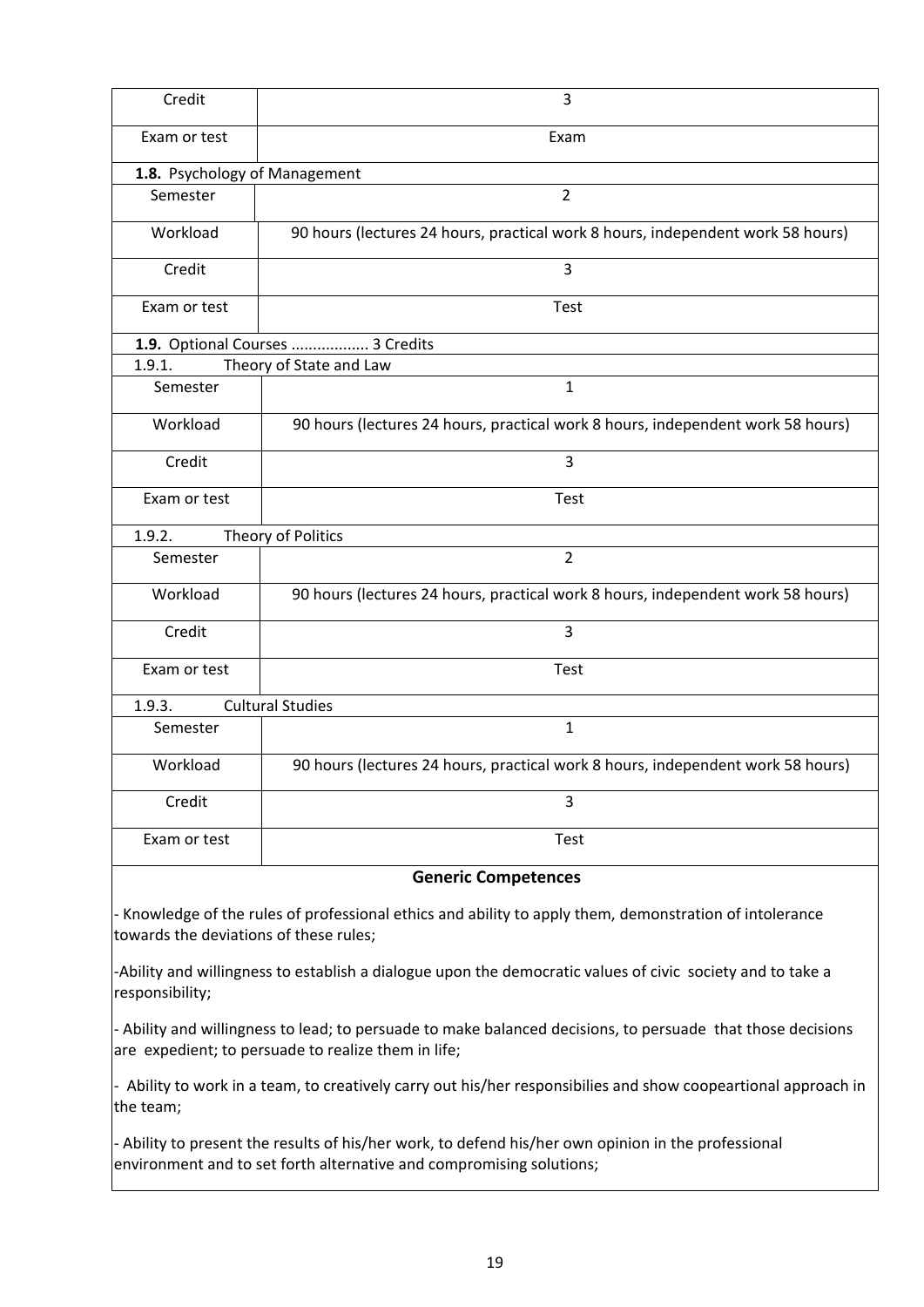| Credit | 3 |
|---|---|
| Exam or test | Exam |

**1.8.** Psychology of Management

| Semester | 2 |
|---|---|
| Workload | 90 hours (lectures 24 hours, practical work 8 hours, independent work 58 hours) |
| Credit | 3 |
| Exam or test | Test |

**1.9.** Optional Courses .................. 3 Credits

1.9.1. Theory of State and Law

| Semester | 1 |
|---|---|
| Workload | 90 hours (lectures 24 hours, practical work 8 hours, independent work 58 hours) |
| Credit | 3 |
| Exam or test | Test |

1.9.2. Theory of Politics

| Semester | 2 |
|---|---|
| Workload | 90 hours (lectures 24 hours, practical work 8 hours, independent work 58 hours) |
| Credit | 3 |
| Exam or test | Test |

1.9.3. Cultural Studies

| Semester | 1 |
|---|---|
| Workload | 90 hours (lectures 24 hours, practical work 8 hours, independent work 58 hours) |
| Credit | 3 |
| Exam or test | Test |

**Generic Competences**

- Knowledge of the rules of professional ethics and ability to apply them, demonstration of intolerance towards the deviations of these rules;

- Ability and willingness to establish a dialogue upon the democratic values of civic society and to take a responsibility;

- Ability and willingness to lead; to persuade to make balanced decisions, to persuade that those decisions are expedient; to persuade to realize them in life;

- Ability to work in a team, to creatively carry out his/her responsibilies and show coopeartional approach in the team;

- Ability to present the results of his/her work, to defend his/her own opinion in the professional environment and to set forth alternative and compromising solutions;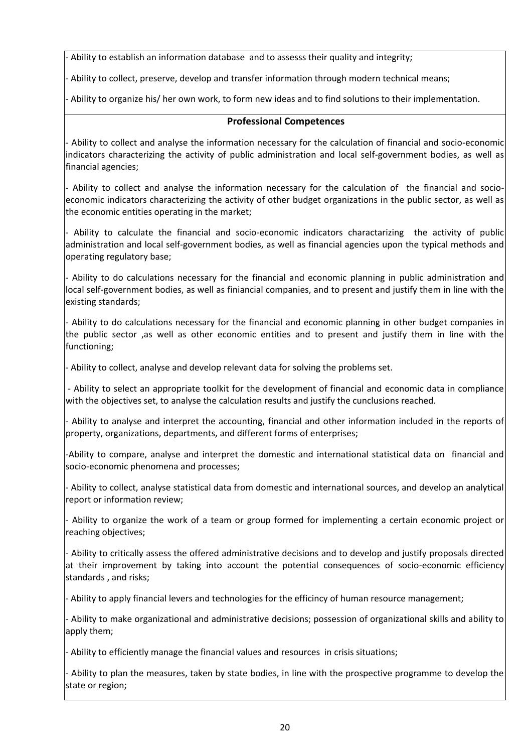- Ability to establish an information database and to assesss their quality and integrity;

- Ability to collect, preserve, develop and transfer information through modern technical means;

- Ability to organize his/ her own work, to form new ideas and to find solutions to their implementation.

**Professional Competences**

- Ability to collect and analyse the information necessary for the calculation of financial and socio-economic indicators characterizing the activity of public administration and local self-government bodies, as well as financial agencies;

- Ability to collect and analyse the information necessary for the calculation of the financial and socio-economic indicators characterizing the activity of other budget organizations in the public sector, as well as the economic entities operating in the market;

- Ability to calculate the financial and socio-economic indicators charactarizing the activity of public administration and local self-government bodies, as well as financial agencies upon the typical methods and operating regulatory base;

- Ability to do calculations necessary for the financial and economic planning in public administration and local self-government bodies, as well as finiancial companies, and to present and justify them in line with the existing standards;

- Ability to do calculations necessary for the financial and economic planning in other budget companies in the public sector ,as well as other economic entities and to present and justify them in line with the functioning;

- Ability to collect, analyse and develop relevant data for solving the problems set.

- Ability to select an appropriate toolkit for the development of financial and economic data in compliance with the objectives set, to analyse the calculation results and justify the cunclusions reached.

- Ability to analyse and interpret the accounting, financial and other information included in the reports of property, organizations, departments, and different forms of enterprises;

-Ability to compare, analyse and interpret the domestic and international statistical data on financial and socio-economic phenomena and processes;

- Ability to collect, analyse statistical data from domestic and international sources, and develop an analytical report or information review;

- Ability to organize the work of a team or group formed for implementing a certain economic project or reaching objectives;

- Ability to critically assess the offered administrative decisions and to develop and justify proposals directed at their improvement by taking into account the potential consequences of socio-economic efficiency standards , and risks;

- Ability to apply financial levers and technologies for the efficincy of human resource management;

- Ability to make organizational and administrative decisions; possession of organizational skills and ability to apply them;

- Ability to efficiently manage the financial values and resources in crisis situations;

- Ability to plan the measures, taken by state bodies, in line with the prospective programme to develop the state or region;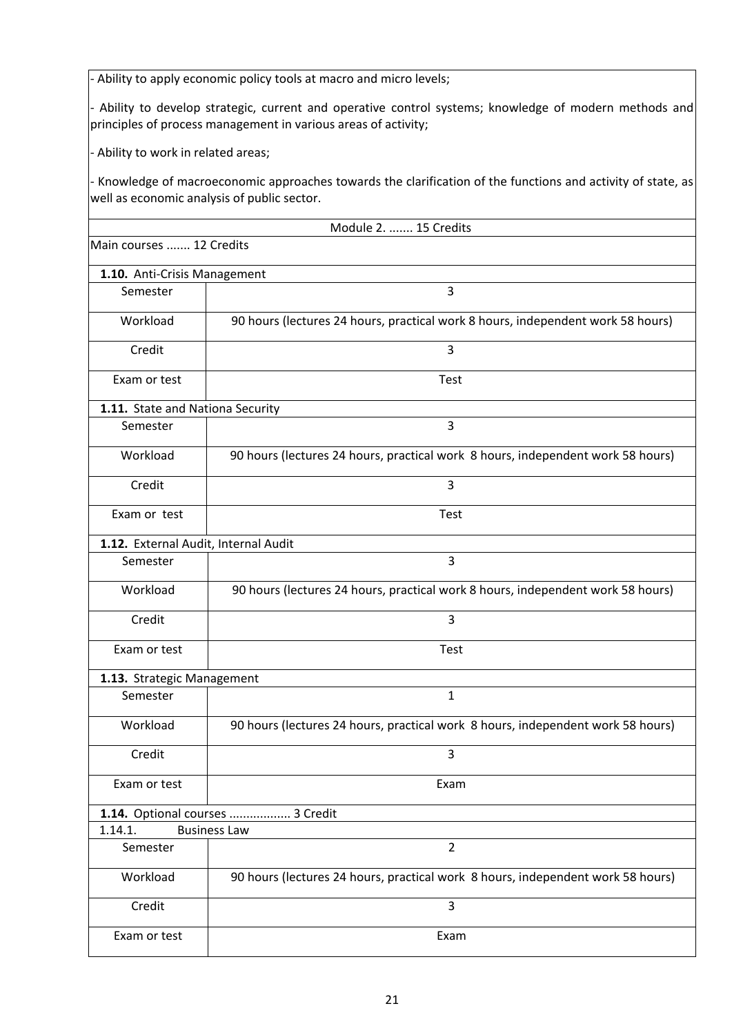- Ability to apply economic policy tools at macro and micro levels;

- Ability to develop strategic, current and operative control systems; knowledge of modern methods and principles of process management in various areas of activity;

- Ability to work in related areas;

- Knowledge of macroeconomic approaches towards the clarification of the functions and activity of state, as well as economic analysis of public sector.

Module 2. ....... 15 Credits

Main courses ....... 12 Credits

**1.10.** Anti-Crisis Management

| Semester | 3 |
|---|---|
| Workload | 90 hours (lectures 24 hours, practical work 8 hours, independent work 58 hours) |
| Credit | 3 |
| Exam or test | Test |

**1.11.** State and Nationa Security

| Semester | 3 |
|---|---|
| Workload | 90 hours (lectures 24 hours, practical work 8 hours, independent work 58 hours) |
| Credit | 3 |
| Exam or test | Test |

**1.12.** External Audit, Internal Audit

| Semester | 3 |
|---|---|
| Workload | 90 hours (lectures 24 hours, practical work 8 hours, independent work 58 hours) |
| Credit | 3 |
| Exam or test | Test |

**1.13.** Strategic Management

| Semester | 1 |
|---|---|
| Workload | 90 hours (lectures 24 hours, practical work 8 hours, independent work 58 hours) |
| Credit | 3 |
| Exam or test | Exam |

**1.14.** Optional courses .................. 3 Credit

1.14.1. Business Law

| Semester | 2 |
|---|---|
| Workload | 90 hours (lectures 24 hours, practical work 8 hours, independent work 58 hours) |
| Credit | 3 |
| Exam or test | Exam |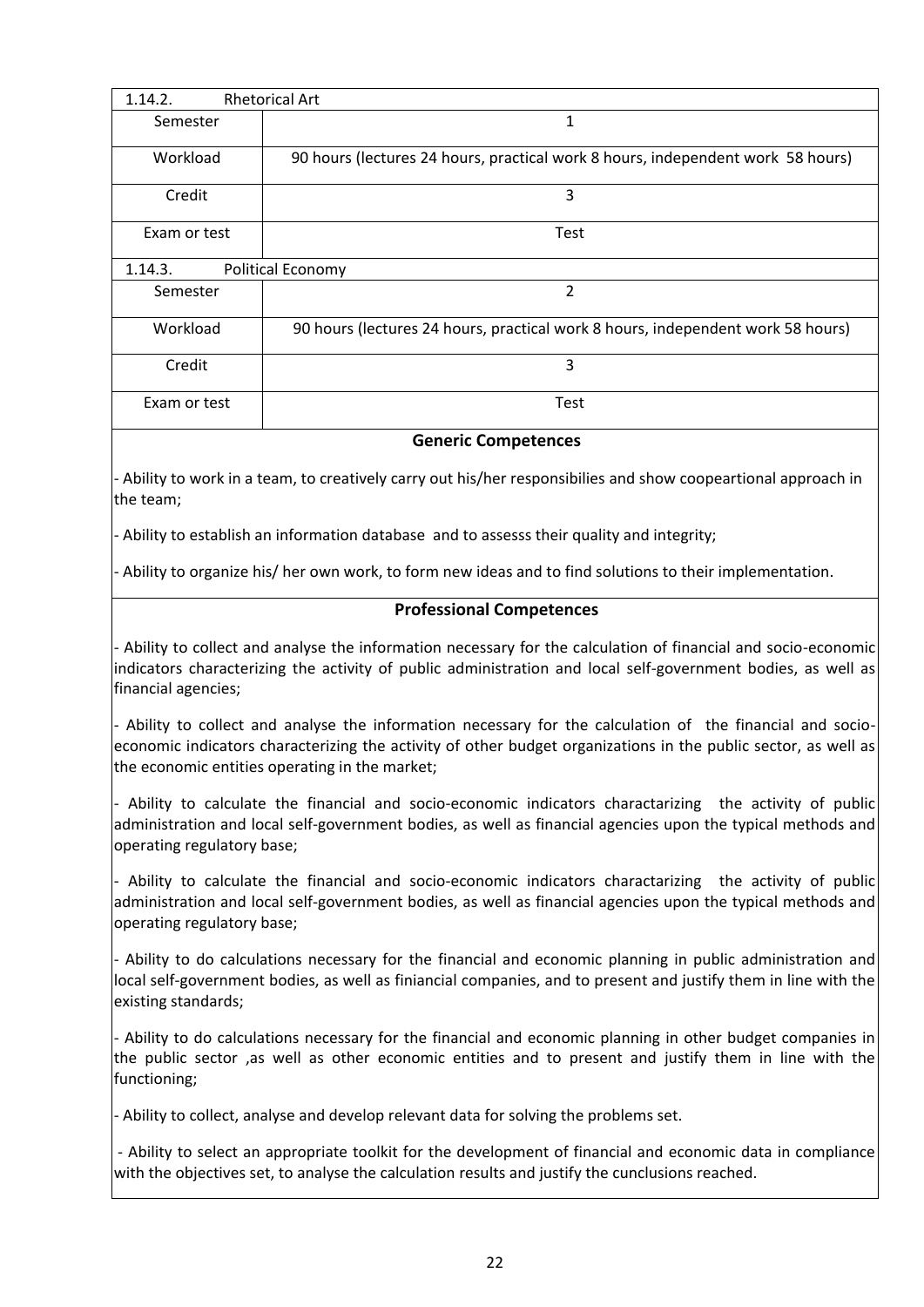| 1.14.2. | Rhetorical Art |
|---|---|
| Semester | 1 |
| Workload | 90 hours (lectures 24 hours, practical work 8 hours, independent work 58 hours) |
| Credit | 3 |
| Exam or test | Test |

| 1.14.3. | Political Economy |
|---|---|
| Semester | 2 |
| Workload | 90 hours (lectures 24 hours, practical work 8 hours, independent work 58 hours) |
| Credit | 3 |
| Exam or test | Test |

**Generic Competences**

- Ability to work in a team, to creatively carry out his/her responsibilies and show coopeartional approach in the team;

- Ability to establish an information database and to assesss their quality and integrity;

- Ability to organize his/ her own work, to form new ideas and to find solutions to their implementation.

**Professional Competences**

- Ability to collect and analyse the information necessary for the calculation of financial and socio-economic indicators characterizing the activity of public administration and local self-government bodies, as well as financial agencies;

- Ability to collect and analyse the information necessary for the calculation of the financial and socio-economic indicators characterizing the activity of other budget organizations in the public sector, as well as the economic entities operating in the market;

- Ability to calculate the financial and socio-economic indicators charactarizing the activity of public administration and local self-government bodies, as well as financial agencies upon the typical methods and operating regulatory base;

- Ability to calculate the financial and socio-economic indicators charactarizing the activity of public administration and local self-government bodies, as well as financial agencies upon the typical methods and operating regulatory base;

- Ability to do calculations necessary for the financial and economic planning in public administration and local self-government bodies, as well as finiancial companies, and to present and justify them in line with the existing standards;

- Ability to do calculations necessary for the financial and economic planning in other budget companies in the public sector ,as well as other economic entities and to present and justify them in line with the functioning;

- Ability to collect, analyse and develop relevant data for solving the problems set.

- Ability to select an appropriate toolkit for the development of financial and economic data in compliance with the objectives set, to analyse the calculation results and justify the cunclusions reached.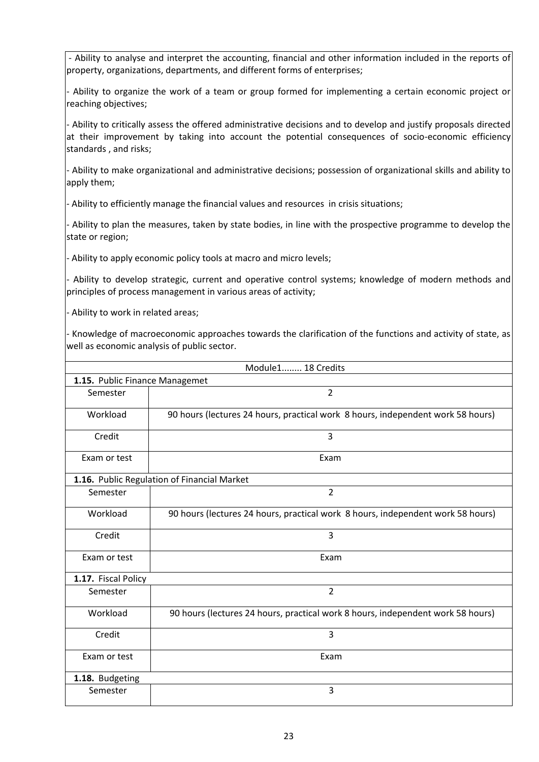- Ability to analyse and interpret the accounting, financial and other information included in the reports of property, organizations, departments, and different forms of enterprises;

- Ability to organize the work of a team or group formed for implementing a certain economic project or reaching objectives;

- Ability to critically assess the offered administrative decisions and to develop and justify proposals directed at their improvement by taking into account the potential consequences of socio-economic efficiency standards , and risks;

- Ability to make organizational and administrative decisions; possession of organizational skills and ability to apply them;

- Ability to efficiently manage the financial values and resources in crisis situations;

- Ability to plan the measures, taken by state bodies, in line with the prospective programme to develop the state or region;

- Ability to apply economic policy tools at macro and micro levels;

- Ability to develop strategic, current and operative control systems; knowledge of modern methods and principles of process management in various areas of activity;

- Ability to work in related areas;

- Knowledge of macroeconomic approaches towards the clarification of the functions and activity of state, as well as economic analysis of public sector.

| Module1........ 18 Credits | |
|---|---|
| **1.15.** Public Finance Managemet | |
| Semester | 2 |
| Workload | 90 hours (lectures 24 hours, practical work 8 hours, independent work 58 hours) |
| Credit | 3 |
| Exam or test | Exam |
| **1.16.** Public Regulation of Financial Market | |
| Semester | 2 |
| Workload | 90 hours (lectures 24 hours, practical work 8 hours, independent work 58 hours) |
| Credit | 3 |
| Exam or test | Exam |
| **1.17.** Fiscal Policy | |
| Semester | 2 |
| Workload | 90 hours (lectures 24 hours, practical work 8 hours, independent work 58 hours) |
| Credit | 3 |
| Exam or test | Exam |
| **1.18.** Budgeting | |
| Semester | 3 |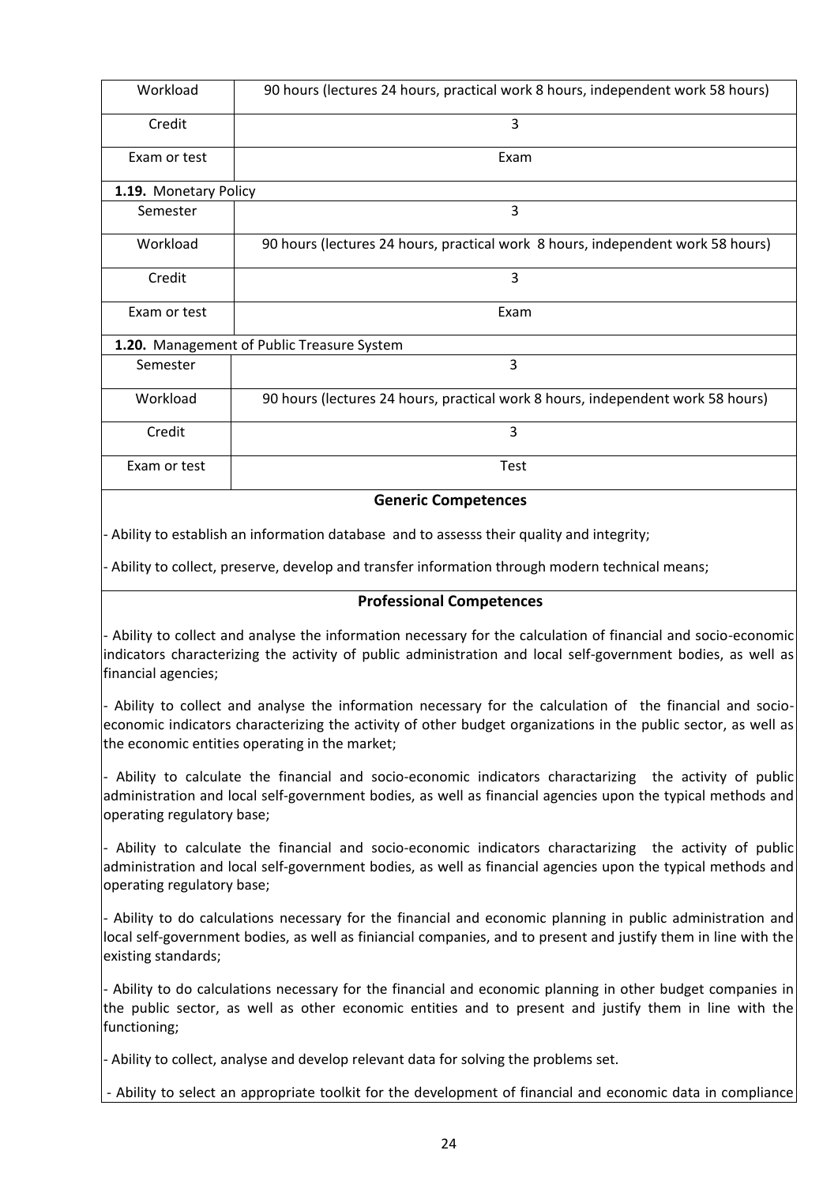| Workload | 90 hours (lectures 24 hours, practical work 8 hours, independent work 58 hours) |
| --- | --- |
| Credit | 3 |
| Exam or test | Exam |

**1.19.** Monetary Policy

| Semester | 3 |
| --- | --- |
| Workload | 90 hours (lectures 24 hours, practical work 8 hours, independent work 58 hours) |
| Credit | 3 |
| Exam or test | Exam |

**1.20.** Management of Public Treasure System

| Semester | 3 |
| --- | --- |
| Workload | 90 hours (lectures 24 hours, practical work 8 hours, independent work 58 hours) |
| Credit | 3 |
| Exam or test | Test |

**Generic Competences**

- Ability to establish an information database and to assesss their quality and integrity;
- Ability to collect, preserve, develop and transfer information through modern technical means;

**Professional Competences**

- Ability to collect and analyse the information necessary for the calculation of financial and socio-economic indicators characterizing the activity of public administration and local self-government bodies, as well as financial agencies;
- Ability to collect and analyse the information necessary for the calculation of the financial and socio-economic indicators characterizing the activity of other budget organizations in the public sector, as well as the economic entities operating in the market;
- Ability to calculate the financial and socio-economic indicators charactarizing the activity of public administration and local self-government bodies, as well as financial agencies upon the typical methods and operating regulatory base;
- Ability to calculate the financial and socio-economic indicators charactarizing the activity of public administration and local self-government bodies, as well as financial agencies upon the typical methods and operating regulatory base;
- Ability to do calculations necessary for the financial and economic planning in public administration and local self-government bodies, as well as finiancial companies, and to present and justify them in line with the existing standards;
- Ability to do calculations necessary for the financial and economic planning in other budget companies in the public sector, as well as other economic entities and to present and justify them in line with the functioning;
- Ability to collect, analyse and develop relevant data for solving the problems set.
- Ability to select an appropriate toolkit for the development of financial and economic data in compliance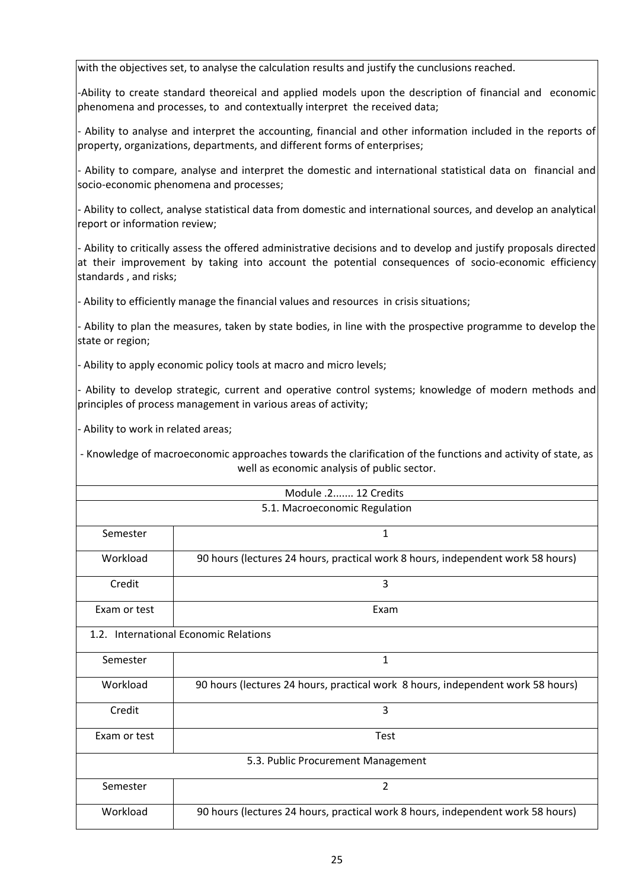with the objectives set, to analyse the calculation results and justify the cunclusions reached.

-Ability to create standard theoreical and applied models upon the description of financial and economic phenomena and processes, to and contextually interpret the received data;

- Ability to analyse and interpret the accounting, financial and other information included in the reports of property, organizations, departments, and different forms of enterprises;

- Ability to compare, analyse and interpret the domestic and international statistical data on financial and socio-economic phenomena and processes;

- Ability to collect, analyse statistical data from domestic and international sources, and develop an analytical report or information review;

- Ability to critically assess the offered administrative decisions and to develop and justify proposals directed at their improvement by taking into account the potential consequences of socio-economic efficiency standards , and risks;

- Ability to efficiently manage the financial values and resources in crisis situations;

- Ability to plan the measures, taken by state bodies, in line with the prospective programme to develop the state or region;

- Ability to apply economic policy tools at macro and micro levels;

- Ability to develop strategic, current and operative control systems; knowledge of modern methods and principles of process management in various areas of activity;

- Ability to work in related areas;

- Knowledge of macroeconomic approaches towards the clarification of the functions and activity of state, as well as economic analysis of public sector.

| Module .2....... 12 Credits | |
|---|---|
| 5.1. Macroeconomic Regulation | |
| Semester | 1 |
| Workload | 90 hours (lectures 24 hours, practical work 8 hours, independent work 58 hours) |
| Credit | 3 |
| Exam or test | Exam |
| 1.2. International Economic Relations | |
| Semester | 1 |
| Workload | 90 hours (lectures 24 hours, practical work 8 hours, independent work 58 hours) |
| Credit | 3 |
| Exam or test | Test |
| 5.3. Public Procurement Management | |
| Semester | 2 |
| Workload | 90 hours (lectures 24 hours, practical work 8 hours, independent work 58 hours) |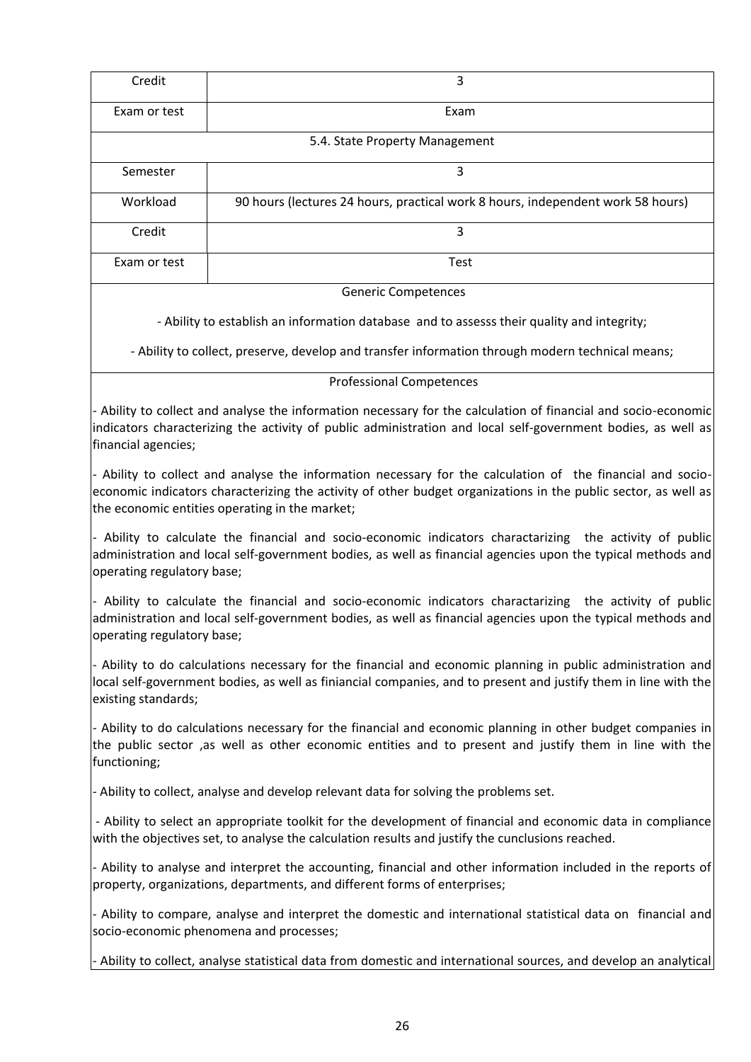| Credit | 3 |
|---|---|
| Exam or test | Exam |
| 5.4. State Property Management | |
| Semester | 3 |
| Workload | 90 hours (lectures 24 hours, practical work 8 hours, independent work 58 hours) |
| Credit | 3 |
| Exam or test | Test |

Generic Competences

- Ability to establish an information database and to assesss their quality and integrity;
- Ability to collect, preserve, develop and transfer information through modern technical means;

Professional Competences

- Ability to collect and analyse the information necessary for the calculation of financial and socio-economic indicators characterizing the activity of public administration and local self-government bodies, as well as financial agencies;
- Ability to collect and analyse the information necessary for the calculation of the financial and socio-economic indicators characterizing the activity of other budget organizations in the public sector, as well as the economic entities operating in the market;
- Ability to calculate the financial and socio-economic indicators charactarizing the activity of public administration and local self-government bodies, as well as financial agencies upon the typical methods and operating regulatory base;
- Ability to calculate the financial and socio-economic indicators charactarizing the activity of public administration and local self-government bodies, as well as financial agencies upon the typical methods and operating regulatory base;
- Ability to do calculations necessary for the financial and economic planning in public administration and local self-government bodies, as well as finiancial companies, and to present and justify them in line with the existing standards;
- Ability to do calculations necessary for the financial and economic planning in other budget companies in the public sector ,as well as other economic entities and to present and justify them in line with the functioning;
- Ability to collect, analyse and develop relevant data for solving the problems set.
- Ability to select an appropriate toolkit for the development of financial and economic data in compliance with the objectives set, to analyse the calculation results and justify the cunclusions reached.
- Ability to analyse and interpret the accounting, financial and other information included in the reports of property, organizations, departments, and different forms of enterprises;
- Ability to compare, analyse and interpret the domestic and international statistical data on financial and socio-economic phenomena and processes;
- Ability to collect, analyse statistical data from domestic and international sources, and develop an analytical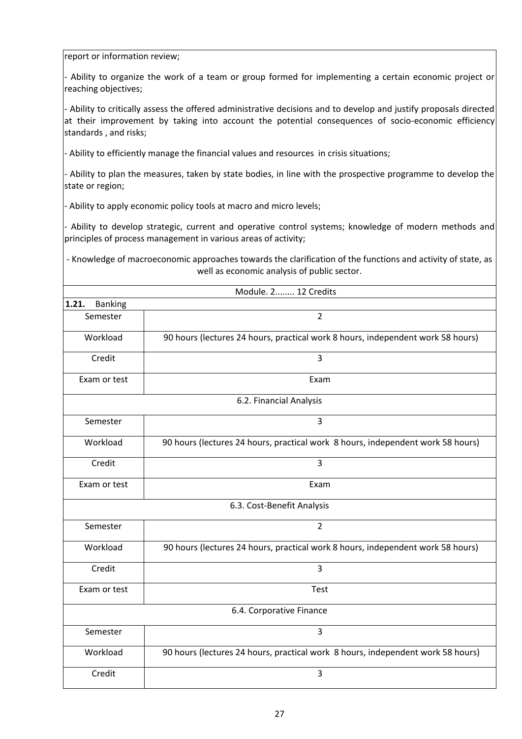report or information review;

- Ability to organize the work of a team or group formed for implementing a certain economic project or reaching objectives;

- Ability to critically assess the offered administrative decisions and to develop and justify proposals directed at their improvement by taking into account the potential consequences of socio-economic efficiency standards , and risks;

- Ability to efficiently manage the financial values and resources in crisis situations;

- Ability to plan the measures, taken by state bodies, in line with the prospective programme to develop the state or region;

- Ability to apply economic policy tools at macro and micro levels;

- Ability to develop strategic, current and operative control systems; knowledge of modern methods and principles of process management in various areas of activity;

- Knowledge of macroeconomic approaches towards the clarification of the functions and activity of state, as well as economic analysis of public sector.

| Module. 2........ 12 Credits | |
|---|---|
| **1.21.** Banking | |
| Semester | 2 |
| Workload | 90 hours (lectures 24 hours, practical work 8 hours, independent work 58 hours) |
| Credit | 3 |
| Exam or test | Exam |
| 6.2. Financial Analysis | |
| Semester | 3 |
| Workload | 90 hours (lectures 24 hours, practical work 8 hours, independent work 58 hours) |
| Credit | 3 |
| Exam or test | Exam |
| 6.3. Cost-Benefit Analysis | |
| Semester | 2 |
| Workload | 90 hours (lectures 24 hours, practical work 8 hours, independent work 58 hours) |
| Credit | 3 |
| Exam or test | Test |
| 6.4. Corporative Finance | |
| Semester | 3 |
| Workload | 90 hours (lectures 24 hours, practical work 8 hours, independent work 58 hours) |
| Credit | 3 |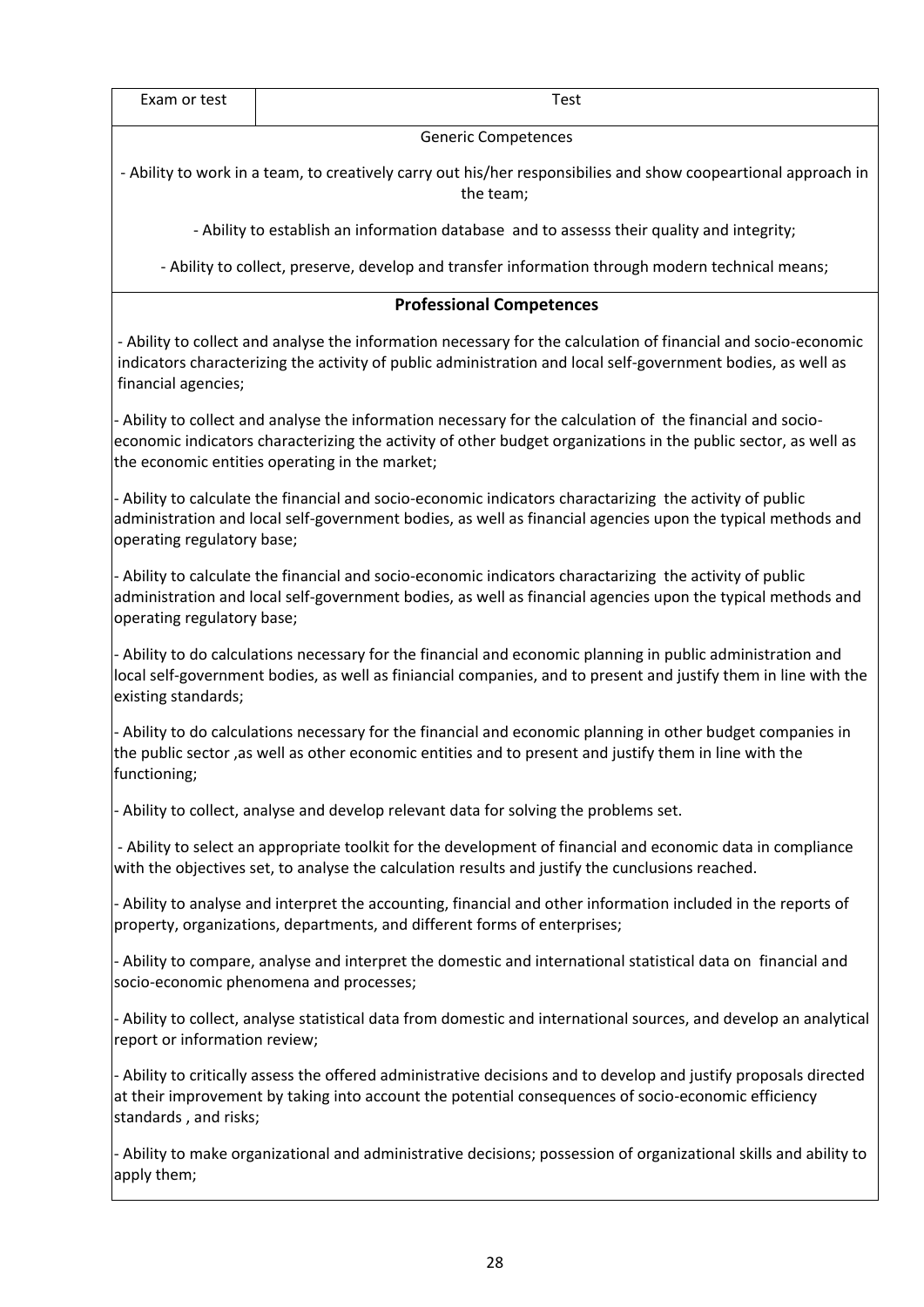| Exam or test | Test |
|---|---|

Generic Competences

- Ability to work in a team, to creatively carry out his/her responsibilies and show coopeartional approach in the team;

- Ability to establish an information database and to assesss their quality and integrity;

- Ability to collect, preserve, develop and transfer information through modern technical means;

**Professional Competences**

- Ability to collect and analyse the information necessary for the calculation of financial and socio-economic indicators characterizing the activity of public administration and local self-government bodies, as well as financial agencies;

- Ability to collect and analyse the information necessary for the calculation of the financial and socio-economic indicators characterizing the activity of other budget organizations in the public sector, as well as the economic entities operating in the market;

- Ability to calculate the financial and socio-economic indicators charactarizing the activity of public administration and local self-government bodies, as well as financial agencies upon the typical methods and operating regulatory base;

- Ability to calculate the financial and socio-economic indicators charactarizing the activity of public administration and local self-government bodies, as well as financial agencies upon the typical methods and operating regulatory base;

- Ability to do calculations necessary for the financial and economic planning in public administration and local self-government bodies, as well as finiancial companies, and to present and justify them in line with the existing standards;

- Ability to do calculations necessary for the financial and economic planning in other budget companies in the public sector ,as well as other economic entities and to present and justify them in line with the functioning;

- Ability to collect, analyse and develop relevant data for solving the problems set.

- Ability to select an appropriate toolkit for the development of financial and economic data in compliance with the objectives set, to analyse the calculation results and justify the cunclusions reached.

- Ability to analyse and interpret the accounting, financial and other information included in the reports of property, organizations, departments, and different forms of enterprises;

- Ability to compare, analyse and interpret the domestic and international statistical data on financial and socio-economic phenomena and processes;

- Ability to collect, analyse statistical data from domestic and international sources, and develop an analytical report or information review;

- Ability to critically assess the offered administrative decisions and to develop and justify proposals directed at their improvement by taking into account the potential consequences of socio-economic efficiency standards , and risks;

- Ability to make organizational and administrative decisions; possession of organizational skills and ability to apply them;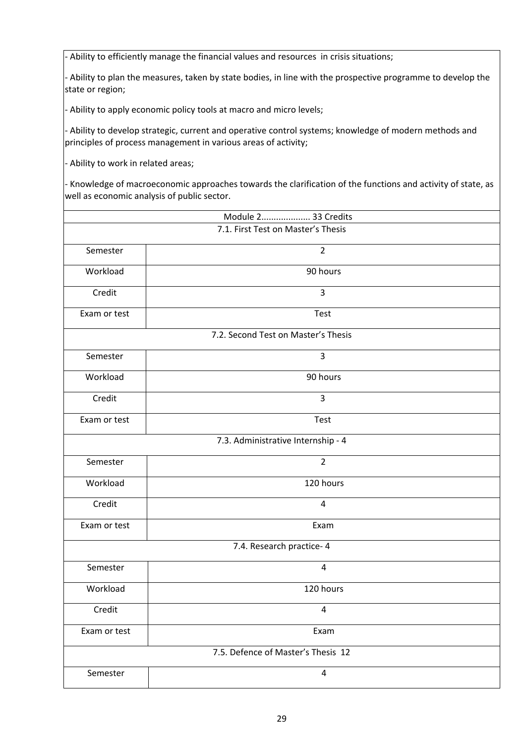- Ability to efficiently manage the financial values and resources in crisis situations;

- Ability to plan the measures, taken by state bodies, in line with the prospective programme to develop the state or region;

- Ability to apply economic policy tools at macro and micro levels;

- Ability to develop strategic, current and operative control systems; knowledge of modern methods and principles of process management in various areas of activity;

- Ability to work in related areas;

- Knowledge of macroeconomic approaches towards the clarification of the functions and activity of state, as well as economic analysis of public sector.

| Module 2.................... 33 Credits | |
|---|---|
| **7.1. First Test on Master's Thesis** | |
| Semester | 2 |
| Workload | 90 hours |
| Credit | 3 |
| Exam or test | Test |
| **7.2. Second Test on Master's Thesis** | |
| Semester | 3 |
| Workload | 90 hours |
| Credit | 3 |
| Exam or test | Test |
| **7.3. Administrative Internship - 4** | |
| Semester | 2 |
| Workload | 120 hours |
| Credit | 4 |
| Exam or test | Exam |
| **7.4. Research practice- 4** | |
| Semester | 4 |
| Workload | 120 hours |
| Credit | 4 |
| Exam or test | Exam |
| **7.5. Defence of Master's Thesis 12** | |
| Semester | 4 |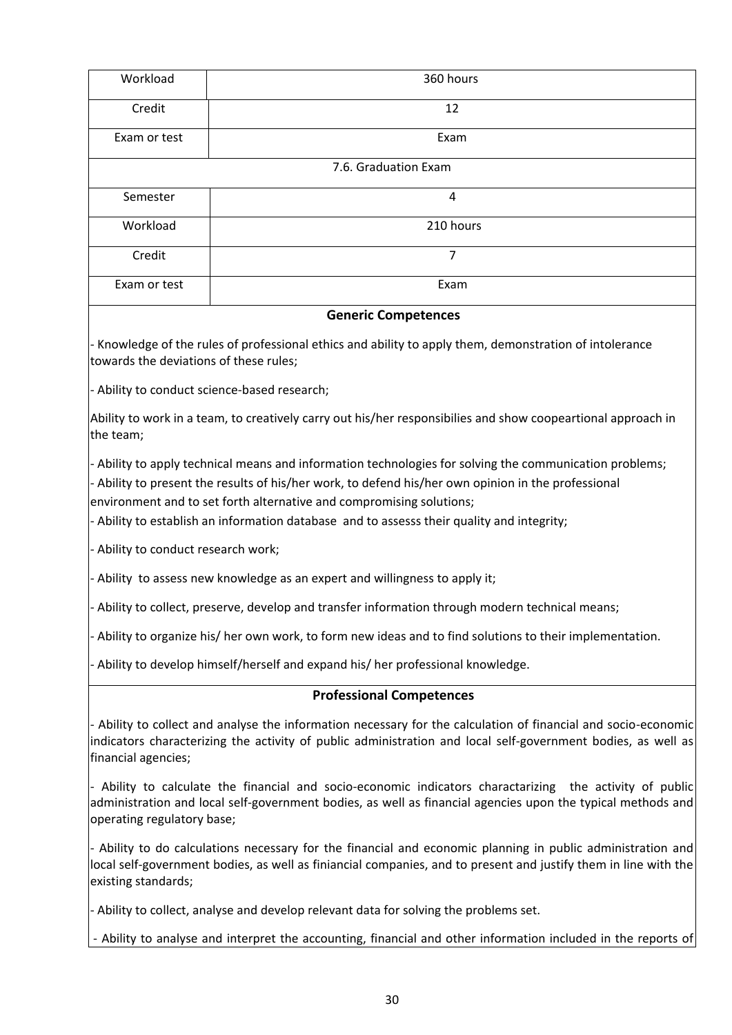| Workload | 360 hours |
| --- | --- |
| Credit | 12 |
| Exam or test | Exam |
| 7.6. Graduation Exam | |
| Semester | 4 |
| Workload | 210 hours |
| Credit | 7 |
| Exam or test | Exam |

**Generic Competences**

- Knowledge of the rules of professional ethics and ability to apply them, demonstration of intolerance towards the deviations of these rules;

- Ability to conduct science-based research;

Ability to work in a team, to creatively carry out his/her responsibilies and show coopeartional approach in the team;

- Ability to apply technical means and information technologies for solving the communication problems;
- Ability to present the results of his/her work, to defend his/her own opinion in the professional environment and to set forth alternative and compromising solutions;
- Ability to establish an information database and to assesss their quality and integrity;

- Ability to conduct research work;

- Ability to assess new knowledge as an expert and willingness to apply it;

- Ability to collect, preserve, develop and transfer information through modern technical means;

- Ability to organize his/ her own work, to form new ideas and to find solutions to their implementation.

- Ability to develop himself/herself and expand his/ her professional knowledge.

**Professional Competences**

- Ability to collect and analyse the information necessary for the calculation of financial and socio-economic indicators characterizing the activity of public administration and local self-government bodies, as well as financial agencies;

- Ability to calculate the financial and socio-economic indicators charactarizing the activity of public administration and local self-government bodies, as well as financial agencies upon the typical methods and operating regulatory base;

- Ability to do calculations necessary for the financial and economic planning in public administration and local self-government bodies, as well as finiancial companies, and to present and justify them in line with the existing standards;

- Ability to collect, analyse and develop relevant data for solving the problems set.

- Ability to analyse and interpret the accounting, financial and other information included in the reports of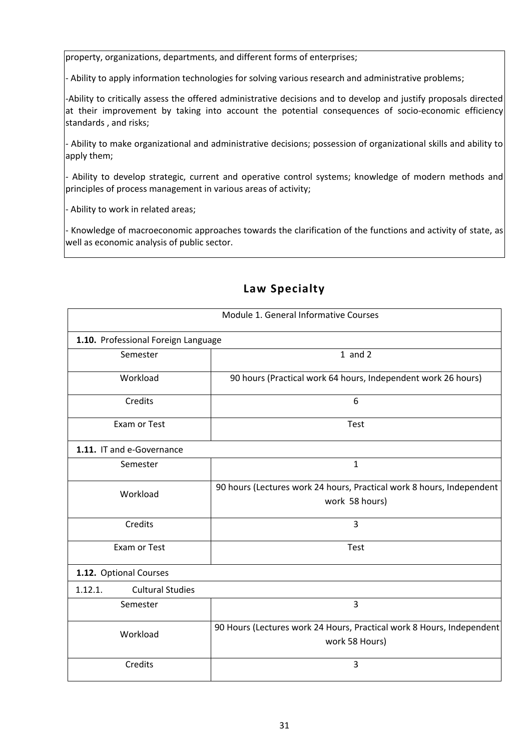property, organizations, departments, and different forms of enterprises;

- Ability to apply information technologies for solving various research and administrative problems;

-Ability to critically assess the offered administrative decisions and to develop and justify proposals directed at their improvement by taking into account the potential consequences of socio-economic efficiency standards , and risks;

- Ability to make organizational and administrative decisions; possession of organizational skills and ability to apply them;

- Ability to develop strategic, current and operative control systems; knowledge of modern methods and principles of process management in various areas of activity;

- Ability to work in related areas;

- Knowledge of macroeconomic approaches towards the clarification of the functions and activity of state, as well as economic analysis of public sector.

## Law Specialty

| Module 1. General Informative Courses | |
|---|---|
| **1.10.** Professional Foreign Language | |
| Semester | 1 and 2 |
| Workload | 90 hours (Practical work 64 hours, Independent work 26 hours) |
| Credits | 6 |
| Exam or Test | Test |
| **1.11.** IT and e-Governance | |
| Semester | 1 |
| Workload | 90 hours (Lectures work 24 hours, Practical work 8 hours, Independent work 58 hours) |
| Credits | 3 |
| Exam or Test | Test |
| **1.12.** Optional Courses | |
| 1.12.1. Cultural Studies | |
| Semester | 3 |
| Workload | 90 Hours (Lectures work 24 Hours, Practical work 8 Hours, Independent work 58 Hours) |
| Credits | 3 |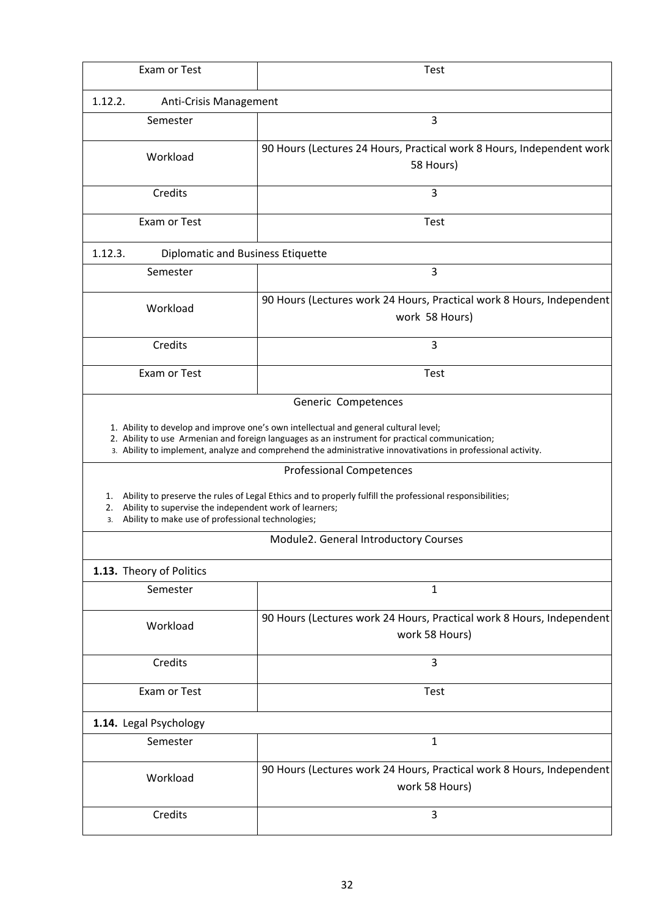| Exam or Test | Test |
|---|---|

1.12.2. Anti-Crisis Management

| Semester | 3 |
|---|---|
| Workload | 90 Hours (Lectures 24 Hours, Practical work 8 Hours, Independent work 58 Hours) |
| Credits | 3 |
| Exam or Test | Test |

1.12.3. Diplomatic and Business Etiquette

| Semester | 3 |
|---|---|
| Workload | 90 Hours (Lectures work 24 Hours, Practical work 8 Hours, Independent work 58 Hours) |
| Credits | 3 |
| Exam or Test | Test |

Generic Competences

1. Ability to develop and improve one's own intellectual and general cultural level;
2. Ability to use Armenian and foreign languages as an instrument for practical communication;
3. Ability to implement, analyze and comprehend the administrative innovativations in professional activity.

Professional Competences

1. Ability to preserve the rules of Legal Ethics and to properly fulfill the professional responsibilities;
2. Ability to supervise the independent work of learners;
3. Ability to make use of professional technologies;

Module2. General Introductory Courses

**1.13.** Theory of Politics

| Semester | 1 |
|---|---|
| Workload | 90 Hours (Lectures work 24 Hours, Practical work 8 Hours, Independent work 58 Hours) |
| Credits | 3 |
| Exam or Test | Test |

**1.14.** Legal Psychology

| Semester | 1 |
|---|---|
| Workload | 90 Hours (Lectures work 24 Hours, Practical work 8 Hours, Independent work 58 Hours) |
| Credits | 3 |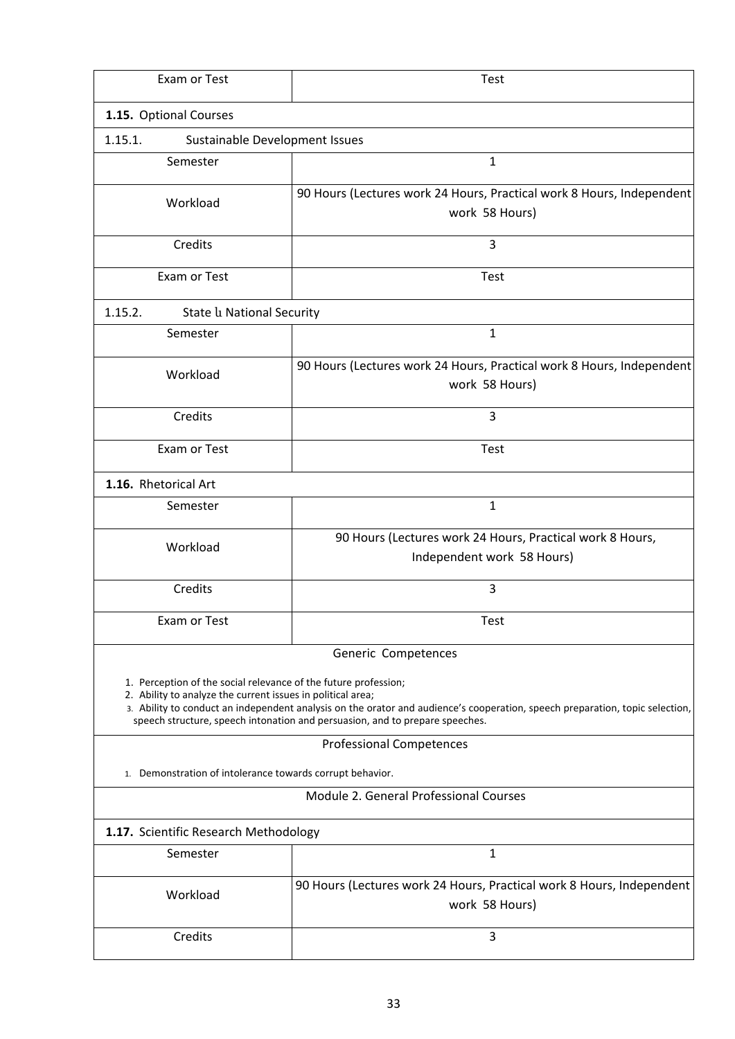| Exam or Test | Test |
|---|---|
| **1.15.** Optional Courses | |
| 1.15.1. Sustainable Development Issues | |
| Semester | 1 |
| Workload | 90 Hours (Lectures work 24 Hours, Practical work 8 Hours, Independent work 58 Hours) |
| Credits | 3 |
| Exam or Test | Test |
| 1.15.2. State և National Security | |
| Semester | 1 |
| Workload | 90 Hours (Lectures work 24 Hours, Practical work 8 Hours, Independent work 58 Hours) |
| Credits | 3 |
| Exam or Test | Test |
| **1.16.** Rhetorical Art | |
| Semester | 1 |
| Workload | 90 Hours (Lectures work 24 Hours, Practical work 8 Hours, Independent work 58 Hours) |
| Credits | 3 |
| Exam or Test | Test |

Generic Competences

1. Perception of the social relevance of the future profession;
2. Ability to analyze the current issues in political area;
3. Ability to conduct an independent analysis on the orator and audience's cooperation, speech preparation, topic selection, speech structure, speech intonation and persuasion, and to prepare speeches.

Professional Competences

1. Demonstration of intolerance towards corrupt behavior.

Module 2. General Professional Courses

| **1.17.** Scientific Research Methodology | |
|---|---|
| Semester | 1 |
| Workload | 90 Hours (Lectures work 24 Hours, Practical work 8 Hours, Independent work 58 Hours) |
| Credits | 3 |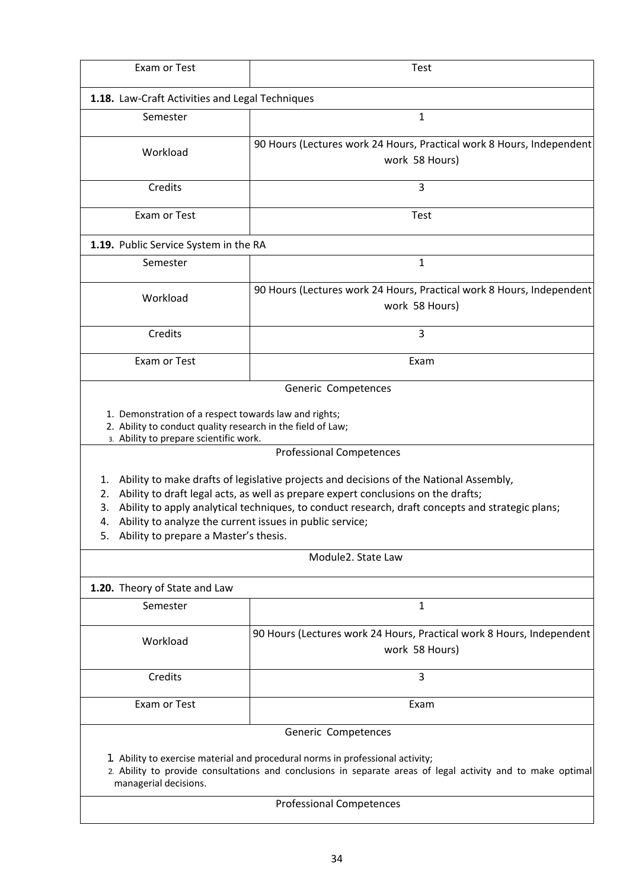| Exam or Test | Test |
|---|---|

**1.18.** Law-Craft Activities and Legal Techniques

| | |
|---|---|
| Semester | 1 |
| Workload | 90 Hours (Lectures work 24 Hours, Practical work 8 Hours, Independent work 58 Hours) |
| Credits | 3 |
| Exam or Test | Test |

**1.19.** Public Service System in the RA

| | |
|---|---|
| Semester | 1 |
| Workload | 90 Hours (Lectures work 24 Hours, Practical work 8 Hours, Independent work 58 Hours) |
| Credits | 3 |
| Exam or Test | Exam |

Generic Competences

1. Demonstration of a respect towards law and rights;
2. Ability to conduct quality research in the field of Law;
3. Ability to prepare scientific work.

Professional Competences

1. Ability to make drafts of legislative projects and decisions of the National Assembly,
2. Ability to draft legal acts, as well as prepare expert conclusions on the drafts;
3. Ability to apply analytical techniques, to conduct research, draft concepts and strategic plans;
4. Ability to analyze the current issues in public service;
5. Ability to prepare a Master's thesis.

Module2. State Law

**1.20.** Theory of State and Law

| | |
|---|---|
| Semester | 1 |
| Workload | 90 Hours (Lectures work 24 Hours, Practical work 8 Hours, Independent work 58 Hours) |
| Credits | 3 |
| Exam or Test | Exam |

Generic Competences

1. Ability to exercise material and procedural norms in professional activity;
2. Ability to provide consultations and conclusions in separate areas of legal activity and to make optimal managerial decisions.

Professional Competences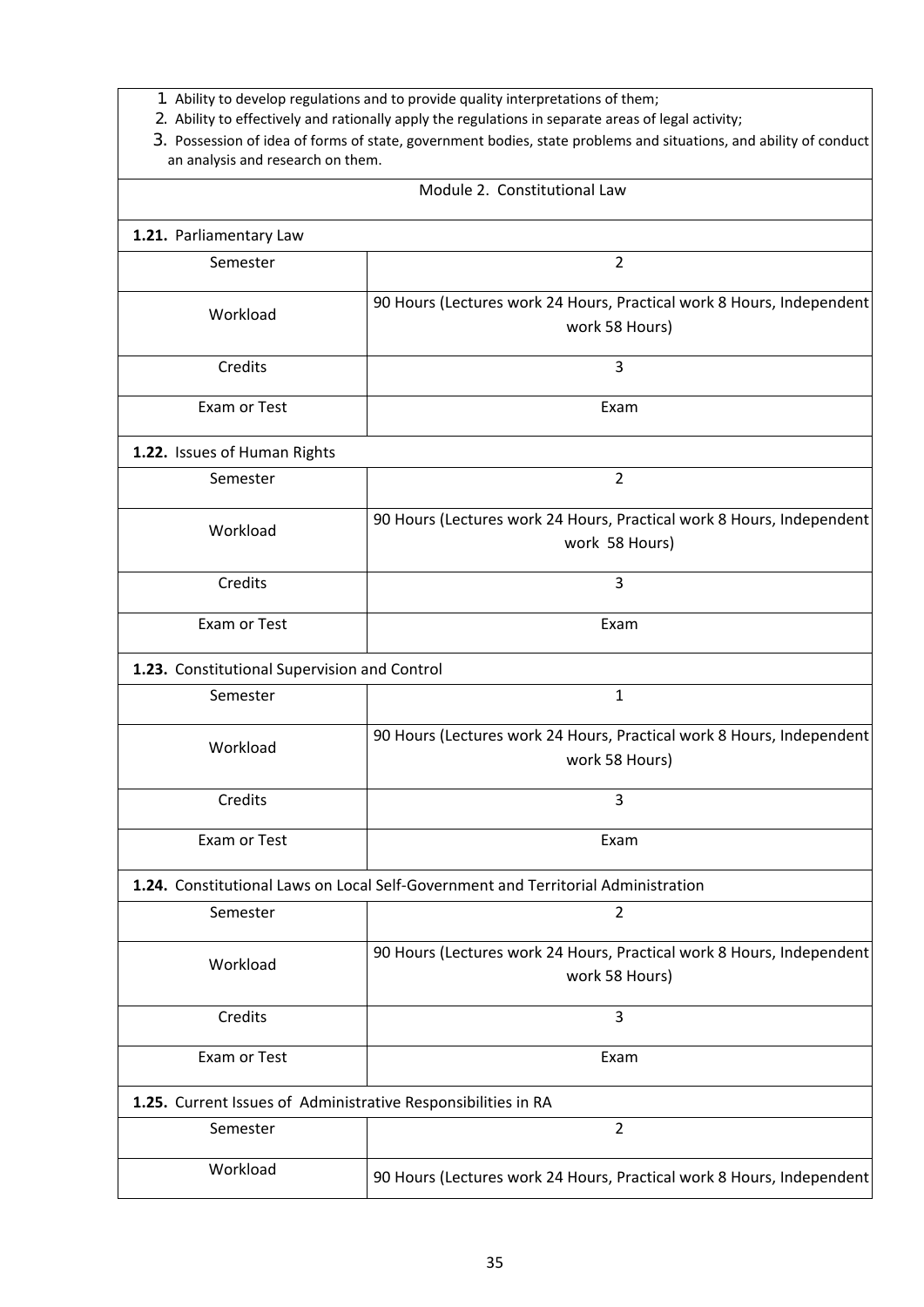1. Ability to develop regulations and to provide quality interpretations of them;
2. Ability to effectively and rationally apply the regulations in separate areas of legal activity;
3. Possession of idea of forms of state, government bodies, state problems and situations, and ability of conduct an analysis and research on them.

**Module 2. Constitutional Law**

**1.21.** Parliamentary Law

| | |
|---|---|
| Semester | 2 |
| Workload | 90 Hours (Lectures work 24 Hours, Practical work 8 Hours, Independent work 58 Hours) |
| Credits | 3 |
| Exam or Test | Exam |

**1.22.** Issues of Human Rights

| | |
|---|---|
| Semester | 2 |
| Workload | 90 Hours (Lectures work 24 Hours, Practical work 8 Hours, Independent work 58 Hours) |
| Credits | 3 |
| Exam or Test | Exam |

**1.23.** Constitutional Supervision and Control

| | |
|---|---|
| Semester | 1 |
| Workload | 90 Hours (Lectures work 24 Hours, Practical work 8 Hours, Independent work 58 Hours) |
| Credits | 3 |
| Exam or Test | Exam |

**1.24.** Constitutional Laws on Local Self-Government and Territorial Administration

| | |
|---|---|
| Semester | 2 |
| Workload | 90 Hours (Lectures work 24 Hours, Practical work 8 Hours, Independent work 58 Hours) |
| Credits | 3 |
| Exam or Test | Exam |

**1.25.** Current Issues of Administrative Responsibilities in RA

| | |
|---|---|
| Semester | 2 |
| Workload | 90 Hours (Lectures work 24 Hours, Practical work 8 Hours, Independent |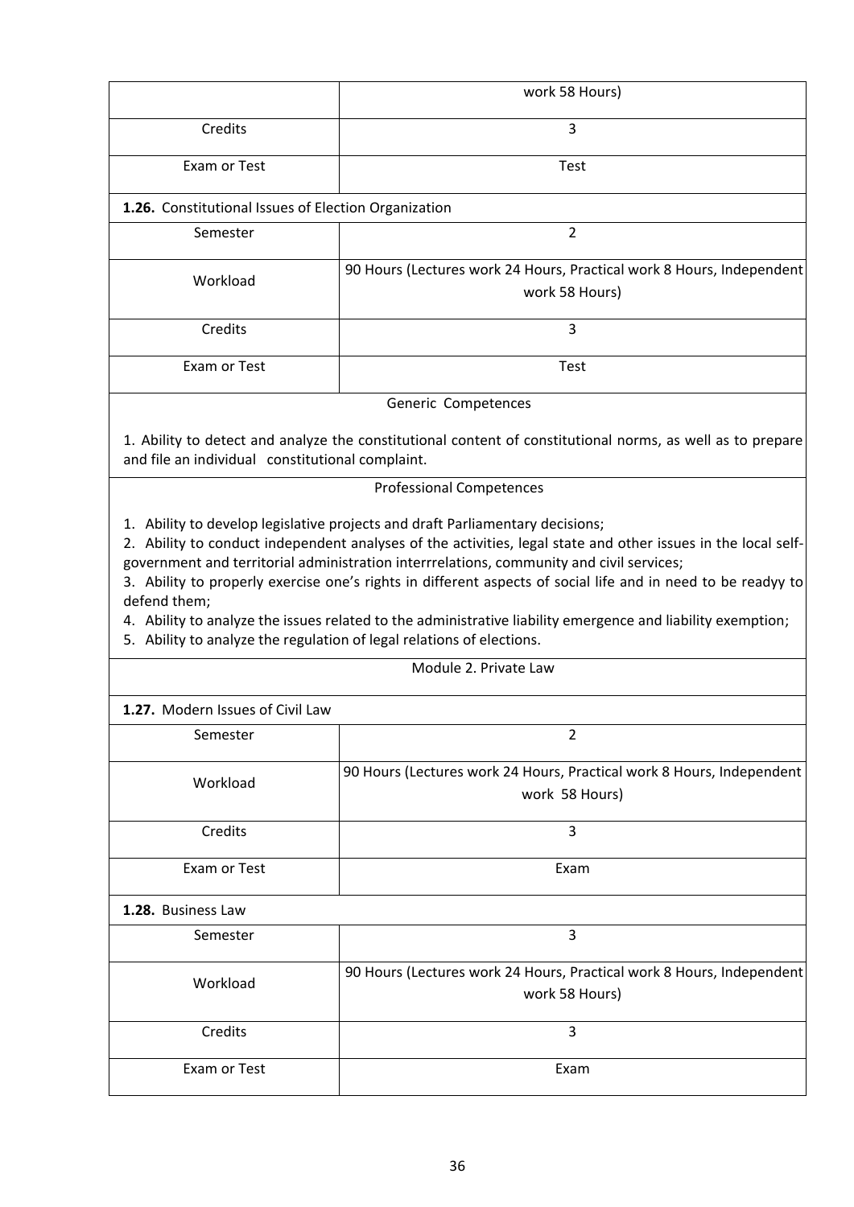|  | work 58 Hours) |
|---|---|
| Credits | 3 |
| Exam or Test | Test |

**1.26.** Constitutional Issues of Election Organization

| Semester | 2 |
|---|---|
| Workload | 90 Hours (Lectures work 24 Hours, Practical work 8 Hours, Independent work 58 Hours) |
| Credits | 3 |
| Exam or Test | Test |

Generic Competences

1. Ability to detect and analyze the constitutional content of constitutional norms, as well as to prepare and file an individual constitutional complaint.

Professional Competences

1. Ability to develop legislative projects and draft Parliamentary decisions;
2. Ability to conduct independent analyses of the activities, legal state and other issues in the local self-government and territorial administration interrrelations, community and civil services;
3. Ability to properly exercise one's rights in different aspects of social life and in need to be readyy to defend them;
4. Ability to analyze the issues related to the administrative liability emergence and liability exemption;
5. Ability to analyze the regulation of legal relations of elections.

Module 2. Private Law

**1.27.** Modern Issues of Civil Law

| Semester | 2 |
|---|---|
| Workload | 90 Hours (Lectures work 24 Hours, Practical work 8 Hours, Independent work 58 Hours) |
| Credits | 3 |
| Exam or Test | Exam |

**1.28.** Business Law

| Semester | 3 |
|---|---|
| Workload | 90 Hours (Lectures work 24 Hours, Practical work 8 Hours, Independent work 58 Hours) |
| Credits | 3 |
| Exam or Test | Exam |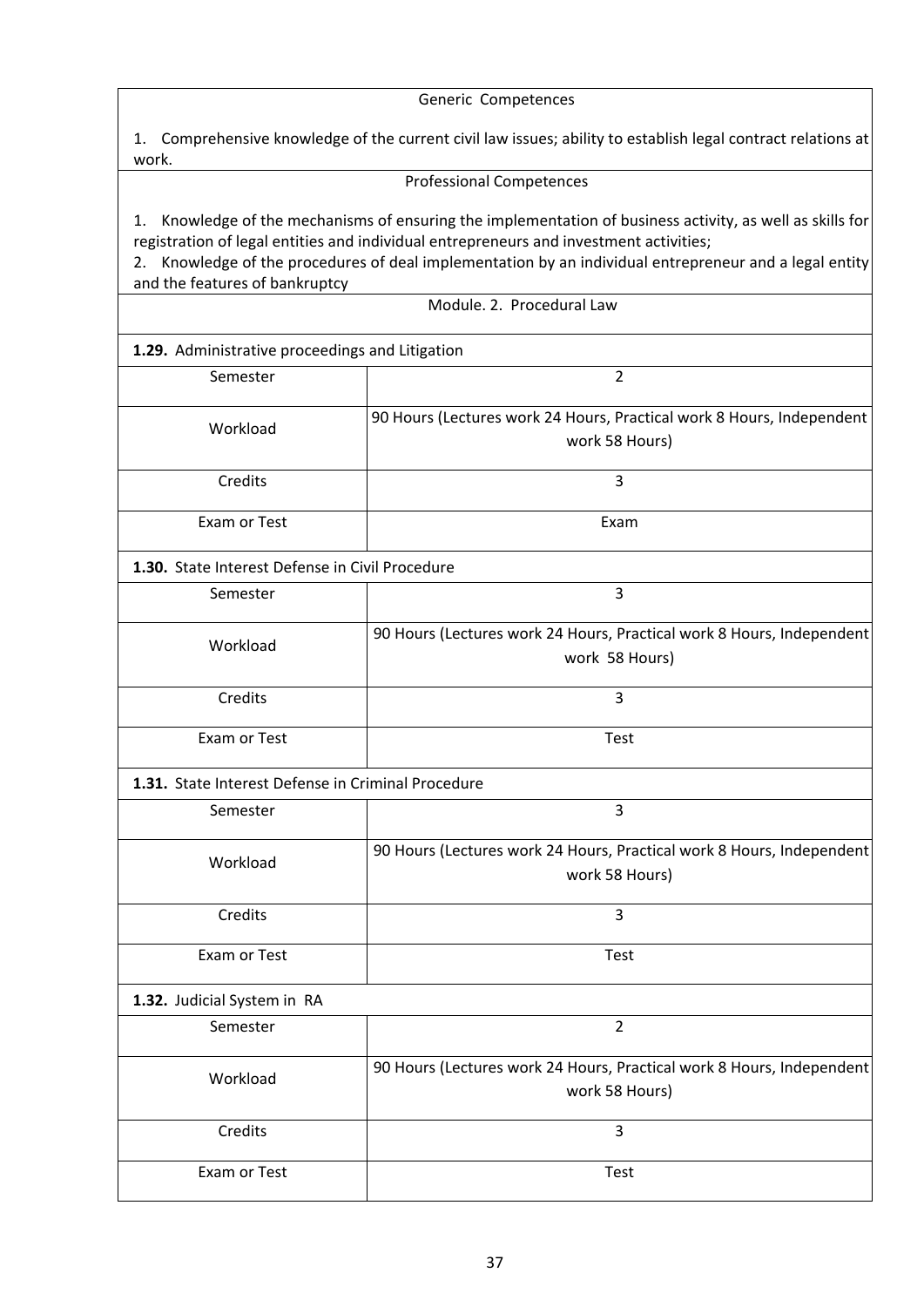Generic Competences

1. Comprehensive knowledge of the current civil law issues; ability to establish legal contract relations at work.

Professional Competences

1. Knowledge of the mechanisms of ensuring the implementation of business activity, as well as skills for registration of legal entities and individual entrepreneurs and investment activities;
2. Knowledge of the procedures of deal implementation by an individual entrepreneur and a legal entity and the features of bankruptcy

## Module. 2. Procedural Law

**1.29.** Administrative proceedings and Litigation

| | |
|---|---|
| Semester | 2 |
| Workload | 90 Hours (Lectures work 24 Hours, Practical work 8 Hours, Independent work 58 Hours) |
| Credits | 3 |
| Exam or Test | Exam |

**1.30.** State Interest Defense in Civil Procedure

| | |
|---|---|
| Semester | 3 |
| Workload | 90 Hours (Lectures work 24 Hours, Practical work 8 Hours, Independent work 58 Hours) |
| Credits | 3 |
| Exam or Test | Test |

**1.31.** State Interest Defense in Criminal Procedure

| | |
|---|---|
| Semester | 3 |
| Workload | 90 Hours (Lectures work 24 Hours, Practical work 8 Hours, Independent work 58 Hours) |
| Credits | 3 |
| Exam or Test | Test |

**1.32.** Judicial System in RA

| | |
|---|---|
| Semester | 2 |
| Workload | 90 Hours (Lectures work 24 Hours, Practical work 8 Hours, Independent work 58 Hours) |
| Credits | 3 |
| Exam or Test | Test |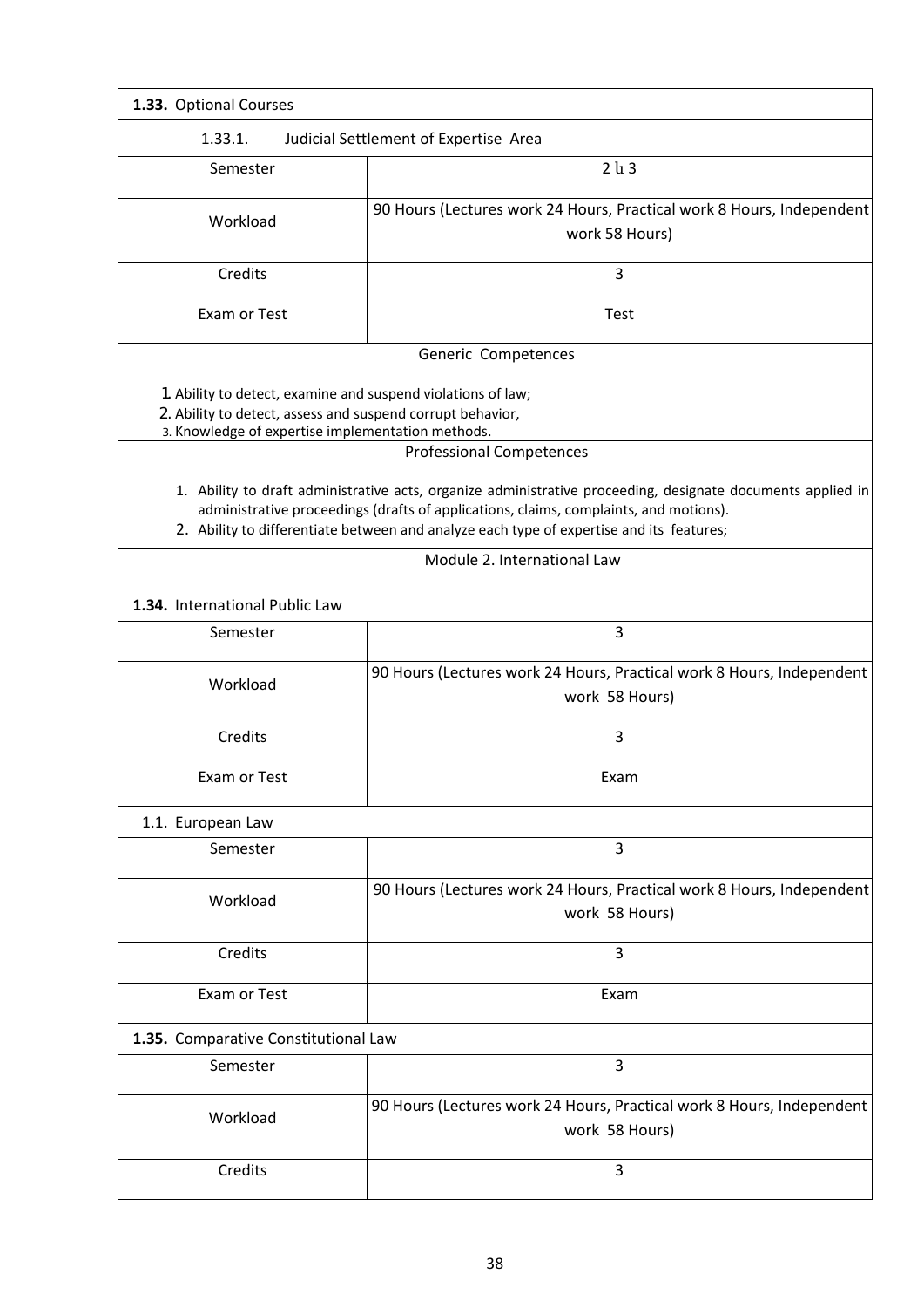| **1.33.** Optional Courses | |
|---|---|
| 1.33.1. Judicial Settlement of Expertise Area | |
| Semester | 2 և 3 |
| Workload | 90 Hours (Lectures work 24 Hours, Practical work 8 Hours, Independent work 58 Hours) |
| Credits | 3 |
| Exam or Test | Test |
| Generic Competences | |
| 1. Ability to detect, examine and suspend violations of law;<br>2. Ability to detect, assess and suspend corrupt behavior,<br>3. Knowledge of expertise implementation methods. | |
| Professional Competences | |
| 1. Ability to draft administrative acts, organize administrative proceeding, designate documents applied in administrative proceedings (drafts of applications, claims, complaints, and motions).<br>2. Ability to differentiate between and analyze each type of expertise and its features; | |
| Module 2. International Law | |
| **1.34.** International Public Law | |
| Semester | 3 |
| Workload | 90 Hours (Lectures work 24 Hours, Practical work 8 Hours, Independent work 58 Hours) |
| Credits | 3 |
| Exam or Test | Exam |
| 1.1. European Law | |
| Semester | 3 |
| Workload | 90 Hours (Lectures work 24 Hours, Practical work 8 Hours, Independent work 58 Hours) |
| Credits | 3 |
| Exam or Test | Exam |
| **1.35.** Comparative Constitutional Law | |
| Semester | 3 |
| Workload | 90 Hours (Lectures work 24 Hours, Practical work 8 Hours, Independent work 58 Hours) |
| Credits | 3 |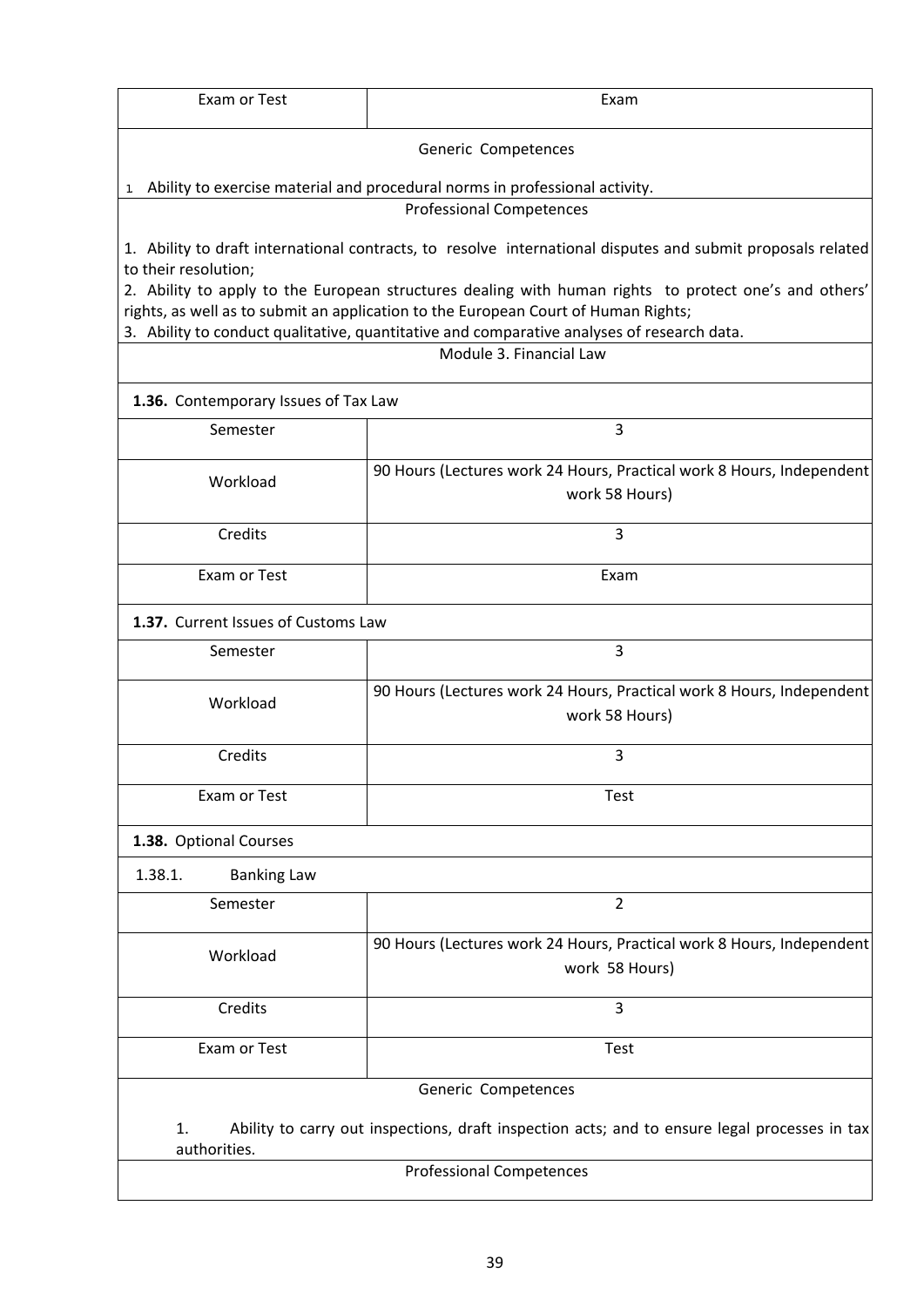| Exam or Test | Exam |
|---|---|

Generic Competences

1. Ability to exercise material and procedural norms in professional activity.

Professional Competences

1. Ability to draft international contracts, to resolve international disputes and submit proposals related to their resolution;
2. Ability to apply to the European structures dealing with human rights to protect one's and others' rights, as well as to submit an application to the European Court of Human Rights;
3. Ability to conduct qualitative, quantitative and comparative analyses of research data.

Module 3. Financial Law

**1.36.** Contemporary Issues of Tax Law

| Semester | 3 |
|---|---|
| Workload | 90 Hours (Lectures work 24 Hours, Practical work 8 Hours, Independent work 58 Hours) |
| Credits | 3 |
| Exam or Test | Exam |

**1.37.** Current Issues of Customs Law

| Semester | 3 |
|---|---|
| Workload | 90 Hours (Lectures work 24 Hours, Practical work 8 Hours, Independent work 58 Hours) |
| Credits | 3 |
| Exam or Test | Test |

**1.38.** Optional Courses

1.38.1. Banking Law

| Semester | 2 |
|---|---|
| Workload | 90 Hours (Lectures work 24 Hours, Practical work 8 Hours, Independent work 58 Hours) |
| Credits | 3 |
| Exam or Test | Test |

Generic Competences

1. Ability to carry out inspections, draft inspection acts; and to ensure legal processes in tax authorities.

Professional Competences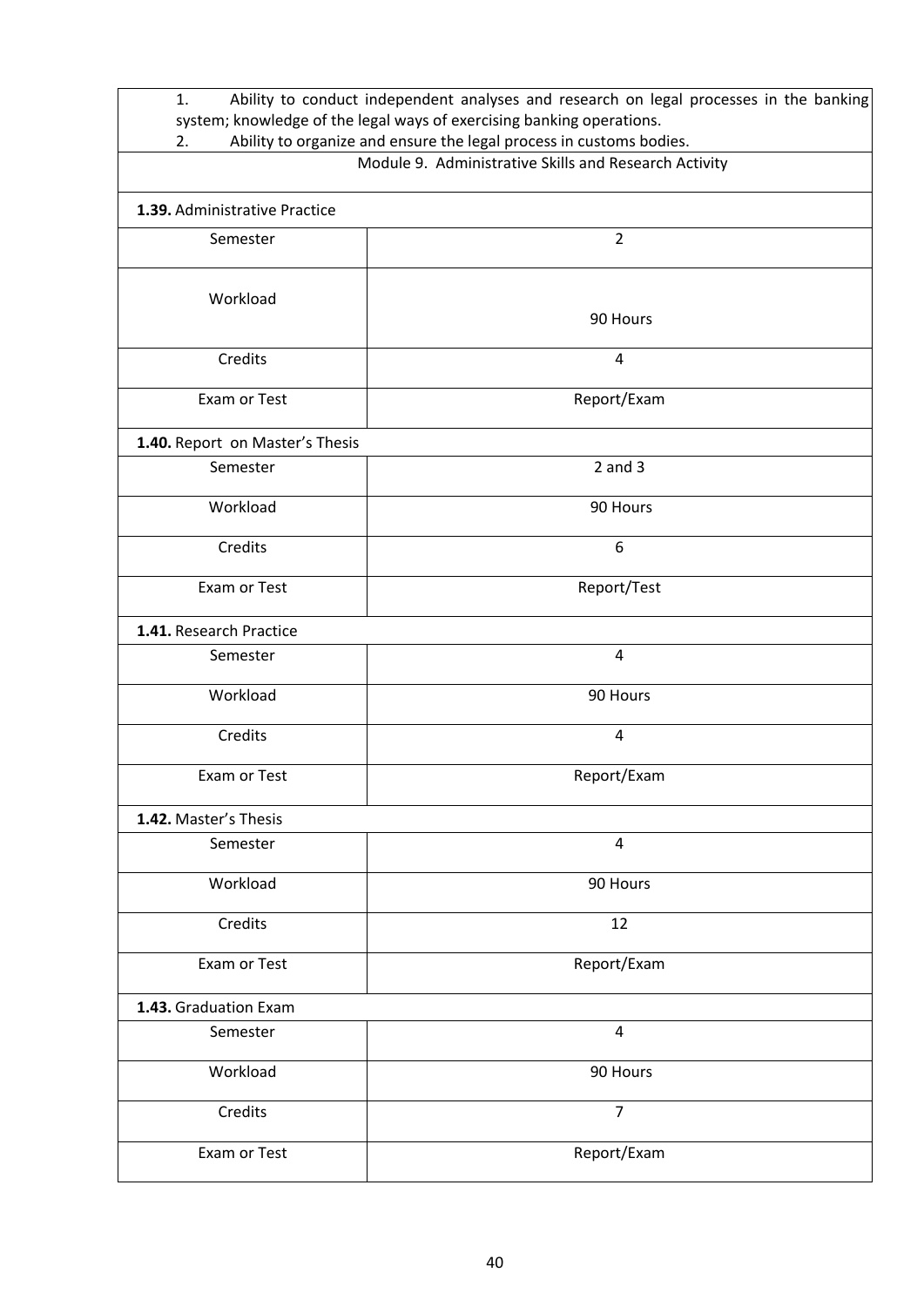1. Ability to conduct independent analyses and research on legal processes in the banking system; knowledge of the legal ways of exercising banking operations.
2. Ability to organize and ensure the legal process in customs bodies.

## Module 9. Administrative Skills and Research Activity

**1.39.** Administrative Practice

| | |
|---|---|
| Semester | 2 |
| Workload | 90 Hours |
| Credits | 4 |
| Exam or Test | Report/Exam |

**1.40.** Report on Master's Thesis

| | |
|---|---|
| Semester | 2 and 3 |
| Workload | 90 Hours |
| Credits | 6 |
| Exam or Test | Report/Test |

**1.41.** Research Practice

| | |
|---|---|
| Semester | 4 |
| Workload | 90 Hours |
| Credits | 4 |
| Exam or Test | Report/Exam |

**1.42.** Master's Thesis

| | |
|---|---|
| Semester | 4 |
| Workload | 90 Hours |
| Credits | 12 |
| Exam or Test | Report/Exam |

**1.43.** Graduation Exam

| | |
|---|---|
| Semester | 4 |
| Workload | 90 Hours |
| Credits | 7 |
| Exam or Test | Report/Exam |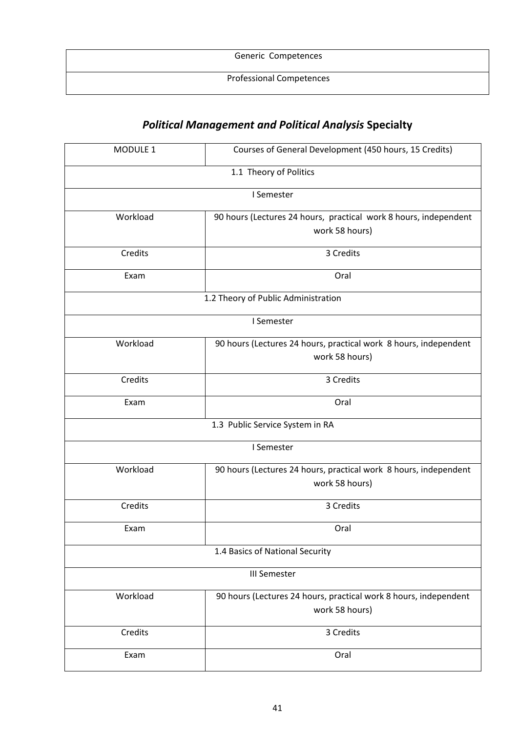| Generic Competences |
| --- |
| Professional Competences |

## *Political Management and Political Analysis* Specialty

| MODULE 1 | Courses of General Development (450 hours, 15 Credits) |
| --- | --- |
| 1.1 Theory of Politics | |
| I Semester | |
| Workload | 90 hours (Lectures 24 hours, practical work 8 hours, independent work 58 hours) |
| Credits | 3 Credits |
| Exam | Oral |
| 1.2 Theory of Public Administration | |
| I Semester | |
| Workload | 90 hours (Lectures 24 hours, practical work 8 hours, independent work 58 hours) |
| Credits | 3 Credits |
| Exam | Oral |
| 1.3 Public Service System in RA | |
| I Semester | |
| Workload | 90 hours (Lectures 24 hours, practical work 8 hours, independent work 58 hours) |
| Credits | 3 Credits |
| Exam | Oral |
| 1.4 Basics of National Security | |
| III Semester | |
| Workload | 90 hours (Lectures 24 hours, practical work 8 hours, independent work 58 hours) |
| Credits | 3 Credits |
| Exam | Oral |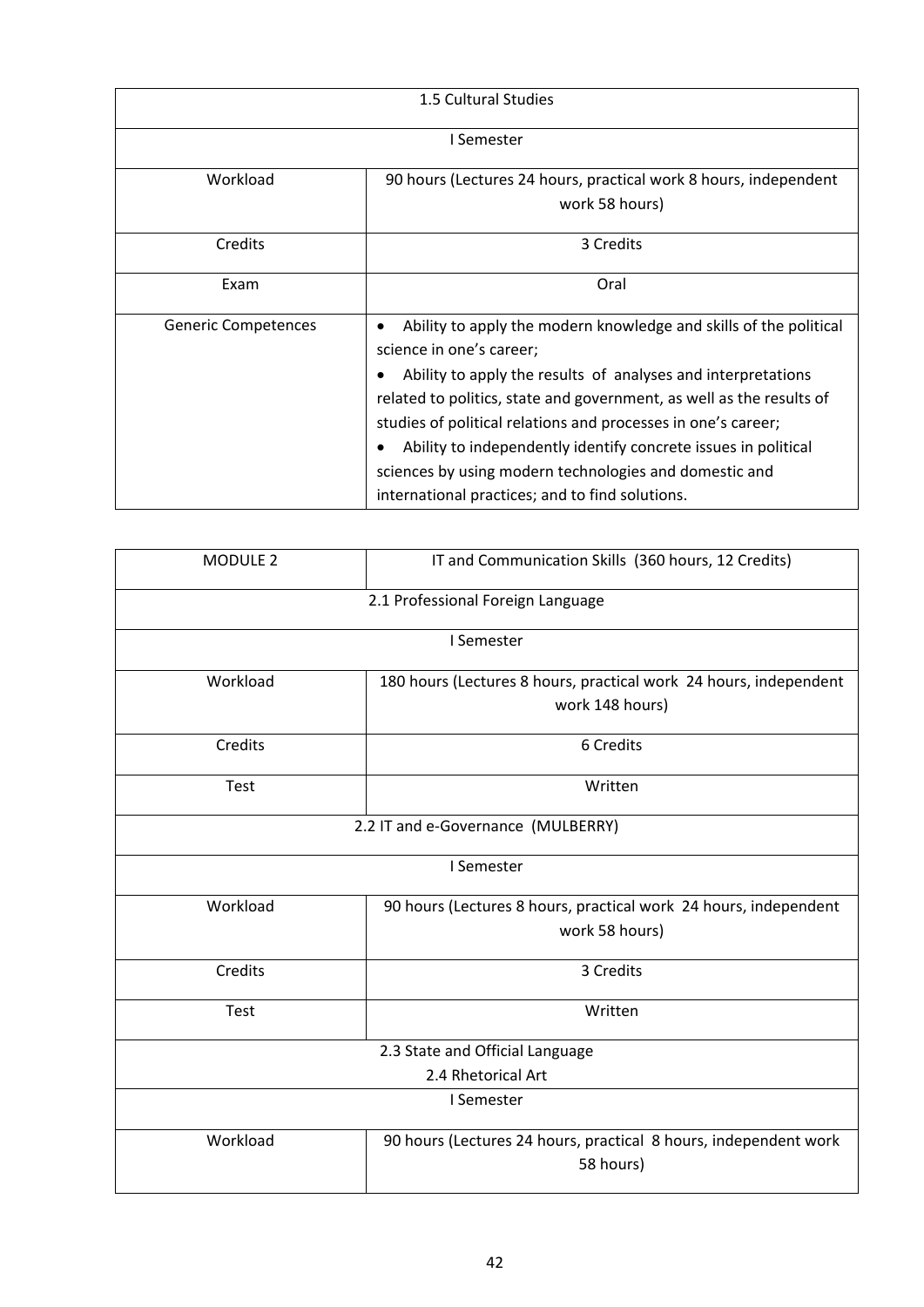| 1.5 Cultural Studies | |
|---|---|
| I Semester | |
| Workload | 90 hours (Lectures 24 hours, practical work 8 hours, independent work 58 hours) |
| Credits | 3 Credits |
| Exam | Oral |
| Generic Competences | • Ability to apply the modern knowledge and skills of the political science in one's career; • Ability to apply the results of analyses and interpretations related to politics, state and government, as well as the results of studies of political relations and processes in one's career; • Ability to independently identify concrete issues in political sciences by using modern technologies and domestic and international practices; and to find solutions. |

| MODULE 2 | IT and Communication Skills (360 hours, 12 Credits) |
|---|---|
| 2.1 Professional Foreign Language | |
| I Semester | |
| Workload | 180 hours (Lectures 8 hours, practical work 24 hours, independent work 148 hours) |
| Credits | 6 Credits |
| Test | Written |
| 2.2 IT and e-Governance (MULBERRY) | |
| I Semester | |
| Workload | 90 hours (Lectures 8 hours, practical work 24 hours, independent work 58 hours) |
| Credits | 3 Credits |
| Test | Written |
| 2.3 State and Official Language<br>2.4 Rhetorical Art | |
| I Semester | |
| Workload | 90 hours (Lectures 24 hours, practical 8 hours, independent work 58 hours) |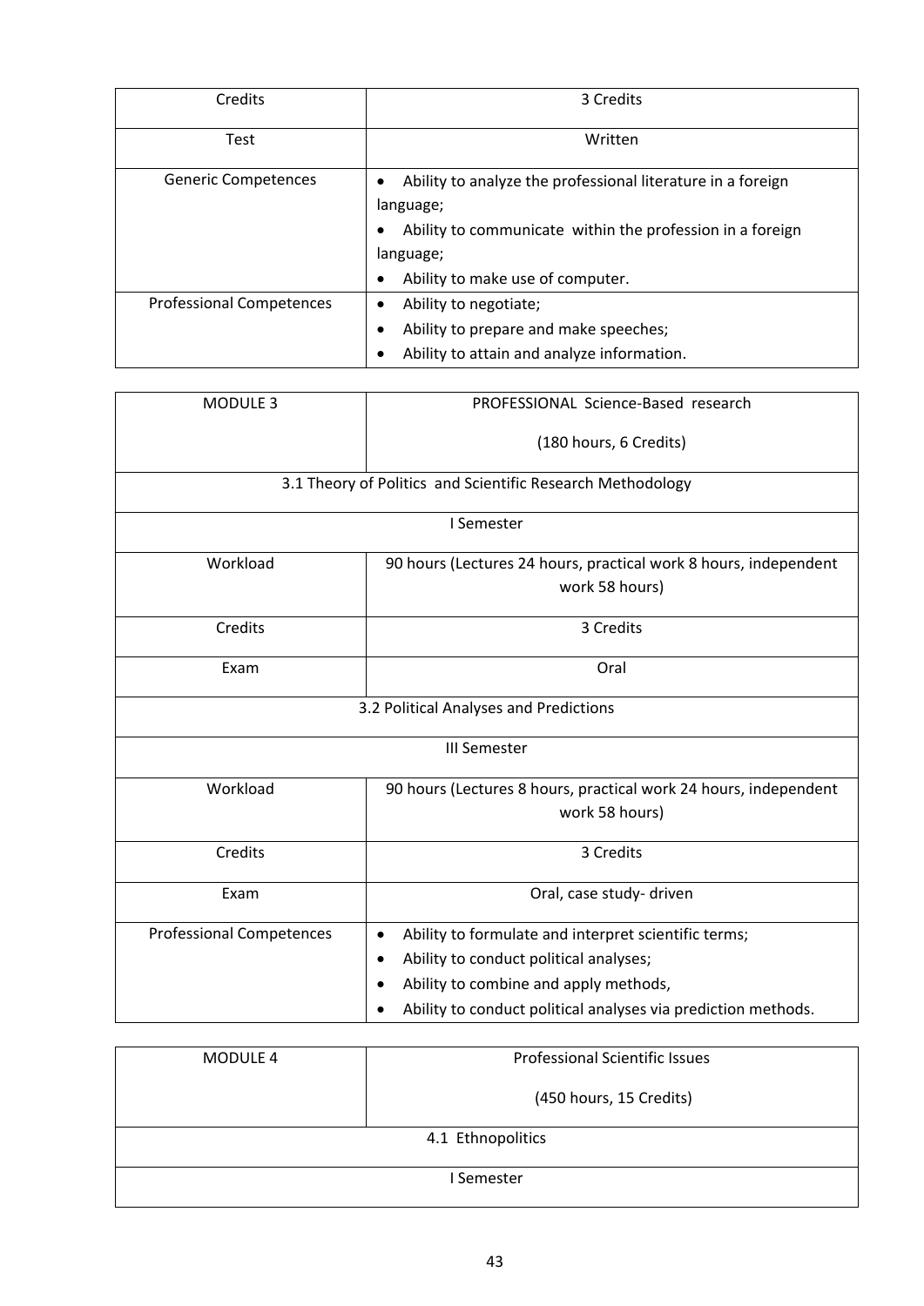| Credits | 3 Credits |
|---|---|
| Test | Written |
| Generic Competences | • Ability to analyze the professional literature in a foreign language;<br>• Ability to communicate within the profession in a foreign language;<br>• Ability to make use of computer. |
| Professional Competences | • Ability to negotiate;<br>• Ability to prepare and make speeches;<br>• Ability to attain and analyze information. |

| MODULE 3 | PROFESSIONAL Science-Based research<br><br>(180 hours, 6 Credits) |
|---|---|
| 3.1 Theory of Politics and Scientific Research Methodology | |
| I Semester | |
| Workload | 90 hours (Lectures 24 hours, practical work 8 hours, independent work 58 hours) |
| Credits | 3 Credits |
| Exam | Oral |
| 3.2 Political Analyses and Predictions | |
| III Semester | |
| Workload | 90 hours (Lectures 8 hours, practical work 24 hours, independent work 58 hours) |
| Credits | 3 Credits |
| Exam | Oral, case study- driven |
| Professional Competences | • Ability to formulate and interpret scientific terms;<br>• Ability to conduct political analyses;<br>• Ability to combine and apply methods,<br>• Ability to conduct political analyses via prediction methods. |

| MODULE 4 | Professional Scientific Issues<br><br>(450 hours, 15 Credits) |
|---|---|
| 4.1 Ethnopolitics | |
| I Semester | |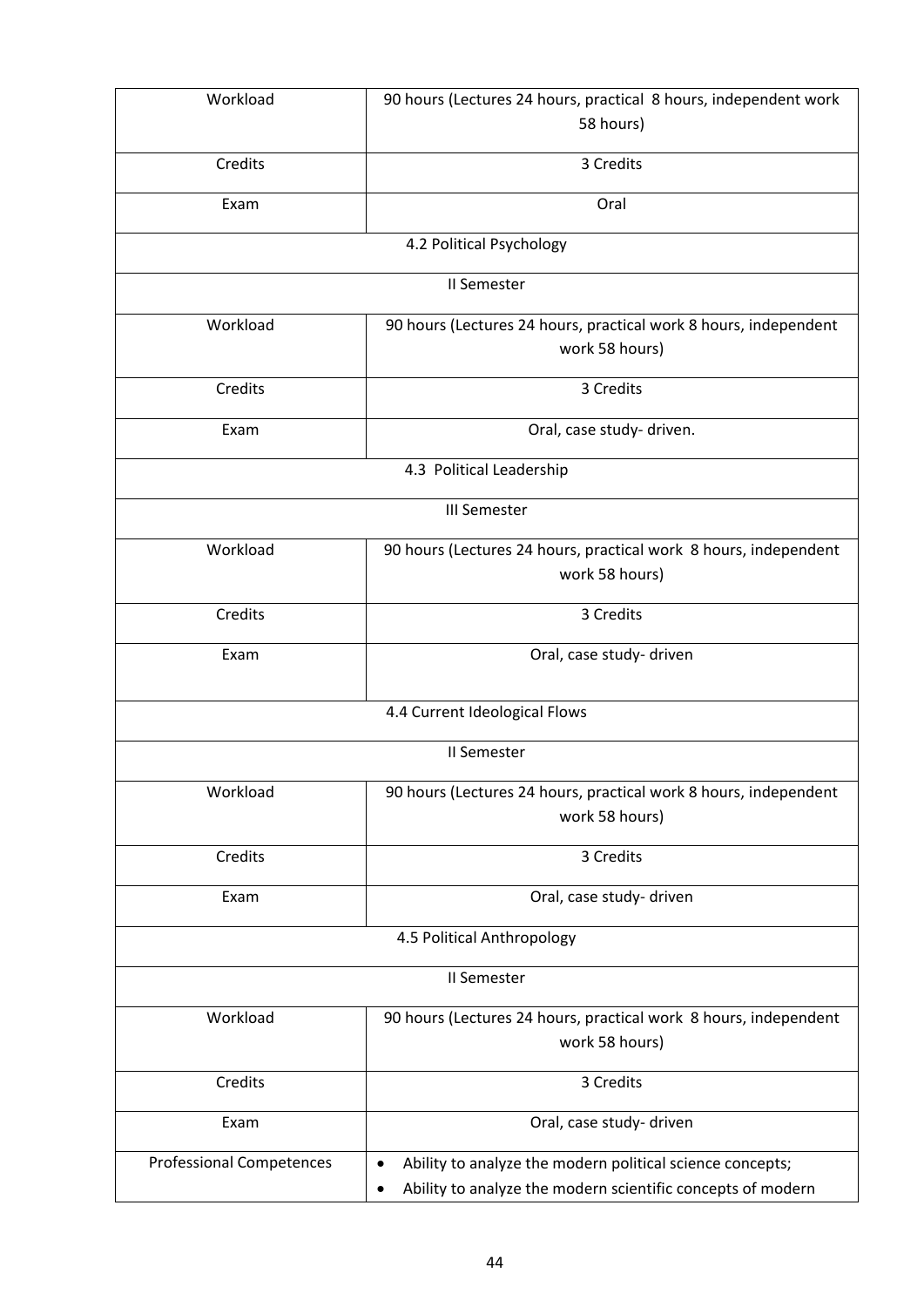| | |
|---|---|
| Workload | 90 hours (Lectures 24 hours, practical 8 hours, independent work 58 hours) |
| Credits | 3 Credits |
| Exam | Oral |
| 4.2 Political Psychology | |
| II Semester | |
| Workload | 90 hours (Lectures 24 hours, practical work 8 hours, independent work 58 hours) |
| Credits | 3 Credits |
| Exam | Oral, case study- driven. |
| 4.3 Political Leadership | |
| III Semester | |
| Workload | 90 hours (Lectures 24 hours, practical work 8 hours, independent work 58 hours) |
| Credits | 3 Credits |
| Exam | Oral, case study- driven |
| 4.4 Current Ideological Flows | |
| II Semester | |
| Workload | 90 hours (Lectures 24 hours, practical work 8 hours, independent work 58 hours) |
| Credits | 3 Credits |
| Exam | Oral, case study- driven |
| 4.5 Political Anthropology | |
| II Semester | |
| Workload | 90 hours (Lectures 24 hours, practical work 8 hours, independent work 58 hours) |
| Credits | 3 Credits |
| Exam | Oral, case study- driven |
| Professional Competences | • Ability to analyze the modern political science concepts;<br>• Ability to analyze the modern scientific concepts of modern |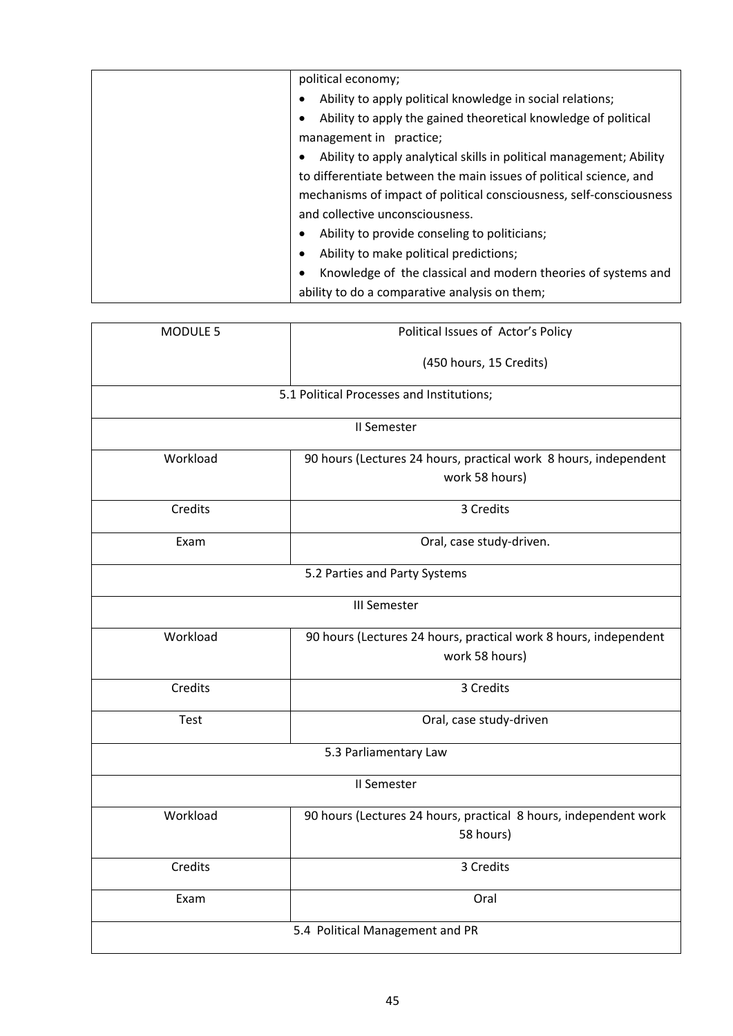| | political economy;<br>• Ability to apply political knowledge in social relations;<br>• Ability to apply the gained theoretical knowledge of political management in practice;<br>• Ability to apply analytical skills in political management; Ability to differentiate between the main issues of political science, and mechanisms of impact of political consciousness, self-consciousness and collective unconsciousness.<br>• Ability to provide conseling to politicians;<br>• Ability to make political predictions;<br>• Knowledge of the classical and modern theories of systems and ability to do a comparative analysis on them; |
|---|---|

| MODULE 5 | Political Issues of Actor's Policy<br><br>(450 hours, 15 Credits) |
|---|---|
| 5.1 Political Processes and Institutions; | |
| II Semester | |
| Workload | 90 hours (Lectures 24 hours, practical work 8 hours, independent work 58 hours) |
| Credits | 3 Credits |
| Exam | Oral, case study-driven. |
| 5.2 Parties and Party Systems | |
| III Semester | |
| Workload | 90 hours (Lectures 24 hours, practical work 8 hours, independent work 58 hours) |
| Credits | 3 Credits |
| Test | Oral, case study-driven |
| 5.3 Parliamentary Law | |
| II Semester | |
| Workload | 90 hours (Lectures 24 hours, practical 8 hours, independent work 58 hours) |
| Credits | 3 Credits |
| Exam | Oral |
| 5.4 Political Management and PR | |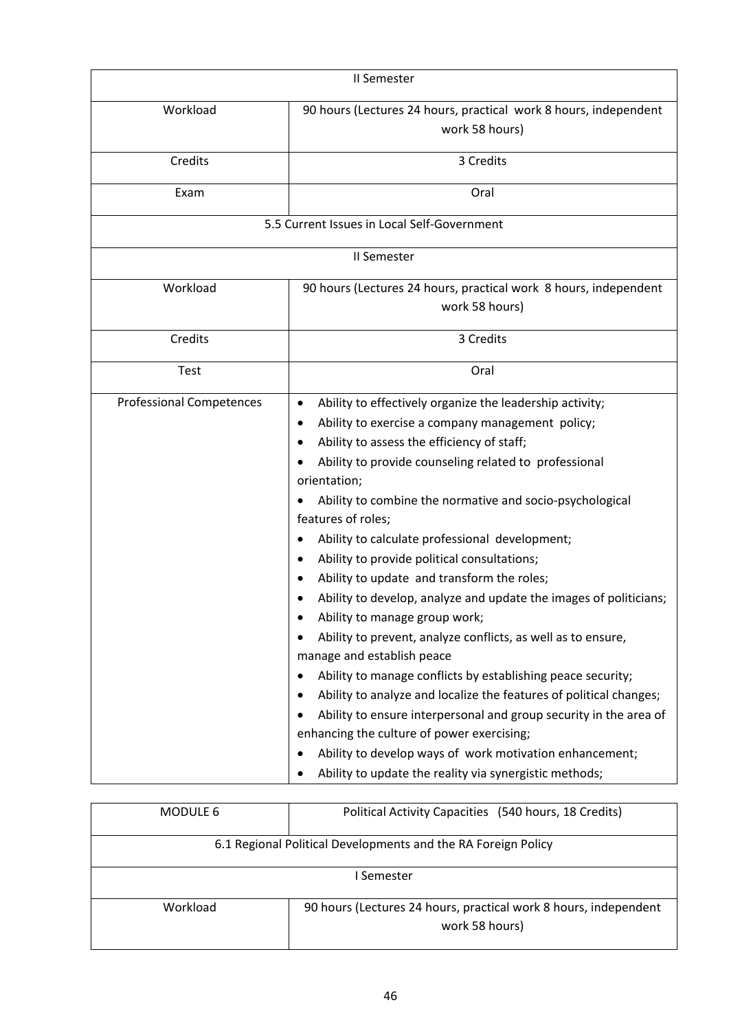| II Semester | |
|---|---|
| Workload | 90 hours (Lectures 24 hours, practical work 8 hours, independent work 58 hours) |
| Credits | 3 Credits |
| Exam | Oral |
| 5.5 Current Issues in Local Self-Government | |
| II Semester | |
| Workload | 90 hours (Lectures 24 hours, practical work 8 hours, independent work 58 hours) |
| Credits | 3 Credits |
| Test | Oral |
| Professional Competences | • Ability to effectively organize the leadership activity;<br>• Ability to exercise a company management policy;<br>• Ability to assess the efficiency of staff;<br>• Ability to provide counseling related to professional orientation;<br>• Ability to combine the normative and socio-psychological features of roles;<br>• Ability to calculate professional development;<br>• Ability to provide political consultations;<br>• Ability to update and transform the roles;<br>• Ability to develop, analyze and update the images of politicians;<br>• Ability to manage group work;<br>• Ability to prevent, analyze conflicts, as well as to ensure, manage and establish peace<br>• Ability to manage conflicts by establishing peace security;<br>• Ability to analyze and localize the features of political changes;<br>• Ability to ensure interpersonal and group security in the area of enhancing the culture of power exercising;<br>• Ability to develop ways of work motivation enhancement;<br>• Ability to update the reality via synergistic methods; |

| MODULE 6 | Political Activity Capacities (540 hours, 18 Credits) |
|---|---|
| 6.1 Regional Political Developments and the RA Foreign Policy | |
| I Semester | |
| Workload | 90 hours (Lectures 24 hours, practical work 8 hours, independent work 58 hours) |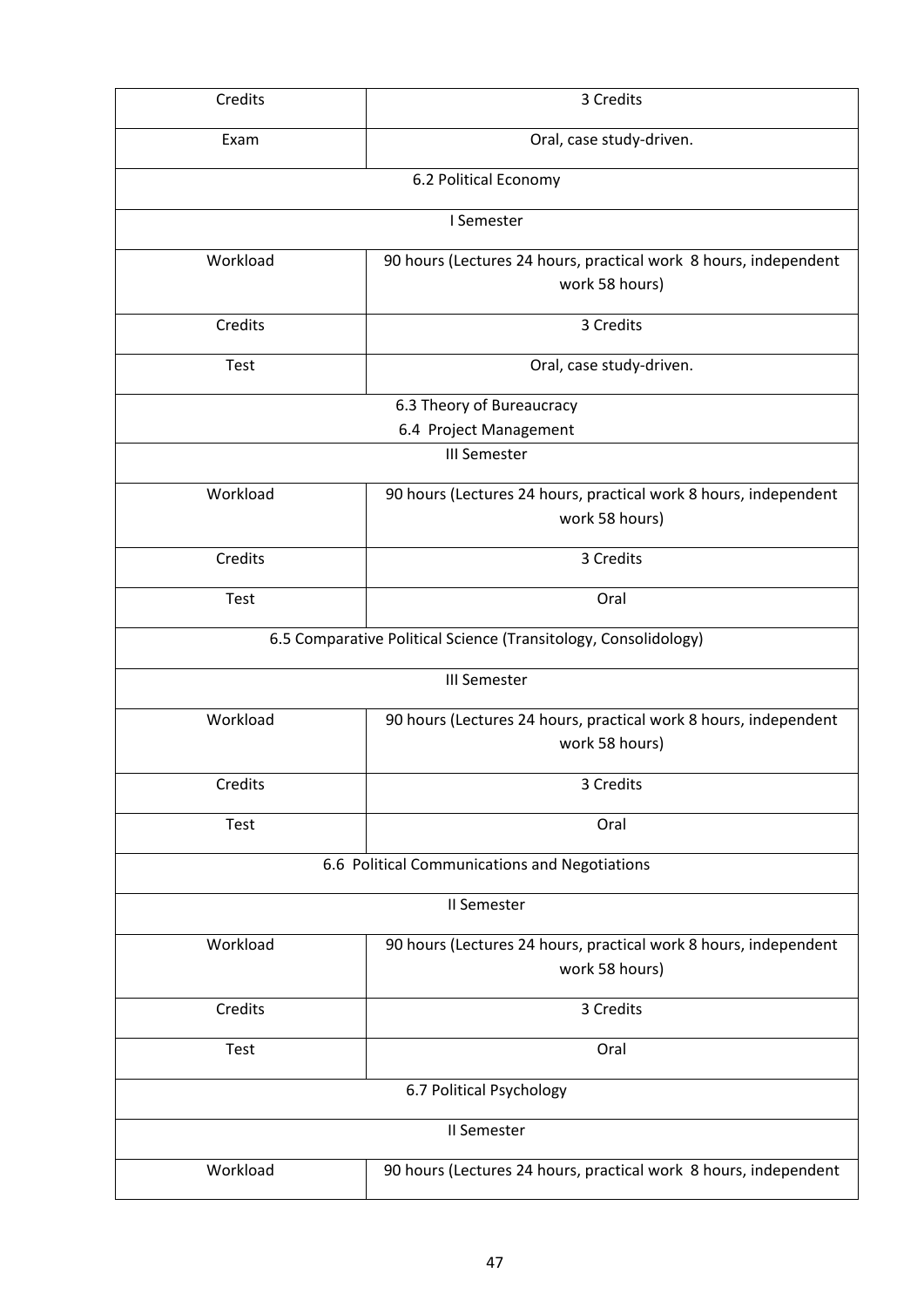| Credits | 3 Credits |
|---|---|
| Exam | Oral, case study-driven. |
| 6.2 Political Economy | |
| I Semester | |
| Workload | 90 hours (Lectures 24 hours, practical work 8 hours, independent work 58 hours) |
| Credits | 3 Credits |
| Test | Oral, case study-driven. |
| 6.3 Theory of Bureaucracy<br>6.4 Project Management | |
| III Semester | |
| Workload | 90 hours (Lectures 24 hours, practical work 8 hours, independent work 58 hours) |
| Credits | 3 Credits |
| Test | Oral |
| 6.5 Comparative Political Science (Transitology, Consolidology) | |
| III Semester | |
| Workload | 90 hours (Lectures 24 hours, practical work 8 hours, independent work 58 hours) |
| Credits | 3 Credits |
| Test | Oral |
| 6.6 Political Communications and Negotiations | |
| II Semester | |
| Workload | 90 hours (Lectures 24 hours, practical work 8 hours, independent work 58 hours) |
| Credits | 3 Credits |
| Test | Oral |
| 6.7 Political Psychology | |
| II Semester | |
| Workload | 90 hours (Lectures 24 hours, practical work 8 hours, independent |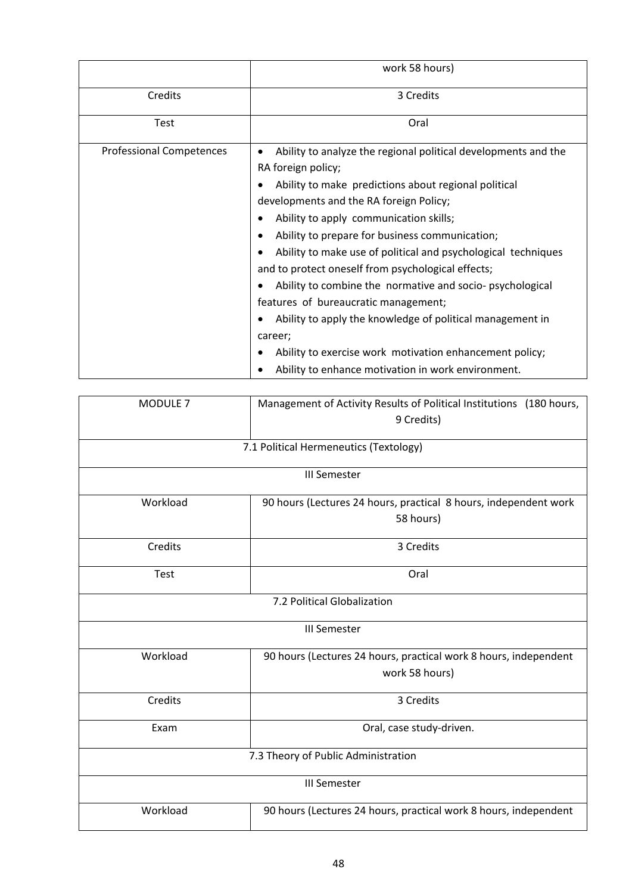| | work 58 hours) |
|---|---|
| Credits | 3 Credits |
| Test | Oral |
| Professional Competences | • Ability to analyze the regional political developments and the RA foreign policy;<br>• Ability to make predictions about regional political developments and the RA foreign Policy;<br>• Ability to apply communication skills;<br>• Ability to prepare for business communication;<br>• Ability to make use of political and psychological techniques and to protect oneself from psychological effects;<br>• Ability to combine the normative and socio- psychological features of bureaucratic management;<br>• Ability to apply the knowledge of political management in career;<br>• Ability to exercise work motivation enhancement policy;<br>• Ability to enhance motivation in work environment. |

| MODULE 7 | Management of Activity Results of Political Institutions (180 hours, 9 Credits) |
|---|---|
| 7.1 Political Hermeneutics (Textology) | |
| III Semester | |
| Workload | 90 hours (Lectures 24 hours, practical 8 hours, independent work 58 hours) |
| Credits | 3 Credits |
| Test | Oral |
| 7.2 Political Globalization | |
| III Semester | |
| Workload | 90 hours (Lectures 24 hours, practical work 8 hours, independent work 58 hours) |
| Credits | 3 Credits |
| Exam | Oral, case study-driven. |
| 7.3 Theory of Public Administration | |
| III Semester | |
| Workload | 90 hours (Lectures 24 hours, practical work 8 hours, independent |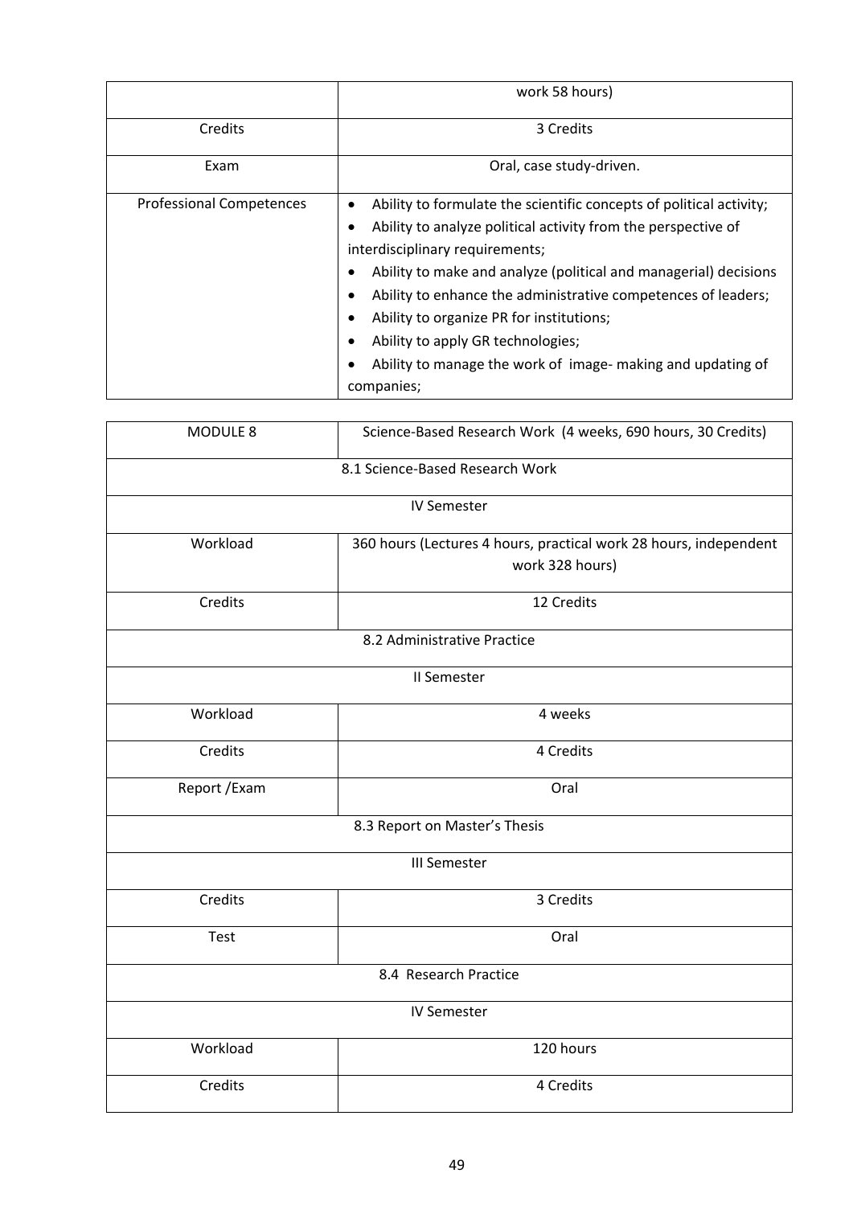| | work 58 hours) |
|---|---|
| Credits | 3 Credits |
| Exam | Oral, case study-driven. |
| Professional Competences | • Ability to formulate the scientific concepts of political activity;<br>• Ability to analyze political activity from the perspective of interdisciplinary requirements;<br>• Ability to make and analyze (political and managerial) decisions<br>• Ability to enhance the administrative competences of leaders;<br>• Ability to organize PR for institutions;<br>• Ability to apply GR technologies;<br>• Ability to manage the work of image- making and updating of companies; |

| MODULE 8 | Science-Based Research Work (4 weeks, 690 hours, 30 Credits) |
|---|---|
| 8.1 Science-Based Research Work | |
| IV Semester | |
| Workload | 360 hours (Lectures 4 hours, practical work 28 hours, independent work 328 hours) |
| Credits | 12 Credits |
| 8.2 Administrative Practice | |
| II Semester | |
| Workload | 4 weeks |
| Credits | 4 Credits |
| Report /Exam | Oral |
| 8.3 Report on Master's Thesis | |
| III Semester | |
| Credits | 3 Credits |
| Test | Oral |
| 8.4 Research Practice | |
| IV Semester | |
| Workload | 120 hours |
| Credits | 4 Credits |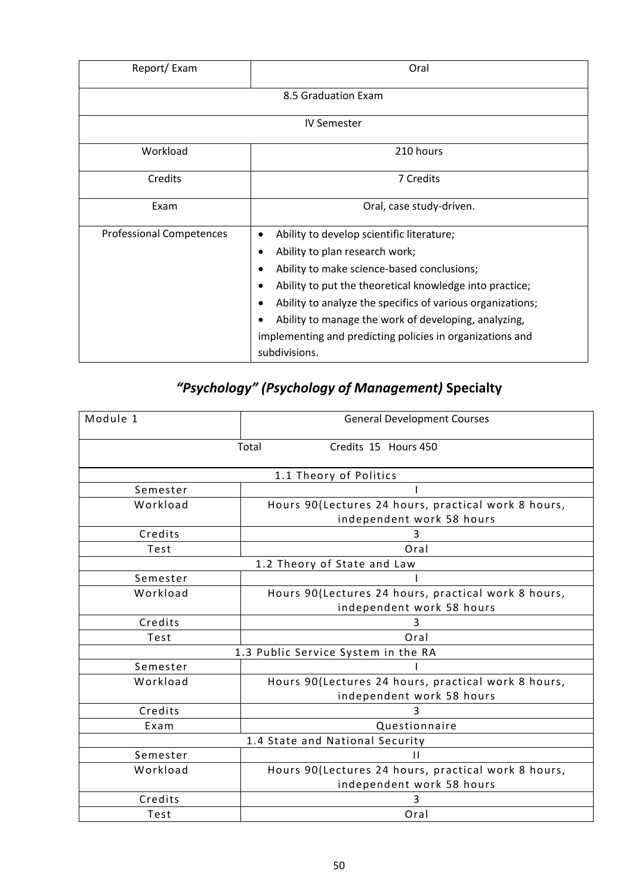| Report/ Exam | Oral |
| --- | --- |
| 8.5 Graduation Exam | |
| IV Semester | |
| Workload | 210 hours |
| Credits | 7 Credits |
| Exam | Oral, case study-driven. |
| Professional Competences | • Ability to develop scientific literature;<br>• Ability to plan research work;<br>• Ability to make science-based conclusions;<br>• Ability to put the theoretical knowledge into practice;<br>• Ability to analyze the specifics of various organizations;<br>• Ability to manage the work of developing, analyzing, implementing and predicting policies in organizations and subdivisions. |

## *"Psychology" (Psychology of Management)* Specialty

| Module 1 | General Development Courses |
| --- | --- |
| Total Credits 15 Hours 450 | |
| 1.1 Theory of Politics | |
| Semester | I |
| Workload | Hours 90(Lectures 24 hours, practical work 8 hours, independent work 58 hours |
| Credits | 3 |
| Test | Oral |
| 1.2 Theory of State and Law | |
| Semester | I |
| Workload | Hours 90(Lectures 24 hours, practical work 8 hours, independent work 58 hours |
| Credits | 3 |
| Test | Oral |
| 1.3 Public Service System in the RA | |
| Semester | I |
| Workload | Hours 90(Lectures 24 hours, practical work 8 hours, independent work 58 hours |
| Credits | 3 |
| Exam | Questionnaire |
| 1.4 State and National Security | |
| Semester | II |
| Workload | Hours 90(Lectures 24 hours, practical work 8 hours, independent work 58 hours |
| Credits | 3 |
| Test | Oral |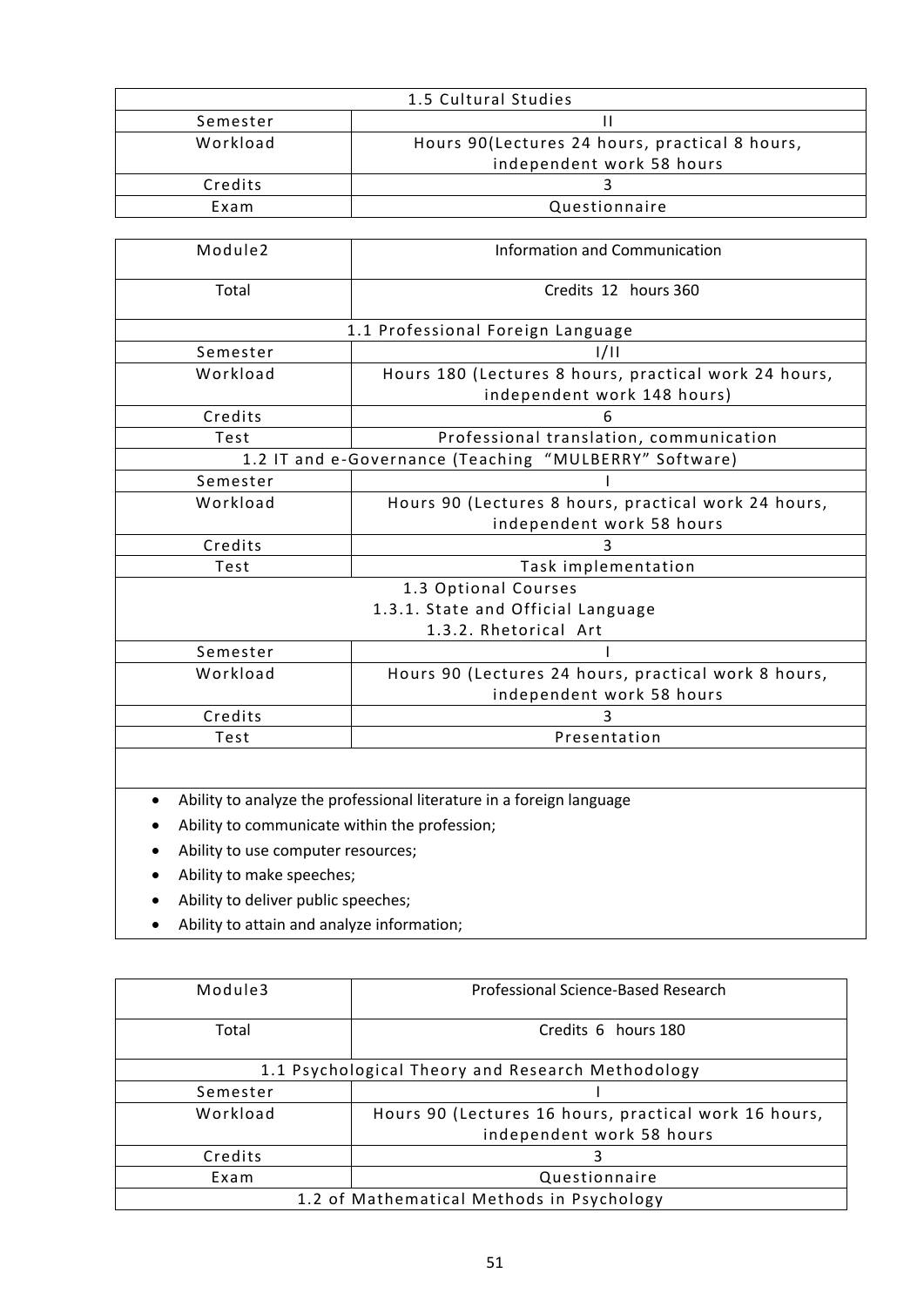| 1.5 Cultural Studies | |
|---|---|
| Semester | II |
| Workload | Hours 90(Lectures 24 hours, practical 8 hours, independent work 58 hours |
| Credits | 3 |
| Exam | Questionnaire |

| Module2 | Information and Communication |
|---|---|
| Total | Credits 12 hours 360 |
| 1.1 Professional Foreign Language | |
| Semester | I/II |
| Workload | Hours 180 (Lectures 8 hours, practical work 24 hours, independent work 148 hours) |
| Credits | 6 |
| Test | Professional translation, communication |
| 1.2 IT and e-Governance (Teaching "MULBERRY" Software) | |
| Semester | I |
| Workload | Hours 90 (Lectures 8 hours, practical work 24 hours, independent work 58 hours |
| Credits | 3 |
| Test | Task implementation |
| 1.3 Optional Courses<br>1.3.1. State and Official Language<br>1.3.2. Rhetorical Art | |
| Semester | I |
| Workload | Hours 90 (Lectures 24 hours, practical work 8 hours, independent work 58 hours |
| Credits | 3 |
| Test | Presentation |

- Ability to analyze the professional literature in a foreign language
- Ability to communicate within the profession;
- Ability to use computer resources;
- Ability to make speeches;
- Ability to deliver public speeches;
- Ability to attain and analyze information;

| Module3 | Professional Science-Based Research |
|---|---|
| Total | Credits 6 hours 180 |
| 1.1 Psychological Theory and Research Methodology | |
| Semester | I |
| Workload | Hours 90 (Lectures 16 hours, practical work 16 hours, independent work 58 hours |
| Credits | 3 |
| Exam | Questionnaire |
| 1.2 of Mathematical Methods in Psychology | |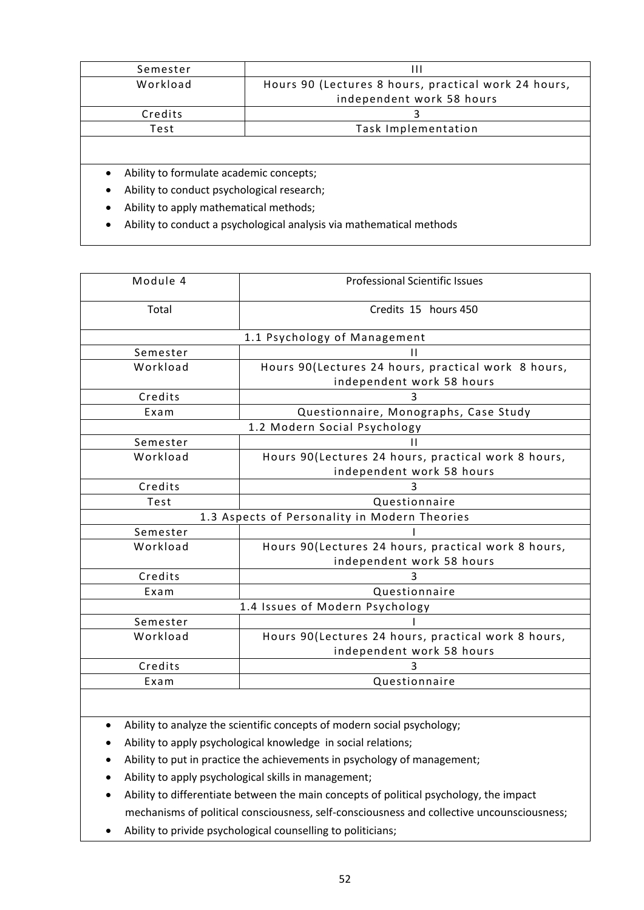| Semester | III |
|---|---|
| Workload | Hours 90 (Lectures 8 hours, practical work 24 hours, independent work 58 hours |
| Credits | 3 |
| Test | Task Implementation |

- Ability to formulate academic concepts;
- Ability to conduct psychological research;
- Ability to apply mathematical methods;
- Ability to conduct a psychological analysis via mathematical methods

| Module 4 | Professional Scientific Issues |
|---|---|
| Total | Credits 15 hours 450 |
| 1.1 Psychology of Management | |
| Semester | II |
| Workload | Hours 90(Lectures 24 hours, practical work 8 hours, independent work 58 hours |
| Credits | 3 |
| Exam | Questionnaire, Monographs, Case Study |
| 1.2 Modern Social Psychology | |
| Semester | II |
| Workload | Hours 90(Lectures 24 hours, practical work 8 hours, independent work 58 hours |
| Credits | 3 |
| Test | Questionnaire |
| 1.3 Aspects of Personality in Modern Theories | |
| Semester | I |
| Workload | Hours 90(Lectures 24 hours, practical work 8 hours, independent work 58 hours |
| Credits | 3 |
| Exam | Questionnaire |
| 1.4 Issues of Modern Psychology | |
| Semester | I |
| Workload | Hours 90(Lectures 24 hours, practical work 8 hours, independent work 58 hours |
| Credits | 3 |
| Exam | Questionnaire |

- Ability to analyze the scientific concepts of modern social psychology;
- Ability to apply psychological knowledge in social relations;
- Ability to put in practice the achievements in psychology of management;
- Ability to apply psychological skills in management;
- Ability to differentiate between the main concepts of political psychology, the impact mechanisms of political consciousness, self-consciousness and collective uncounsciousness;
- Ability to privide psychological counselling to politicians;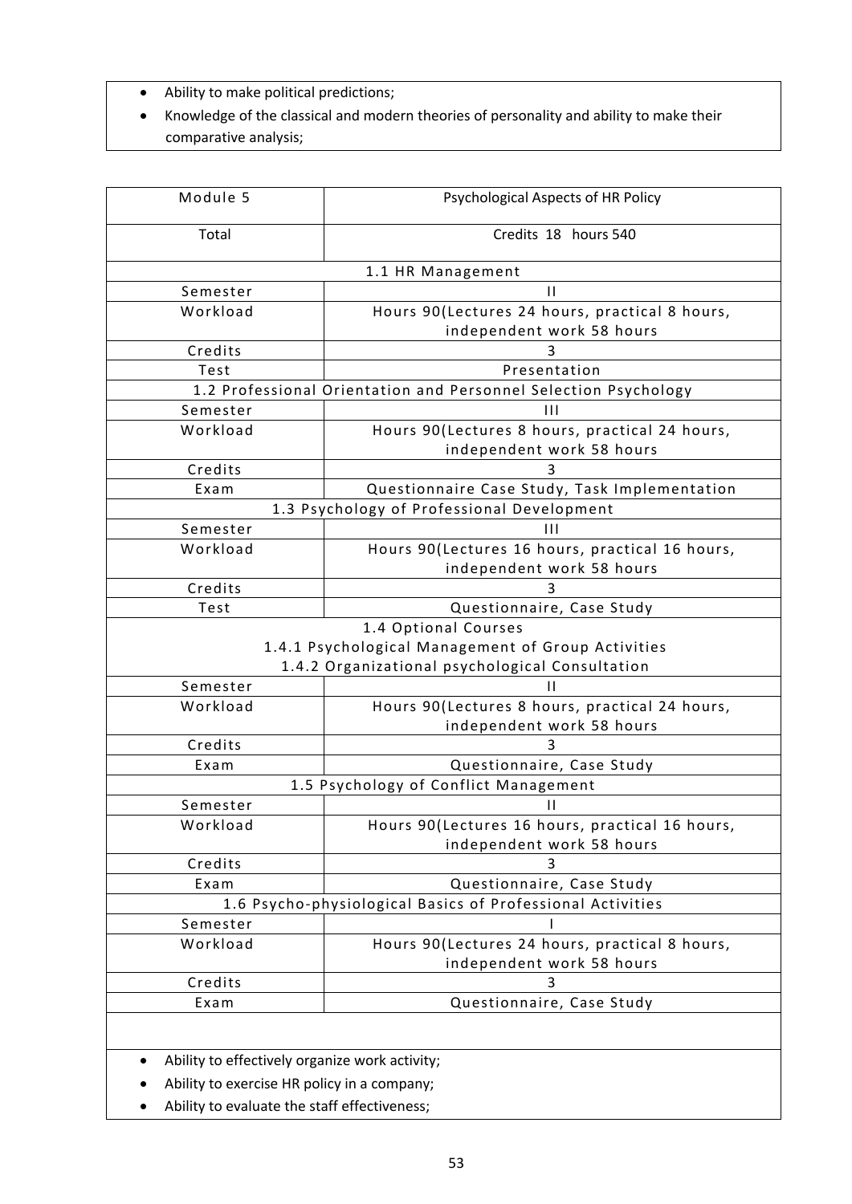- Ability to make political predictions;
- Knowledge of the classical and modern theories of personality and ability to make their comparative analysis;

| Module 5 | Psychological Aspects of HR Policy |
|---|---|
| Total | Credits 18 hours 540 |
| 1.1 HR Management | |
| Semester | II |
| Workload | Hours 90(Lectures 24 hours, practical 8 hours, independent work 58 hours |
| Credits | 3 |
| Test | Presentation |
| 1.2 Professional Orientation and Personnel Selection Psychology | |
| Semester | III |
| Workload | Hours 90(Lectures 8 hours, practical 24 hours, independent work 58 hours |
| Credits | 3 |
| Exam | Questionnaire Case Study, Task Implementation |
| 1.3 Psychology of Professional Development | |
| Semester | III |
| Workload | Hours 90(Lectures 16 hours, practical 16 hours, independent work 58 hours |
| Credits | 3 |
| Test | Questionnaire, Case Study |
| 1.4 Optional Courses<br>1.4.1 Psychological Management of Group Activities<br>1.4.2 Organizational psychological Consultation | |
| Semester | II |
| Workload | Hours 90(Lectures 8 hours, practical 24 hours, independent work 58 hours |
| Credits | 3 |
| Exam | Questionnaire, Case Study |
| 1.5 Psychology of Conflict Management | |
| Semester | II |
| Workload | Hours 90(Lectures 16 hours, practical 16 hours, independent work 58 hours |
| Credits | 3 |
| Exam | Questionnaire, Case Study |
| 1.6 Psycho-physiological Basics of Professional Activities | |
| Semester | I |
| Workload | Hours 90(Lectures 24 hours, practical 8 hours, independent work 58 hours |
| Credits | 3 |
| Exam | Questionnaire, Case Study |

- Ability to effectively organize work activity;
- Ability to exercise HR policy in a company;
- Ability to evaluate the staff effectiveness;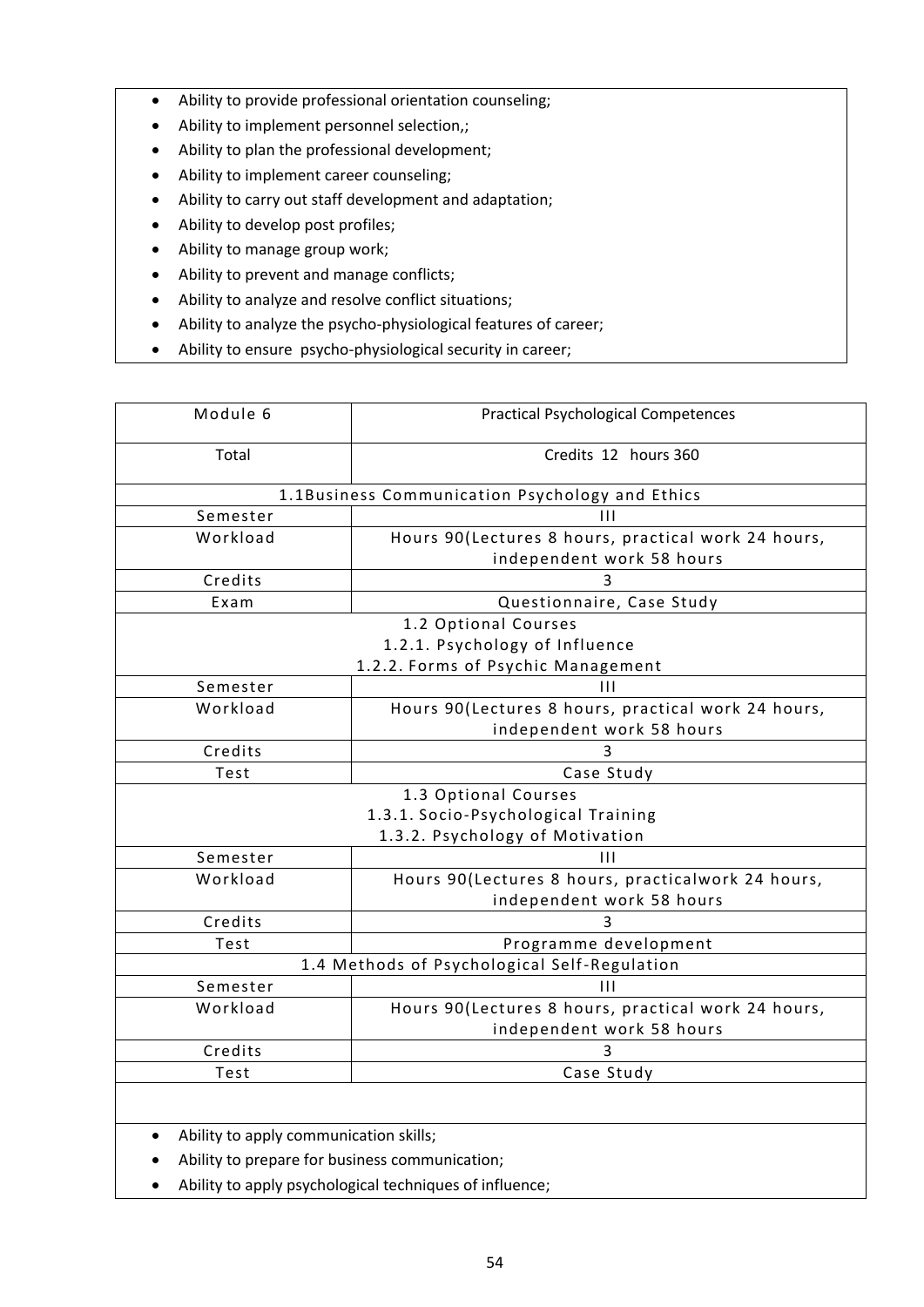- Ability to provide professional orientation counseling;
- Ability to implement personnel selection,;
- Ability to plan the professional development;
- Ability to implement career counseling;
- Ability to carry out staff development and adaptation;
- Ability to develop post profiles;
- Ability to manage group work;
- Ability to prevent and manage conflicts;
- Ability to analyze and resolve conflict situations;
- Ability to analyze the psycho-physiological features of career;
- Ability to ensure psycho-physiological security in career;

| Module 6 | Practical Psychological Competences |
|---|---|
| Total | Credits 12 hours 360 |
| 1.1Business Communication Psychology and Ethics | |
| Semester | III |
| Workload | Hours 90(Lectures 8 hours, practical work 24 hours, independent work 58 hours |
| Credits | 3 |
| Exam | Questionnaire, Case Study |
| 1.2 Optional Courses<br>1.2.1. Psychology of Influence<br>1.2.2. Forms of Psychic Management | |
| Semester | III |
| Workload | Hours 90(Lectures 8 hours, practical work 24 hours, independent work 58 hours |
| Credits | 3 |
| Test | Case Study |
| 1.3 Optional Courses<br>1.3.1. Socio-Psychological Training<br>1.3.2. Psychology of Motivation | |
| Semester | III |
| Workload | Hours 90(Lectures 8 hours, practicalwork 24 hours, independent work 58 hours |
| Credits | 3 |
| Test | Programme development |
| 1.4 Methods of Psychological Self-Regulation | |
| Semester | III |
| Workload | Hours 90(Lectures 8 hours, practical work 24 hours, independent work 58 hours |
| Credits | 3 |
| Test | Case Study |

- Ability to apply communication skills;
- Ability to prepare for business communication;
- Ability to apply psychological techniques of influence;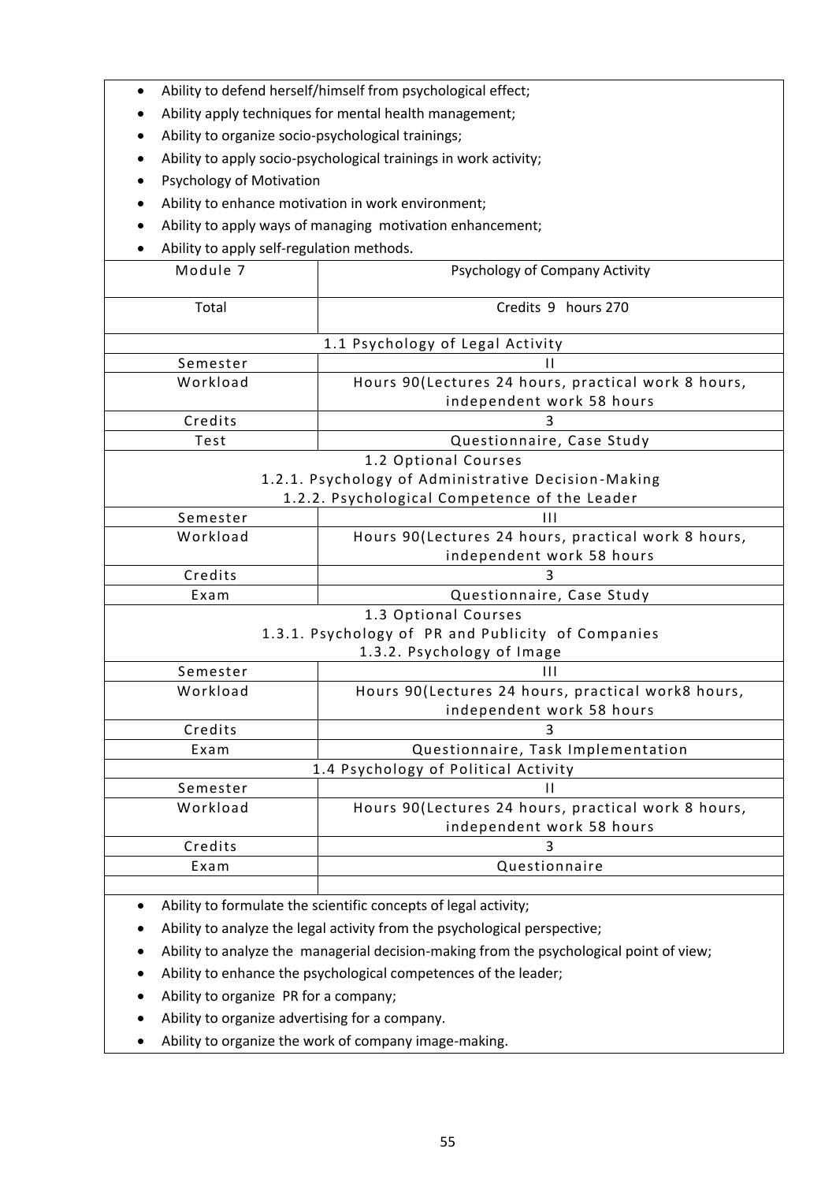- Ability to defend herself/himself from psychological effect;
- Ability apply techniques for mental health management;
- Ability to organize socio-psychological trainings;
- Ability to apply socio-psychological trainings in work activity;
- Psychology of Motivation
- Ability to enhance motivation in work environment;
- Ability to apply ways of managing motivation enhancement;
- Ability to apply self-regulation methods.

| Module 7 | Psychology of Company Activity |
|---|---|
| Total | Credits 9 hours 270 |
| 1.1 Psychology of Legal Activity | |
| Semester | II |
| Workload | Hours 90(Lectures 24 hours, practical work 8 hours, independent work 58 hours |
| Credits | 3 |
| Test | Questionnaire, Case Study |
| 1.2 Optional Courses<br>1.2.1. Psychology of Administrative Decision-Making<br>1.2.2. Psychological Competence of the Leader | |
| Semester | III |
| Workload | Hours 90(Lectures 24 hours, practical work 8 hours, independent work 58 hours |
| Credits | 3 |
| Exam | Questionnaire, Case Study |
| 1.3 Optional Courses<br>1.3.1. Psychology of PR and Publicity of Companies<br>1.3.2. Psychology of Image | |
| Semester | III |
| Workload | Hours 90(Lectures 24 hours, practical work8 hours, independent work 58 hours |
| Credits | 3 |
| Exam | Questionnaire, Task Implementation |
| 1.4 Psychology of Political Activity | |
| Semester | II |
| Workload | Hours 90(Lectures 24 hours, practical work 8 hours, independent work 58 hours |
| Credits | 3 |
| Exam | Questionnaire |
| | |

- Ability to formulate the scientific concepts of legal activity;
- Ability to analyze the legal activity from the psychological perspective;
- Ability to analyze the managerial decision-making from the psychological point of view;
- Ability to enhance the psychological competences of the leader;
- Ability to organize PR for a company;
- Ability to organize advertising for a company.
- Ability to organize the work of company image-making.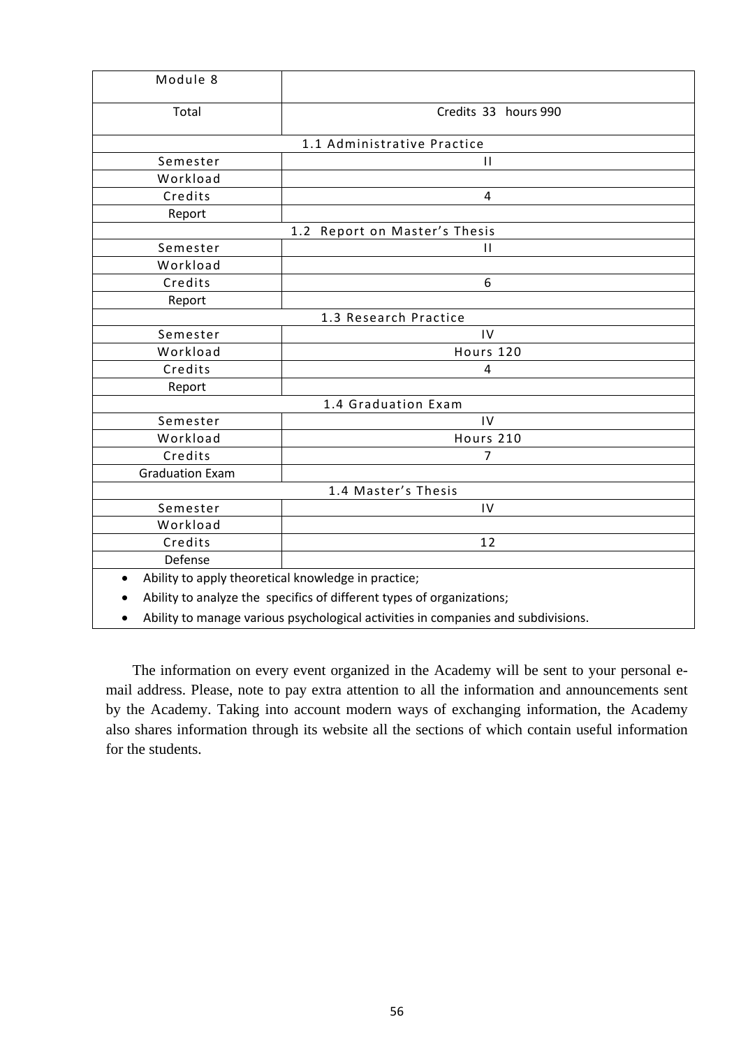| Module 8 | |
|---|---|
| Total | Credits 33 hours 990 |
| 1.1 Administrative Practice | |
| Semester | II |
| Workload | |
| Credits | 4 |
| Report | |
| 1.2 Report on Master's Thesis | |
| Semester | II |
| Workload | |
| Credits | 6 |
| Report | |
| 1.3 Research Practice | |
| Semester | IV |
| Workload | Hours 120 |
| Credits | 4 |
| Report | |
| 1.4 Graduation Exam | |
| Semester | IV |
| Workload | Hours 210 |
| Credits | 7 |
| Graduation Exam | |
| 1.4 Master's Thesis | |
| Semester | IV |
| Workload | |
| Credits | 12 |
| Defense | |

- Ability to apply theoretical knowledge in practice;
- Ability to analyze the specifics of different types of organizations;
- Ability to manage various psychological activities in companies and subdivisions.

The information on every event organized in the Academy will be sent to your personal e-mail address. Please, note to pay extra attention to all the information and announcements sent by the Academy. Taking into account modern ways of exchanging information, the Academy also shares information through its website all the sections of which contain useful information for the students.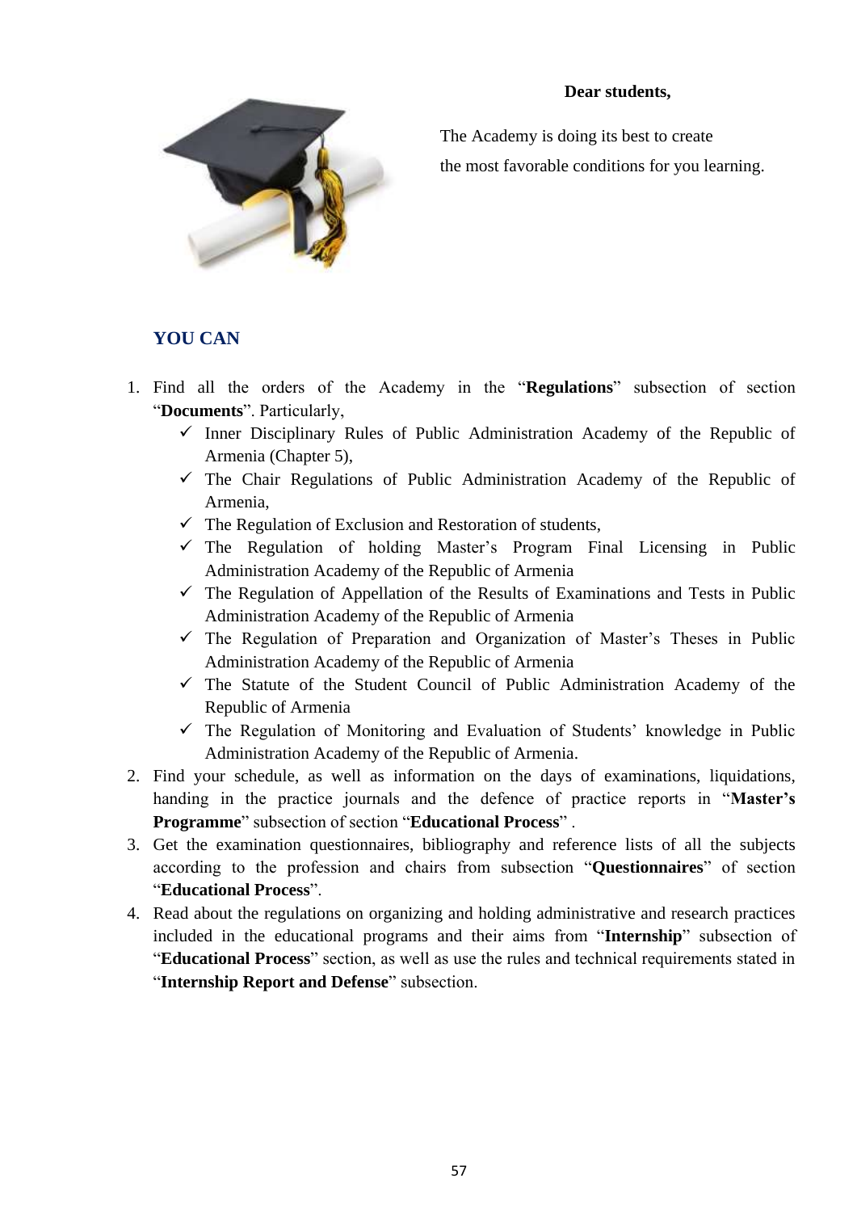**Dear students,**

The Academy is doing its best to create the most favorable conditions for you learning.

## YOU CAN

1. Find all the orders of the Academy in the "**Regulations**" subsection of section "**Documents**". Particularly,
   - ✓ Inner Disciplinary Rules of Public Administration Academy of the Republic of Armenia (Chapter 5),
   - ✓ The Chair Regulations of Public Administration Academy of the Republic of Armenia,
   - ✓ The Regulation of Exclusion and Restoration of students,
   - ✓ The Regulation of holding Master's Program Final Licensing in Public Administration Academy of the Republic of Armenia
   - ✓ The Regulation of Appellation of the Results of Examinations and Tests in Public Administration Academy of the Republic of Armenia
   - ✓ The Regulation of Preparation and Organization of Master's Theses in Public Administration Academy of the Republic of Armenia
   - ✓ The Statute of the Student Council of Public Administration Academy of the Republic of Armenia
   - ✓ The Regulation of Monitoring and Evaluation of Students' knowledge in Public Administration Academy of the Republic of Armenia.
2. Find your schedule, as well as information on the days of examinations, liquidations, handing in the practice journals and the defence of practice reports in "**Master's Programme**" subsection of section "**Educational Process**" .
3. Get the examination questionnaires, bibliography and reference lists of all the subjects according to the profession and chairs from subsection "**Questionnaires**" of section "**Educational Process**".
4. Read about the regulations on organizing and holding administrative and research practices included in the educational programs and their aims from "**Internship**" subsection of "**Educational Process**" section, as well as use the rules and technical requirements stated in "**Internship Report and Defense**" subsection.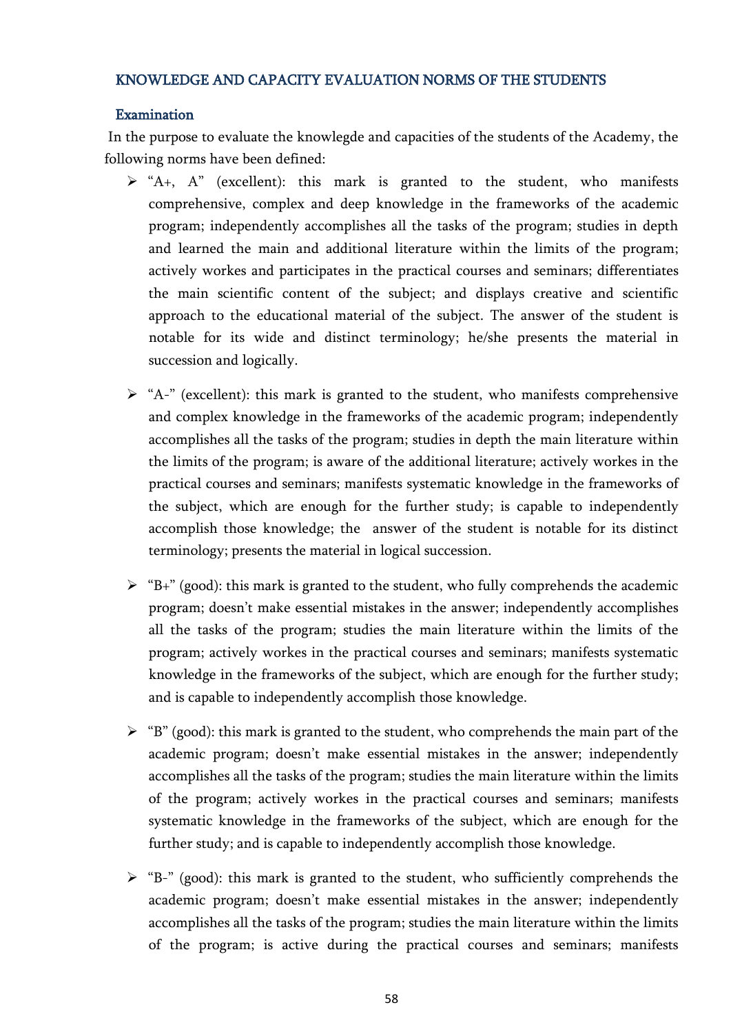## KNOWLEDGE AND CAPACITY EVALUATION NORMS OF THE STUDENTS

### Examination

In the purpose to evaluate the knowlegde and capacities of the students of the Academy, the following norms have been defined:

- "A+, A" (excellent): this mark is granted to the student, who manifests comprehensive, complex and deep knowledge in the frameworks of the academic program; independently accomplishes all the tasks of the program; studies in depth and learned the main and additional literature within the limits of the program; actively workes and participates in the practical courses and seminars; differentiates the main scientific content of the subject; and displays creative and scientific approach to the educational material of the subject. The answer of the student is notable for its wide and distinct terminology; he/she presents the material in succession and logically.

- "A-" (excellent): this mark is granted to the student, who manifests comprehensive and complex knowledge in the frameworks of the academic program; independently accomplishes all the tasks of the program; studies in depth the main literature within the limits of the program; is aware of the additional literature; actively workes in the practical courses and seminars; manifests systematic knowledge in the frameworks of the subject, which are enough for the further study; is capable to independently accomplish those knowledge; the answer of the student is notable for its distinct terminology; presents the material in logical succession.

- "B+" (good): this mark is granted to the student, who fully comprehends the academic program; doesn't make essential mistakes in the answer; independently accomplishes all the tasks of the program; studies the main literature within the limits of the program; actively workes in the practical courses and seminars; manifests systematic knowledge in the frameworks of the subject, which are enough for the further study; and is capable to independently accomplish those knowledge.

- "B" (good): this mark is granted to the student, who comprehends the main part of the academic program; doesn't make essential mistakes in the answer; independently accomplishes all the tasks of the program; studies the main literature within the limits of the program; actively workes in the practical courses and seminars; manifests systematic knowledge in the frameworks of the subject, which are enough for the further study; and is capable to independently accomplish those knowledge.

- "B-" (good): this mark is granted to the student, who sufficiently comprehends the academic program; doesn't make essential mistakes in the answer; independently accomplishes all the tasks of the program; studies the main literature within the limits of the program; is active during the practical courses and seminars; manifests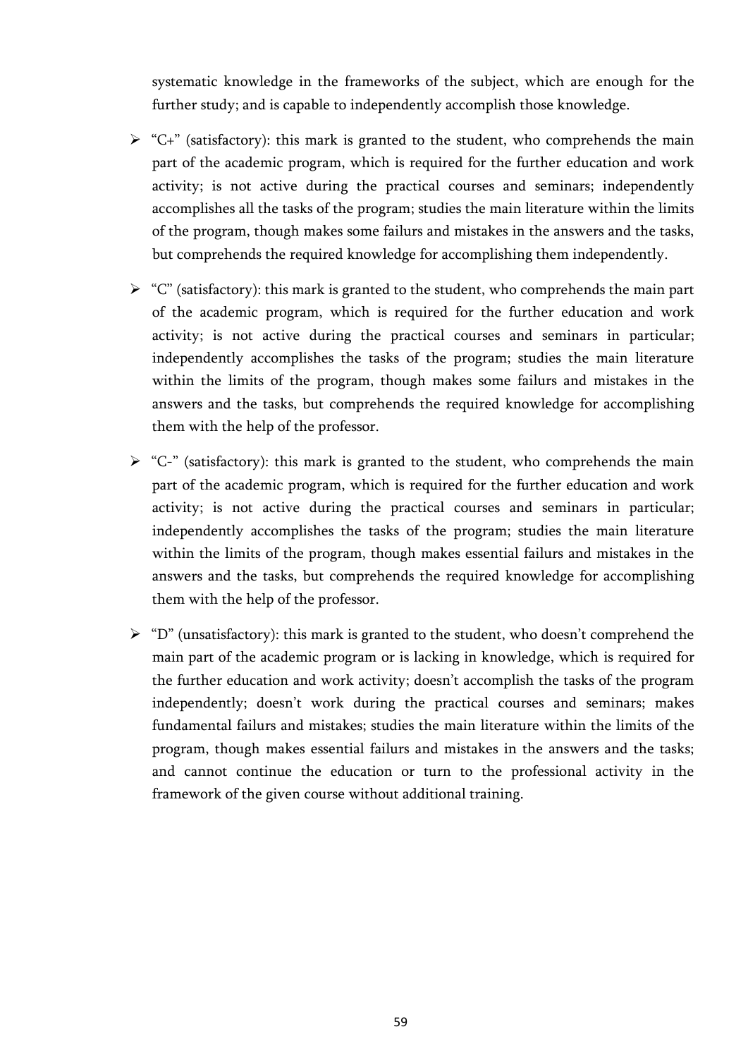systematic knowledge in the frameworks of the subject, which are enough for the further study; and is capable to independently accomplish those knowledge.

- "C+" (satisfactory): this mark is granted to the student, who comprehends the main part of the academic program, which is required for the further education and work activity; is not active during the practical courses and seminars; independently accomplishes all the tasks of the program; studies the main literature within the limits of the program, though makes some failurs and mistakes in the answers and the tasks, but comprehends the required knowledge for accomplishing them independently.
- "C" (satisfactory): this mark is granted to the student, who comprehends the main part of the academic program, which is required for the further education and work activity; is not active during the practical courses and seminars in particular; independently accomplishes the tasks of the program; studies the main literature within the limits of the program, though makes some failurs and mistakes in the answers and the tasks, but comprehends the required knowledge for accomplishing them with the help of the professor.
- "C-" (satisfactory): this mark is granted to the student, who comprehends the main part of the academic program, which is required for the further education and work activity; is not active during the practical courses and seminars in particular; independently accomplishes the tasks of the program; studies the main literature within the limits of the program, though makes essential failurs and mistakes in the answers and the tasks, but comprehends the required knowledge for accomplishing them with the help of the professor.
- "D" (unsatisfactory): this mark is granted to the student, who doesn't comprehend the main part of the academic program or is lacking in knowledge, which is required for the further education and work activity; doesn't accomplish the tasks of the program independently; doesn't work during the practical courses and seminars; makes fundamental failurs and mistakes; studies the main literature within the limits of the program, though makes essential failurs and mistakes in the answers and the tasks; and cannot continue the education or turn to the professional activity in the framework of the given course without additional training.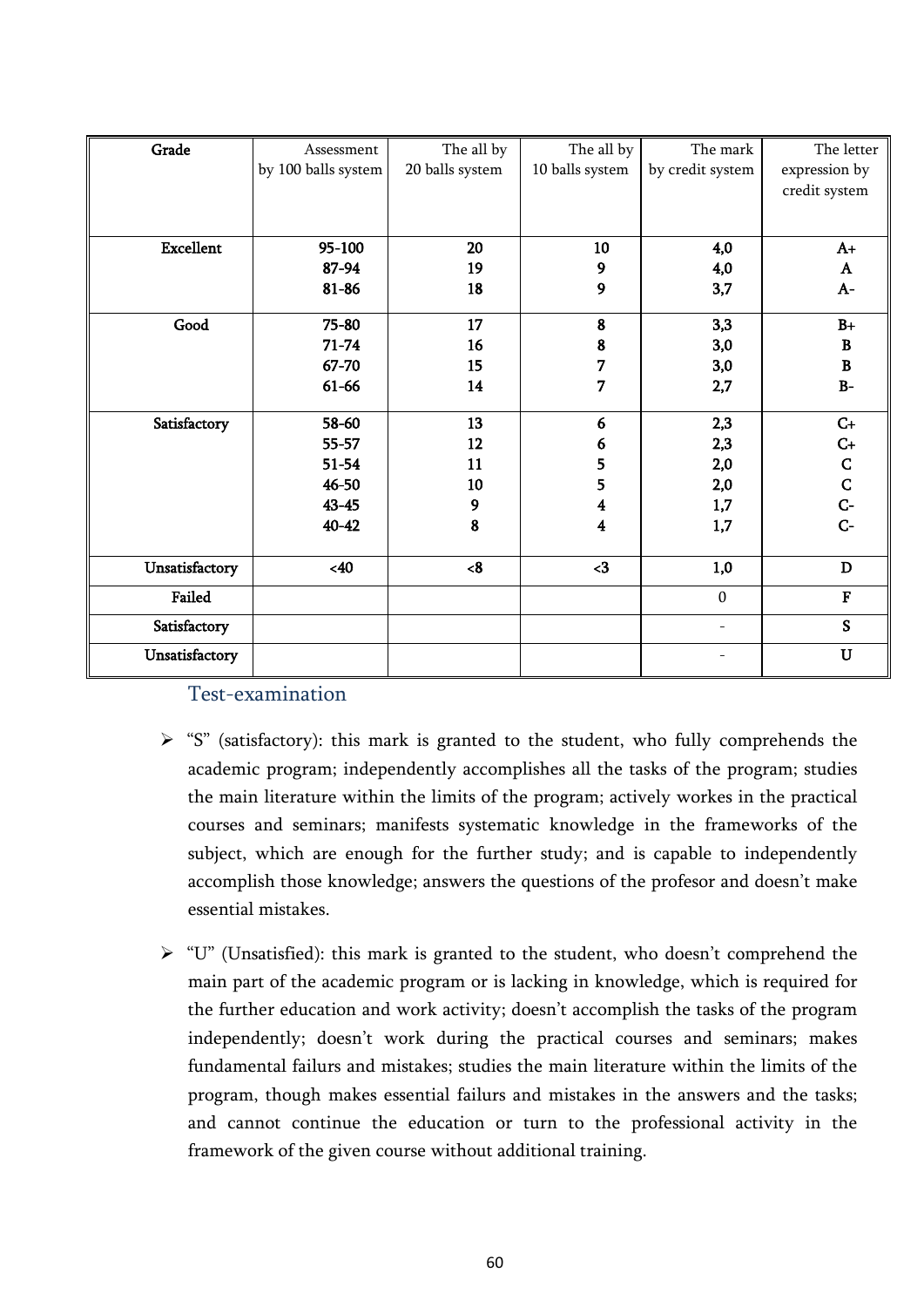| Grade | Assessment by 100 balls system | The all by 20 balls system | The all by 10 balls system | The mark by credit system | The letter expression by credit system |
|---|---|---|---|---|---|
| **Excellent** | **95-100**<br>**87-94**<br>**81-86** | **20**<br>**19**<br>**18** | **10**<br>**9**<br>**9** | **4,0**<br>**4,0**<br>**3,7** | **A+**<br>**A**<br>**A-** |
| **Good** | **75-80**<br>**71-74**<br>**67-70**<br>**61-66** | **17**<br>**16**<br>**15**<br>**14** | **8**<br>**8**<br>**7**<br>**7** | **3,3**<br>**3,0**<br>**3,0**<br>**2,7** | **B+**<br>**B**<br>**B**<br>**B-** |
| **Satisfactory** | **58-60**<br>**55-57**<br>**51-54**<br>**46-50**<br>**43-45**<br>**40-42** | **13**<br>**12**<br>**11**<br>**10**<br>**9**<br>**8** | **6**<br>**6**<br>**5**<br>**5**<br>**4**<br>**4** | **2,3**<br>**2,3**<br>**2,0**<br>**2,0**<br>**1,7**<br>**1,7** | **C+**<br>**C+**<br>**C**<br>**C**<br>**C-**<br>**C-** |
| **Unsatisfactory** | **<40** | **<8** | **<3** | **1,0** | **D** |
| **Failed** | | | | 0 | **F** |
| **Satisfactory** | | | | - | **S** |
| **Unsatisfactory** | | | | - | **U** |

## Test-examination

- "S" (satisfactory): this mark is granted to the student, who fully comprehends the academic program; independently accomplishes all the tasks of the program; studies the main literature within the limits of the program; actively workes in the practical courses and seminars; manifests systematic knowledge in the frameworks of the subject, which are enough for the further study; and is capable to independently accomplish those knowledge; answers the questions of the profesor and doesn't make essential mistakes.

- "U" (Unsatisfied): this mark is granted to the student, who doesn't comprehend the main part of the academic program or is lacking in knowledge, which is required for the further education and work activity; doesn't accomplish the tasks of the program independently; doesn't work during the practical courses and seminars; makes fundamental failurs and mistakes; studies the main literature within the limits of the program, though makes essential failurs and mistakes in the answers and the tasks; and cannot continue the education or turn to the professional activity in the framework of the given course without additional training.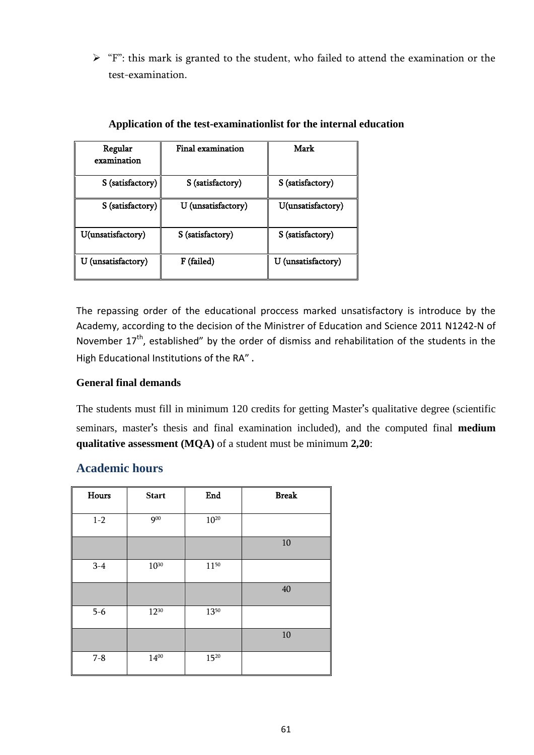- "F": this mark is granted to the student, who failed to attend the examination or the test-examination.

**Application of the test-examinationlist for the internal education**

| Regular examination | Final examination | Mark |
|---|---|---|
| S (satisfactory) | S (satisfactory) | S (satisfactory) |
| S (satisfactory) | U (unsatisfactory) | U(unsatisfactory) |
| U(unsatisfactory) | S (satisfactory) | S (satisfactory) |
| U (unsatisfactory) | F (failed) | U (unsatisfactory) |

The repassing order of the educational proccess marked unsatisfactory is introduce by the Academy, according to the decision of the Ministrer of Education and Science 2011 N1242-N of November 17th, established" by the order of dismiss and rehabilitation of the students in the High Educational Institutions of the RA" .

**General final demands**

The students must fill in minimum 120 credits for getting Master's qualitative degree (scientific seminars, master's thesis and final examination included), and the computed final **medium qualitative assessment (MQA)** of a student must be minimum **2,20**:

## Academic hours

| Hours | Start | End | Break |
|---|---|---|---|
| 1-2 | $9^{00}$ | $10^{20}$ | |
| | | | 10 |
| 3-4 | $10^{30}$ | $11^{50}$ | |
| | | | 40 |
| 5-6 | $12^{30}$ | $13^{50}$ | |
| | | | 10 |
| 7-8 | $14^{00}$ | $15^{20}$ | |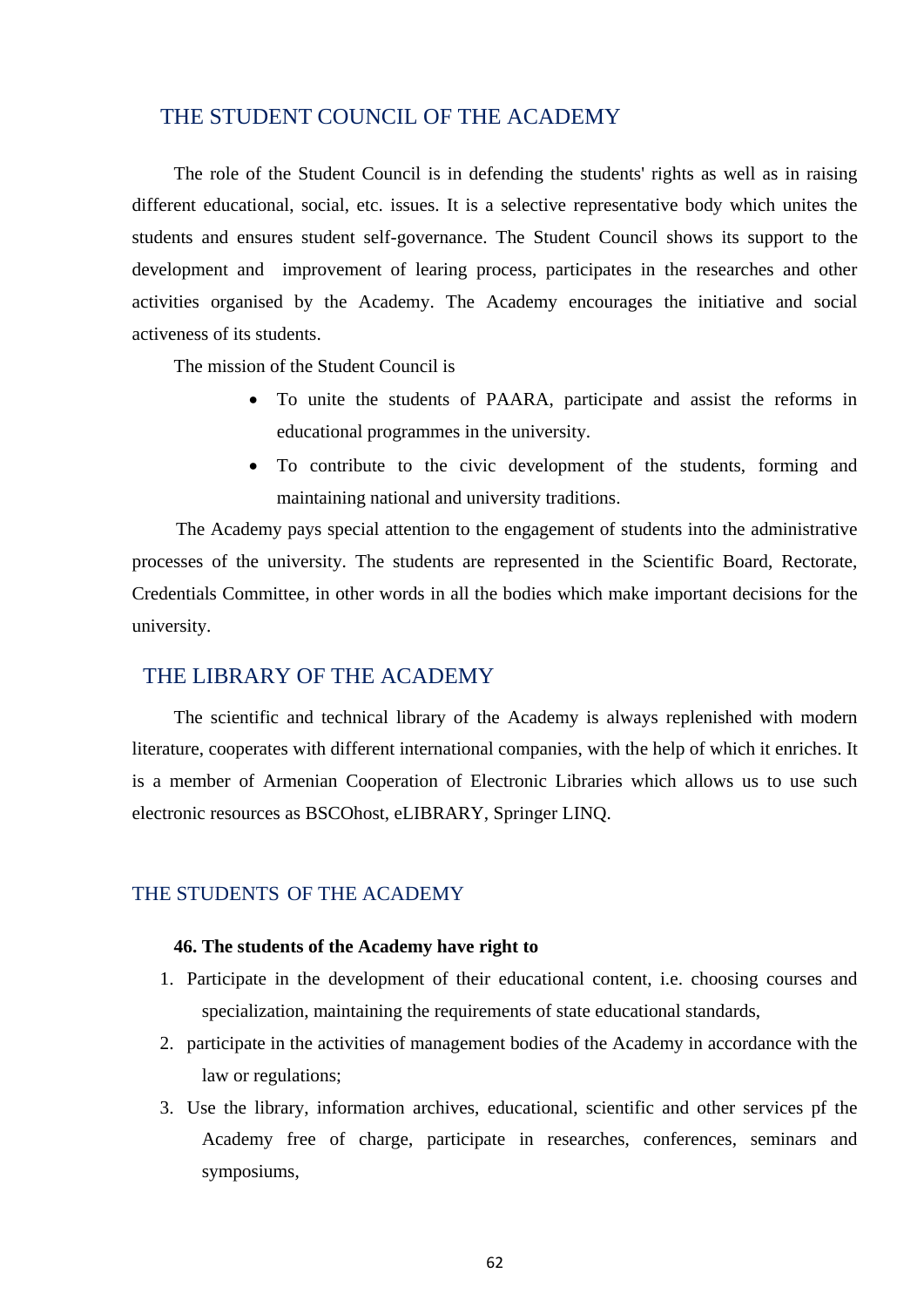## THE STUDENT COUNCIL OF THE ACADEMY

The role of the Student Council is in defending the students' rights as well as in raising different educational, social, etc. issues. It is a selective representative body which unites the students and ensures student self-governance. The Student Council shows its support to the development and improvement of learing process, participates in the researches and other activities organised by the Academy. The Academy encourages the initiative and social activeness of its students.

The mission of the Student Council is

- To unite the students of PAARA, participate and assist the reforms in educational programmes in the university.
- To contribute to the civic development of the students, forming and maintaining national and university traditions.

The Academy pays special attention to the engagement of students into the administrative processes of the university. The students are represented in the Scientific Board, Rectorate, Credentials Committee, in other words in all the bodies which make important decisions for the university.

## THE LIBRARY OF THE ACADEMY

The scientific and technical library of the Academy is always replenished with modern literature, cooperates with different international companies, with the help of which it enriches. It is a member of Armenian Cooperation of Electronic Libraries which allows us to use such electronic resources as BSCOhost, eLIBRARY, Springer LINQ.

## THE STUDENTS OF THE ACADEMY

**46. The students of the Academy have right to**

1. Participate in the development of their educational content, i.e. choosing courses and specialization, maintaining the requirements of state educational standards,
2. participate in the activities of management bodies of the Academy in accordance with the law or regulations;
3. Use the library, information archives, educational, scientific and other services pf the Academy free of charge, participate in researches, conferences, seminars and symposiums,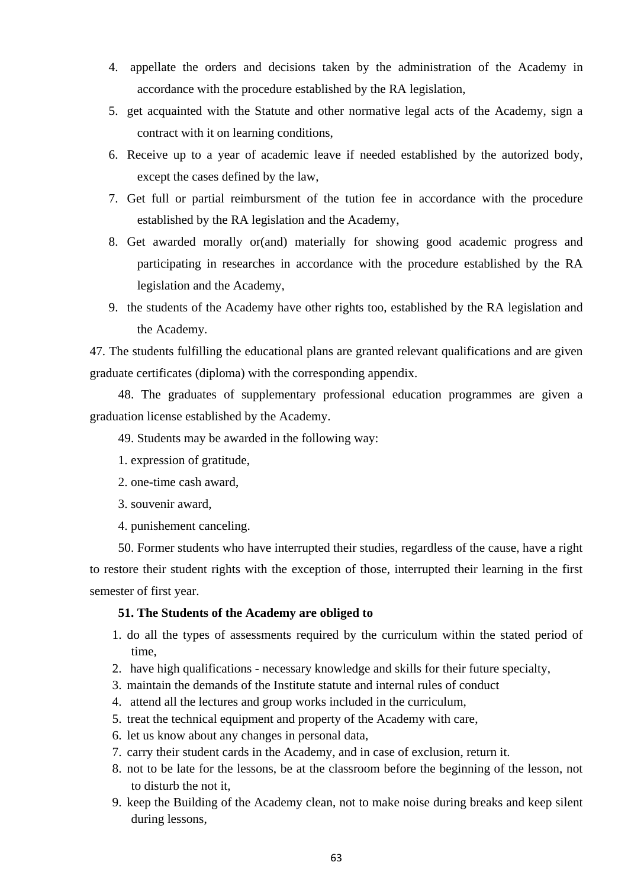4. appellate the orders and decisions taken by the administration of the Academy in accordance with the procedure established by the RA legislation,
5. get acquainted with the Statute and other normative legal acts of the Academy, sign a contract with it on learning conditions,
6. Receive up to a year of academic leave if needed established by the autorized body, except the cases defined by the law,
7. Get full or partial reimbursment of the tution fee in accordance with the procedure established by the RA legislation and the Academy,
8. Get awarded morally or(and) materially for showing good academic progress and participating in researches in accordance with the procedure established by the RA legislation and the Academy,
9. the students of the Academy have other rights too, established by the RA legislation and the Academy.

47. The students fulfilling the educational plans are granted relevant qualifications and are given graduate certificates (diploma) with the corresponding appendix.

48. The graduates of supplementary professional education programmes are given a graduation license established by the Academy.

49. Students may be awarded in the following way:

1. expression of gratitude,
2. one-time cash award,
3. souvenir award,
4. punishement canceling.

50. Former students who have interrupted their studies, regardless of the cause, have a right to restore their student rights with the exception of those, interrupted their learning in the first semester of first year.

**51. The Students of the Academy are obliged to**

1. do all the types of assessments required by the curriculum within the stated period of time,
2. have high qualifications - necessary knowledge and skills for their future specialty,
3. maintain the demands of the Institute statute and internal rules of conduct
4. attend all the lectures and group works included in the curriculum,
5. treat the technical equipment and property of the Academy with care,
6. let us know about any changes in personal data,
7. carry their student cards in the Academy, and in case of exclusion, return it.
8. not to be late for the lessons, be at the classroom before the beginning of the lesson, not to disturb the not it,
9. keep the Building of the Academy clean, not to make noise during breaks and keep silent during lessons,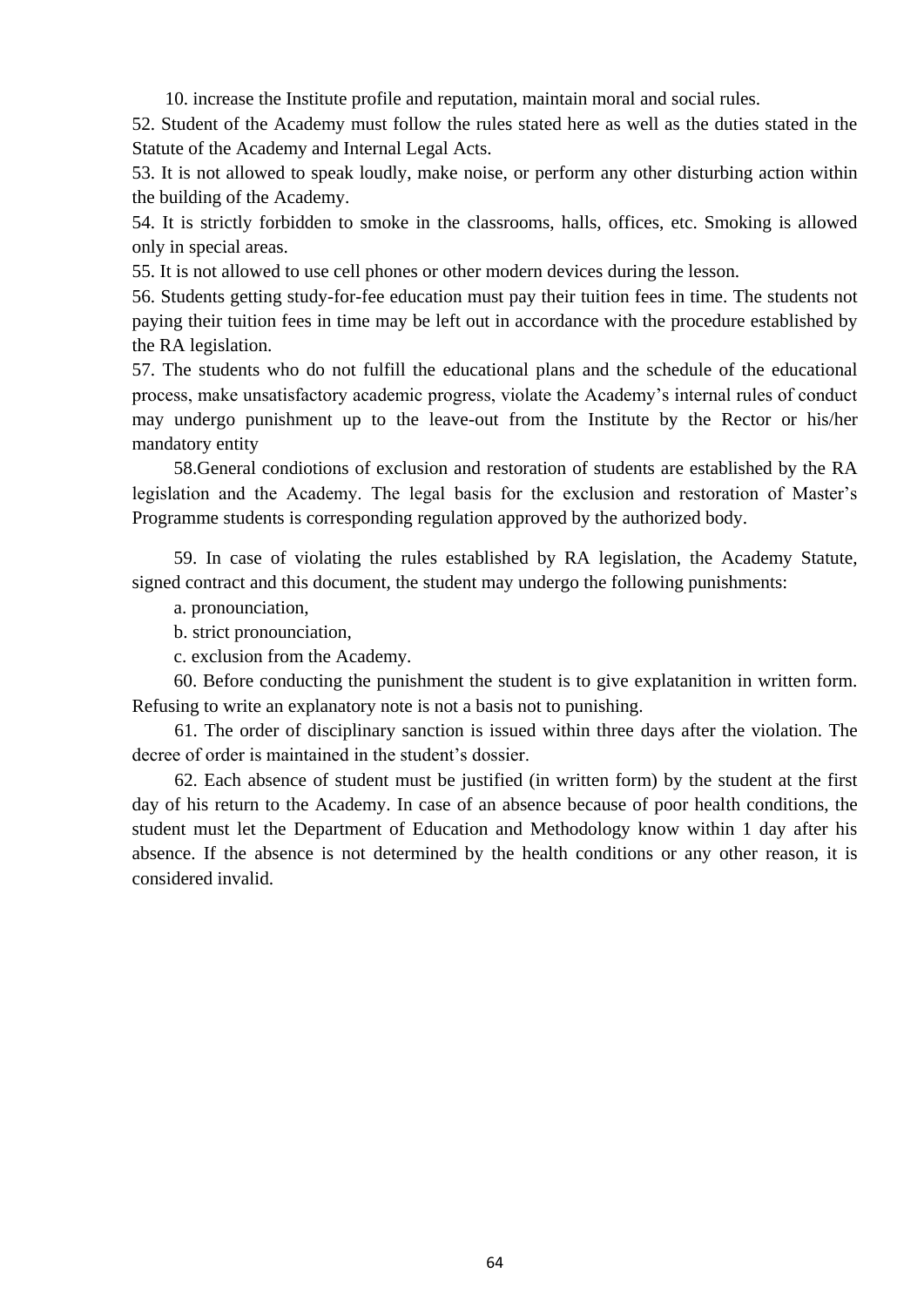10. increase the Institute profile and reputation, maintain moral and social rules.

52. Student of the Academy must follow the rules stated here as well as the duties stated in the Statute of the Academy and Internal Legal Acts.

53. It is not allowed to speak loudly, make noise, or perform any other disturbing action within the building of the Academy.

54. It is strictly forbidden to smoke in the classrooms, halls, offices, etc. Smoking is allowed only in special areas.

55. It is not allowed to use cell phones or other modern devices during the lesson.

56. Students getting study-for-fee education must pay their tuition fees in time. The students not paying their tuition fees in time may be left out in accordance with the procedure established by the RA legislation.

57. The students who do not fulfill the educational plans and the schedule of the educational process, make unsatisfactory academic progress, violate the Academy's internal rules of conduct may undergo punishment up to the leave-out from the Institute by the Rector or his/her mandatory entity

58.General condiotions of exclusion and restoration of students are established by the RA legislation and the Academy. The legal basis for the exclusion and restoration of Master's Programme students is corresponding regulation approved by the authorized body.

59. In case of violating the rules established by RA legislation, the Academy Statute, signed contract and this document, the student may undergo the following punishments:

a. pronounciation,

b. strict pronounciation,

c. exclusion from the Academy.

60. Before conducting the punishment the student is to give explatanition in written form. Refusing to write an explanatory note is not a basis not to punishing.

61. The order of disciplinary sanction is issued within three days after the violation. The decree of order is maintained in the student's dossier.

62. Each absence of student must be justified (in written form) by the student at the first day of his return to the Academy. In case of an absence because of poor health conditions, the student must let the Department of Education and Methodology know within 1 day after his absence. If the absence is not determined by the health conditions or any other reason, it is considered invalid.